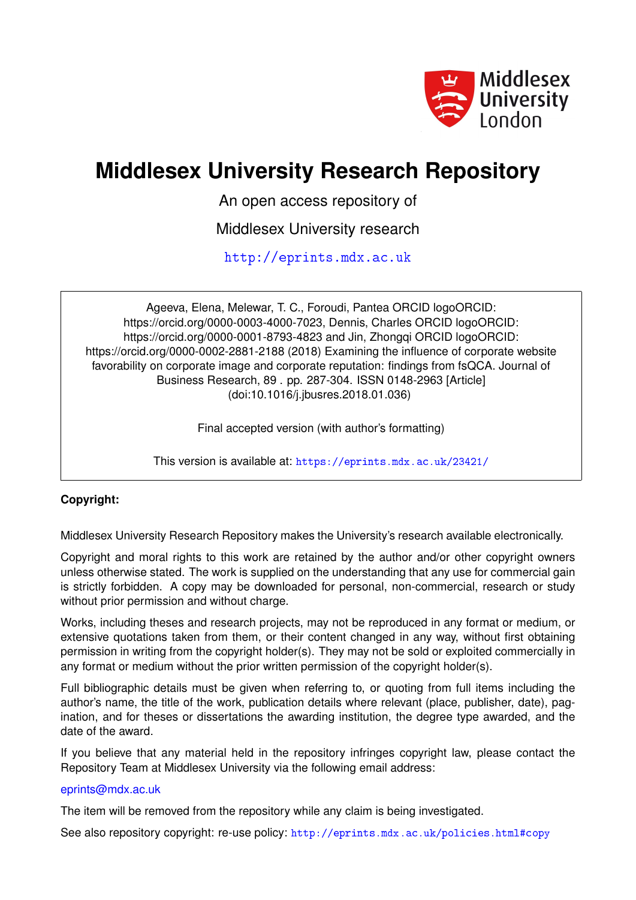Middlesex University London

# Middlesex University Research Repository

An open access repository of

Middlesex University research

http://eprints.mdx.ac.uk

Ageeva, Elena, Melewar, T. C., Foroudi, Pantea ORCID logoORCID: https://orcid.org/0000-0003-4000-7023, Dennis, Charles ORCID logoORCID: https://orcid.org/0000-0001-8793-4823 and Jin, Zhongqi ORCID logoORCID: https://orcid.org/0000-0002-2881-2188 (2018) Examining the influence of corporate website favorability on corporate image and corporate reputation: findings from fsQCA. Journal of Business Research, 89 . pp. 287-304. ISSN 0148-2963 [Article] (doi:10.1016/j.jbusres.2018.01.036)

Final accepted version (with author's formatting)

This version is available at: https://eprints.mdx.ac.uk/23421/

**Copyright:**

Middlesex University Research Repository makes the University's research available electronically.

Copyright and moral rights to this work are retained by the author and/or other copyright owners unless otherwise stated. The work is supplied on the understanding that any use for commercial gain is strictly forbidden. A copy may be downloaded for personal, non-commercial, research or study without prior permission and without charge.

Works, including theses and research projects, may not be reproduced in any format or medium, or extensive quotations taken from them, or their content changed in any way, without first obtaining permission in writing from the copyright holder(s). They may not be sold or exploited commercially in any format or medium without the prior written permission of the copyright holder(s).

Full bibliographic details must be given when referring to, or quoting from full items including the author's name, the title of the work, publication details where relevant (place, publisher, date), pagination, and for theses or dissertations the awarding institution, the degree type awarded, and the date of the award.

If you believe that any material held in the repository infringes copyright law, please contact the Repository Team at Middlesex University via the following email address:

eprints@mdx.ac.uk

The item will be removed from the repository while any claim is being investigated.

See also repository copyright: re-use policy: http://eprints.mdx.ac.uk/policies.html#copy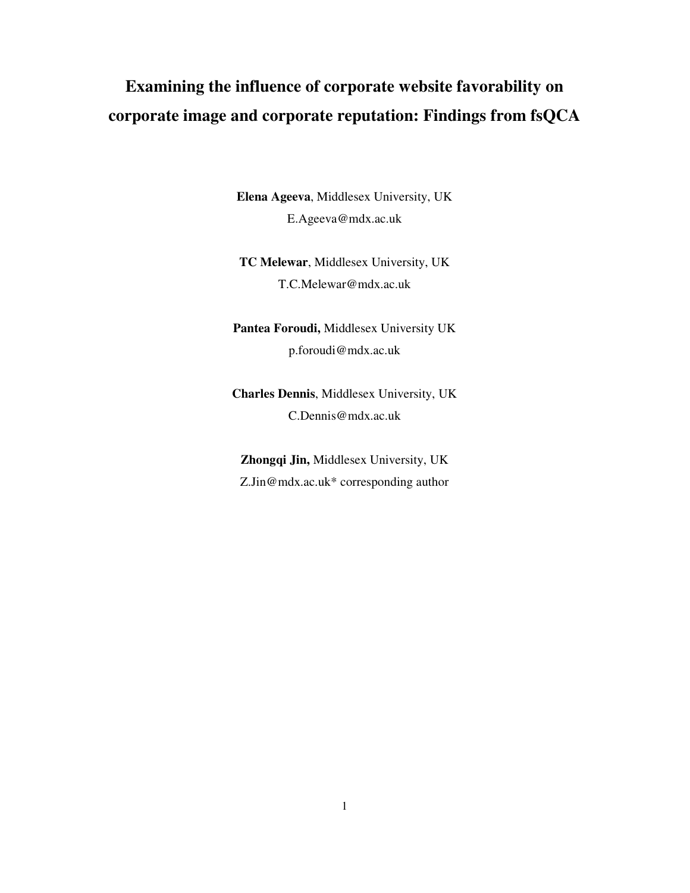# Examining the influence of corporate website favorability on corporate image and corporate reputation: Findings from fsQCA

**Elena Ageeva**, Middlesex University, UK
E.Ageeva@mdx.ac.uk

**TC Melewar**, Middlesex University, UK
T.C.Melewar@mdx.ac.uk

**Pantea Foroudi,** Middlesex University UK
p.foroudi@mdx.ac.uk

**Charles Dennis**, Middlesex University, UK
C.Dennis@mdx.ac.uk

**Zhongqi Jin,** Middlesex University, UK
Z.Jin@mdx.ac.uk* corresponding author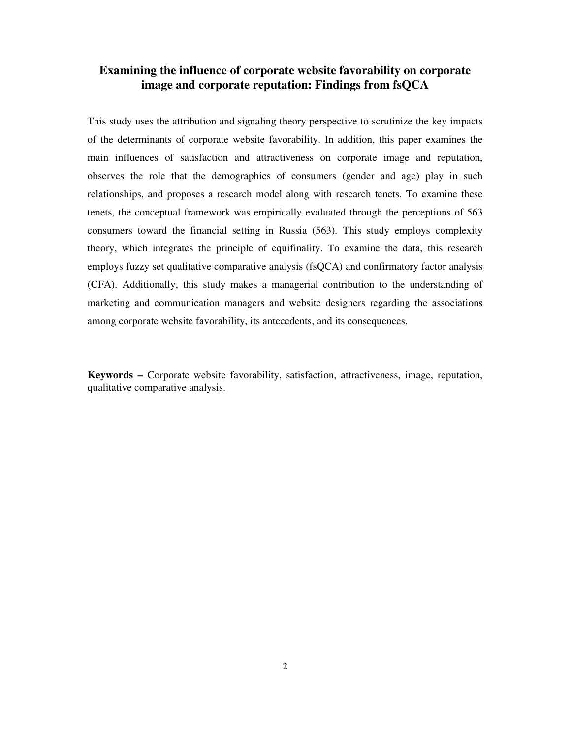# Examining the influence of corporate website favorability on corporate image and corporate reputation: Findings from fsQCA

This study uses the attribution and signaling theory perspective to scrutinize the key impacts of the determinants of corporate website favorability. In addition, this paper examines the main influences of satisfaction and attractiveness on corporate image and reputation, observes the role that the demographics of consumers (gender and age) play in such relationships, and proposes a research model along with research tenets. To examine these tenets, the conceptual framework was empirically evaluated through the perceptions of 563 consumers toward the financial setting in Russia (563). This study employs complexity theory, which integrates the principle of equifinality. To examine the data, this research employs fuzzy set qualitative comparative analysis (fsQCA) and confirmatory factor analysis (CFA). Additionally, this study makes a managerial contribution to the understanding of marketing and communication managers and website designers regarding the associations among corporate website favorability, its antecedents, and its consequences.

**Keywords –** Corporate website favorability, satisfaction, attractiveness, image, reputation, qualitative comparative analysis.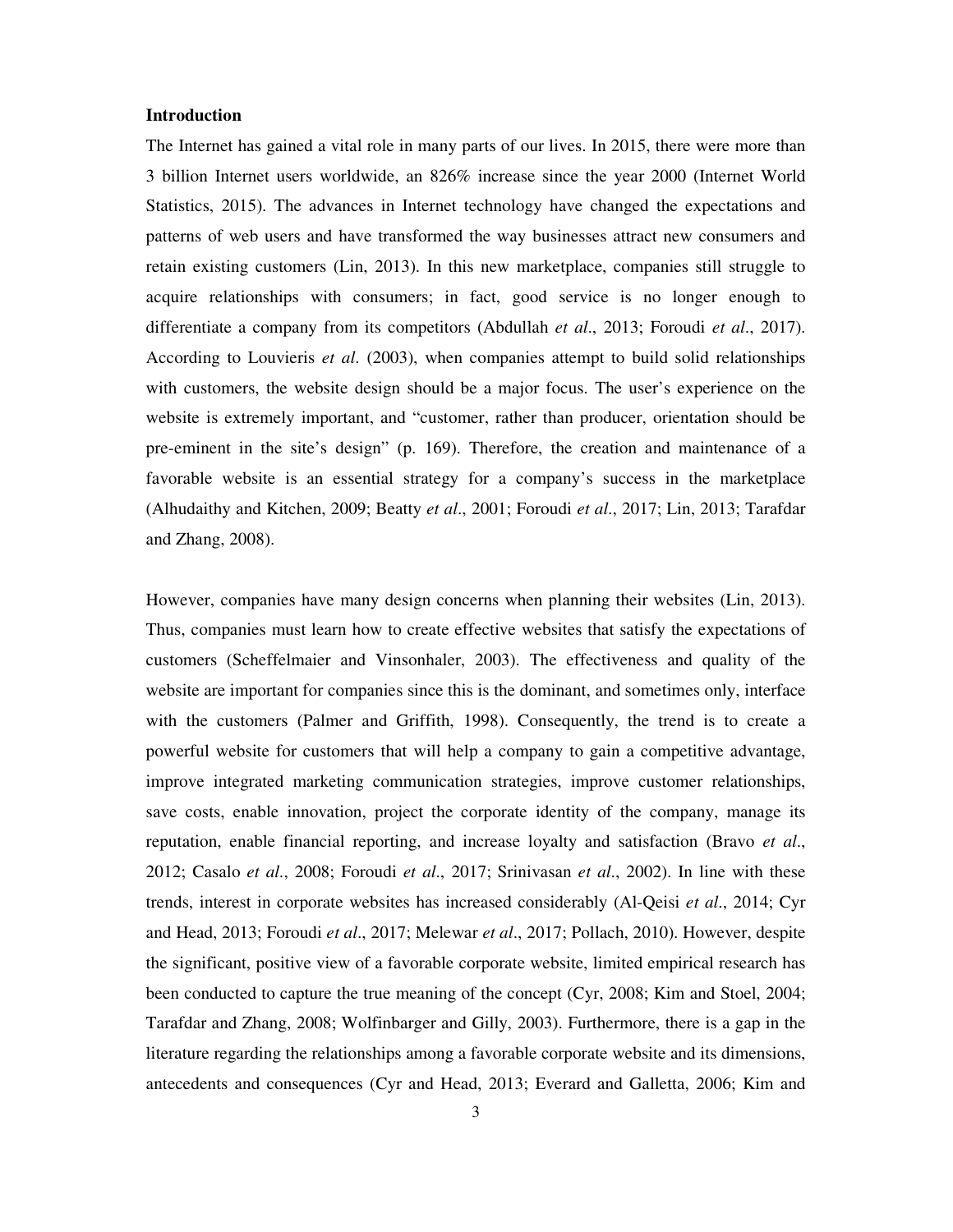## Introduction

The Internet has gained a vital role in many parts of our lives. In 2015, there were more than 3 billion Internet users worldwide, an 826% increase since the year 2000 (Internet World Statistics, 2015). The advances in Internet technology have changed the expectations and patterns of web users and have transformed the way businesses attract new consumers and retain existing customers (Lin, 2013). In this new marketplace, companies still struggle to acquire relationships with consumers; in fact, good service is no longer enough to differentiate a company from its competitors (Abdullah *et al*., 2013; Foroudi *et al*., 2017). According to Louvieris *et al*. (2003), when companies attempt to build solid relationships with customers, the website design should be a major focus. The user's experience on the website is extremely important, and "customer, rather than producer, orientation should be pre-eminent in the site's design" (p. 169). Therefore, the creation and maintenance of a favorable website is an essential strategy for a company's success in the marketplace (Alhudaithy and Kitchen, 2009; Beatty *et al*., 2001; Foroudi *et al*., 2017; Lin, 2013; Tarafdar and Zhang, 2008).

However, companies have many design concerns when planning their websites (Lin, 2013). Thus, companies must learn how to create effective websites that satisfy the expectations of customers (Scheffelmaier and Vinsonhaler, 2003). The effectiveness and quality of the website are important for companies since this is the dominant, and sometimes only, interface with the customers (Palmer and Griffith, 1998). Consequently, the trend is to create a powerful website for customers that will help a company to gain a competitive advantage, improve integrated marketing communication strategies, improve customer relationships, save costs, enable innovation, project the corporate identity of the company, manage its reputation, enable financial reporting, and increase loyalty and satisfaction (Bravo *et al*., 2012; Casalo *et al*., 2008; Foroudi *et al*., 2017; Srinivasan *et al*., 2002). In line with these trends, interest in corporate websites has increased considerably (Al-Qeisi *et al*., 2014; Cyr and Head, 2013; Foroudi *et al*., 2017; Melewar *et al*., 2017; Pollach, 2010). However, despite the significant, positive view of a favorable corporate website, limited empirical research has been conducted to capture the true meaning of the concept (Cyr, 2008; Kim and Stoel, 2004; Tarafdar and Zhang, 2008; Wolfinbarger and Gilly, 2003). Furthermore, there is a gap in the literature regarding the relationships among a favorable corporate website and its dimensions, antecedents and consequences (Cyr and Head, 2013; Everard and Galletta, 2006; Kim and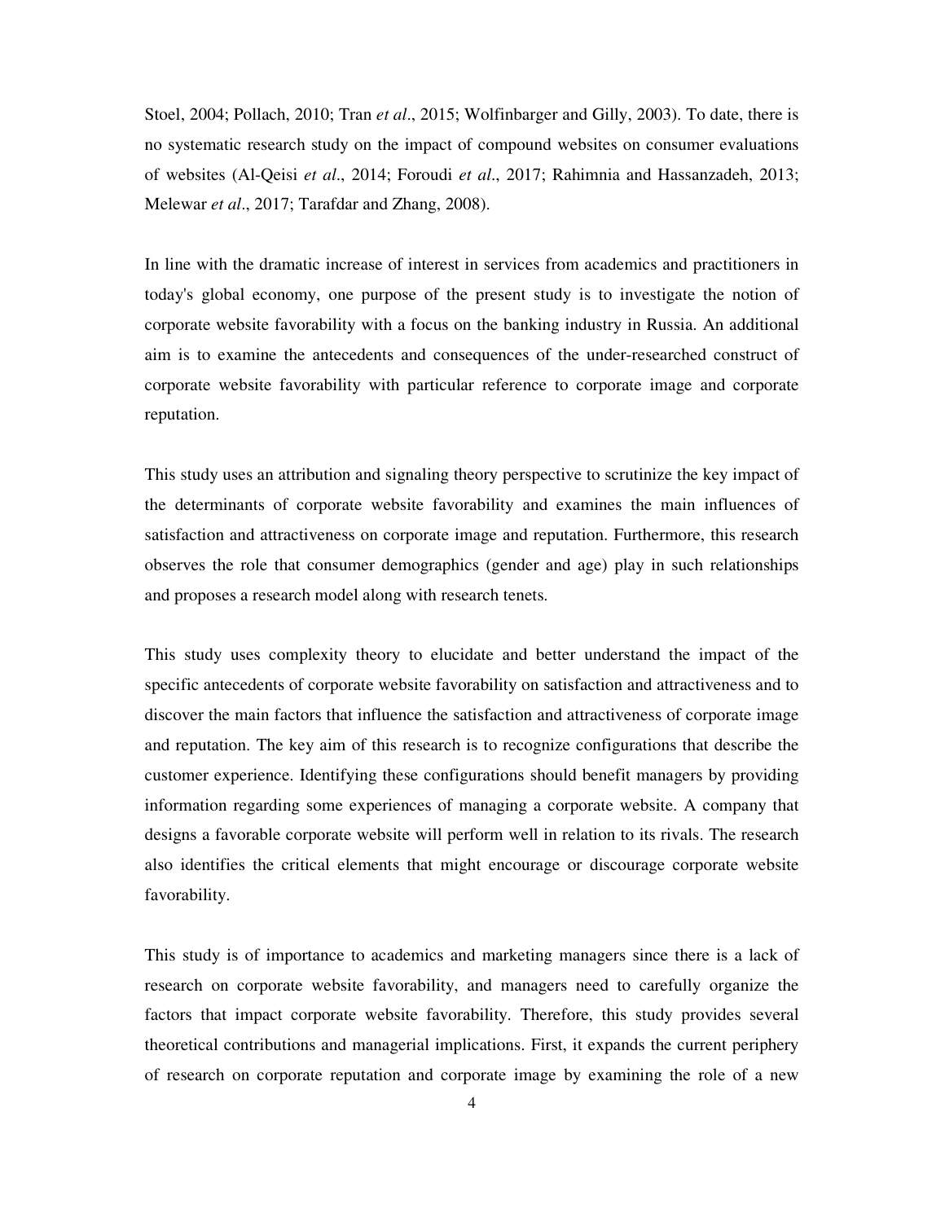Stoel, 2004; Pollach, 2010; Tran *et al*., 2015; Wolfinbarger and Gilly, 2003). To date, there is no systematic research study on the impact of compound websites on consumer evaluations of websites (Al-Qeisi *et al*., 2014; Foroudi *et al*., 2017; Rahimnia and Hassanzadeh, 2013; Melewar *et al*., 2017; Tarafdar and Zhang, 2008).

In line with the dramatic increase of interest in services from academics and practitioners in today's global economy, one purpose of the present study is to investigate the notion of corporate website favorability with a focus on the banking industry in Russia. An additional aim is to examine the antecedents and consequences of the under-researched construct of corporate website favorability with particular reference to corporate image and corporate reputation.

This study uses an attribution and signaling theory perspective to scrutinize the key impact of the determinants of corporate website favorability and examines the main influences of satisfaction and attractiveness on corporate image and reputation. Furthermore, this research observes the role that consumer demographics (gender and age) play in such relationships and proposes a research model along with research tenets.

This study uses complexity theory to elucidate and better understand the impact of the specific antecedents of corporate website favorability on satisfaction and attractiveness and to discover the main factors that influence the satisfaction and attractiveness of corporate image and reputation. The key aim of this research is to recognize configurations that describe the customer experience. Identifying these configurations should benefit managers by providing information regarding some experiences of managing a corporate website. A company that designs a favorable corporate website will perform well in relation to its rivals. The research also identifies the critical elements that might encourage or discourage corporate website favorability.

This study is of importance to academics and marketing managers since there is a lack of research on corporate website favorability, and managers need to carefully organize the factors that impact corporate website favorability. Therefore, this study provides several theoretical contributions and managerial implications. First, it expands the current periphery of research on corporate reputation and corporate image by examining the role of a new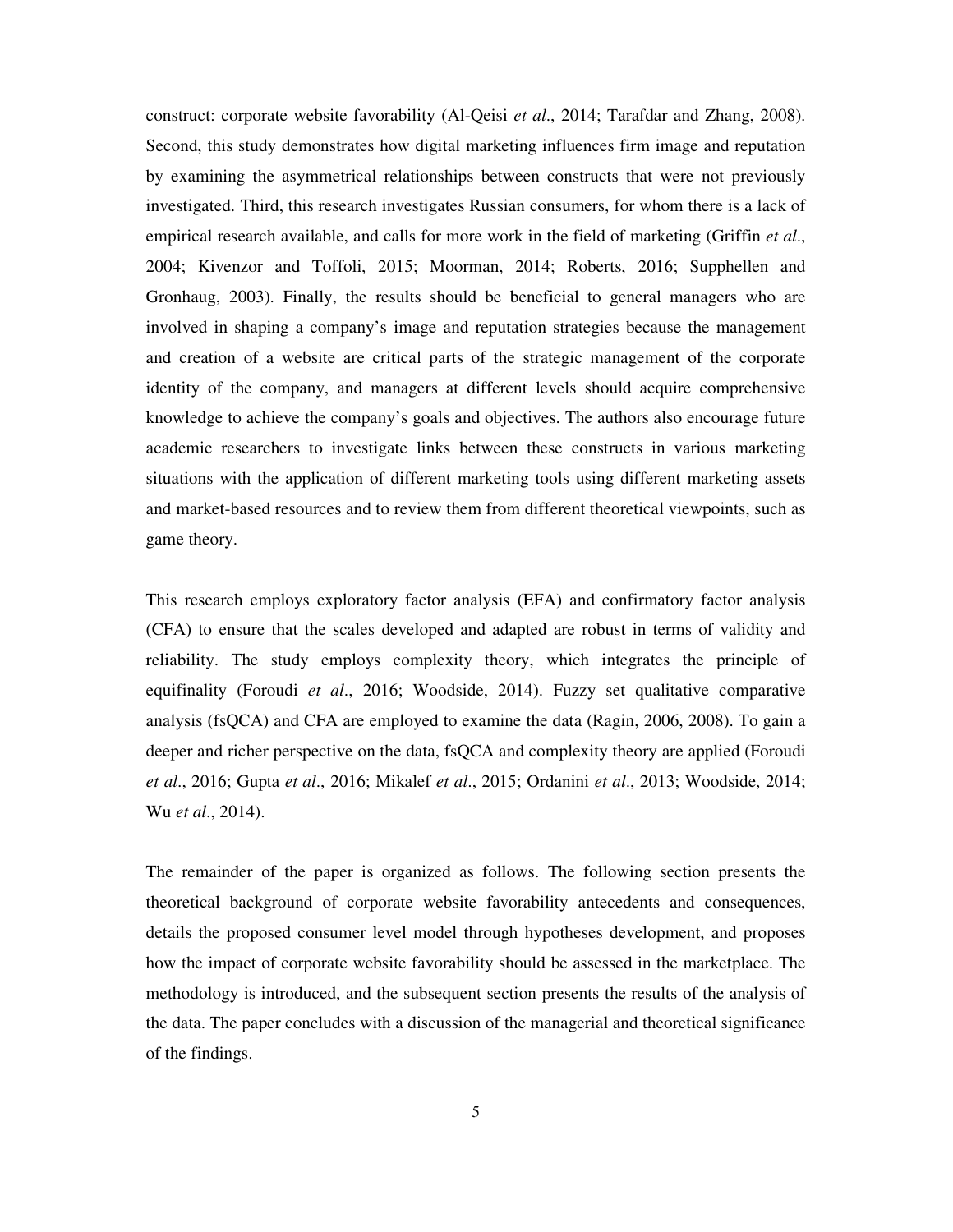construct: corporate website favorability (Al-Qeisi *et al*., 2014; Tarafdar and Zhang, 2008). Second, this study demonstrates how digital marketing influences firm image and reputation by examining the asymmetrical relationships between constructs that were not previously investigated. Third, this research investigates Russian consumers, for whom there is a lack of empirical research available, and calls for more work in the field of marketing (Griffin *et al*., 2004; Kivenzor and Toffoli, 2015; Moorman, 2014; Roberts, 2016; Supphellen and Gronhaug, 2003). Finally, the results should be beneficial to general managers who are involved in shaping a company's image and reputation strategies because the management and creation of a website are critical parts of the strategic management of the corporate identity of the company, and managers at different levels should acquire comprehensive knowledge to achieve the company's goals and objectives. The authors also encourage future academic researchers to investigate links between these constructs in various marketing situations with the application of different marketing tools using different marketing assets and market-based resources and to review them from different theoretical viewpoints, such as game theory.

This research employs exploratory factor analysis (EFA) and confirmatory factor analysis (CFA) to ensure that the scales developed and adapted are robust in terms of validity and reliability. The study employs complexity theory, which integrates the principle of equifinality (Foroudi *et al*., 2016; Woodside, 2014). Fuzzy set qualitative comparative analysis (fsQCA) and CFA are employed to examine the data (Ragin, 2006, 2008). To gain a deeper and richer perspective on the data, fsQCA and complexity theory are applied (Foroudi *et al*., 2016; Gupta *et al*., 2016; Mikalef *et al*., 2015; Ordanini *et al*., 2013; Woodside, 2014; Wu *et al*., 2014).

The remainder of the paper is organized as follows. The following section presents the theoretical background of corporate website favorability antecedents and consequences, details the proposed consumer level model through hypotheses development, and proposes how the impact of corporate website favorability should be assessed in the marketplace. The methodology is introduced, and the subsequent section presents the results of the analysis of the data. The paper concludes with a discussion of the managerial and theoretical significance of the findings.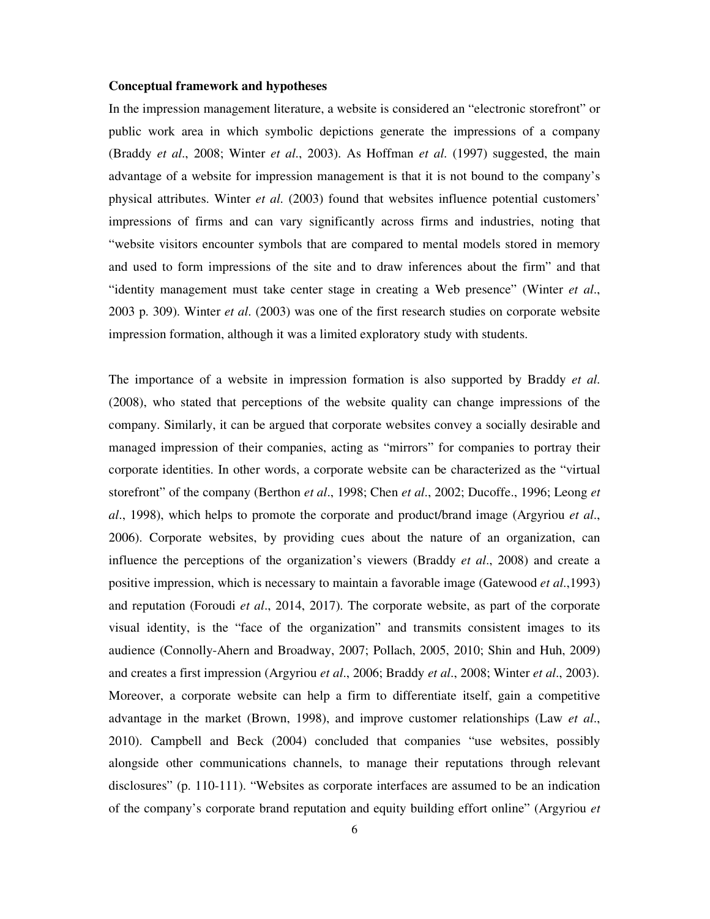**Conceptual framework and hypotheses**

In the impression management literature, a website is considered an "electronic storefront" or public work area in which symbolic depictions generate the impressions of a company (Braddy *et al*., 2008; Winter *et al*., 2003). As Hoffman *et al*. (1997) suggested, the main advantage of a website for impression management is that it is not bound to the company's physical attributes. Winter *et al*. (2003) found that websites influence potential customers' impressions of firms and can vary significantly across firms and industries, noting that "website visitors encounter symbols that are compared to mental models stored in memory and used to form impressions of the site and to draw inferences about the firm" and that "identity management must take center stage in creating a Web presence" (Winter *et al*., 2003 p. 309). Winter *et al*. (2003) was one of the first research studies on corporate website impression formation, although it was a limited exploratory study with students.

The importance of a website in impression formation is also supported by Braddy *et al.* (2008), who stated that perceptions of the website quality can change impressions of the company. Similarly, it can be argued that corporate websites convey a socially desirable and managed impression of their companies, acting as "mirrors" for companies to portray their corporate identities. In other words, a corporate website can be characterized as the "virtual storefront" of the company (Berthon *et al*., 1998; Chen *et al*., 2002; Ducoffe., 1996; Leong *et al*., 1998), which helps to promote the corporate and product/brand image (Argyriou *et al*., 2006). Corporate websites, by providing cues about the nature of an organization, can influence the perceptions of the organization's viewers (Braddy *et al*., 2008) and create a positive impression, which is necessary to maintain a favorable image (Gatewood *et al*.,1993) and reputation (Foroudi *et al*., 2014, 2017). The corporate website, as part of the corporate visual identity, is the "face of the organization" and transmits consistent images to its audience (Connolly-Ahern and Broadway, 2007; Pollach, 2005, 2010; Shin and Huh, 2009) and creates a first impression (Argyriou *et al*., 2006; Braddy *et al*., 2008; Winter *et al*., 2003). Moreover, a corporate website can help a firm to differentiate itself, gain a competitive advantage in the market (Brown, 1998), and improve customer relationships (Law *et al*., 2010). Campbell and Beck (2004) concluded that companies "use websites, possibly alongside other communications channels, to manage their reputations through relevant disclosures" (p. 110-111). "Websites as corporate interfaces are assumed to be an indication of the company's corporate brand reputation and equity building effort online" (Argyriou *et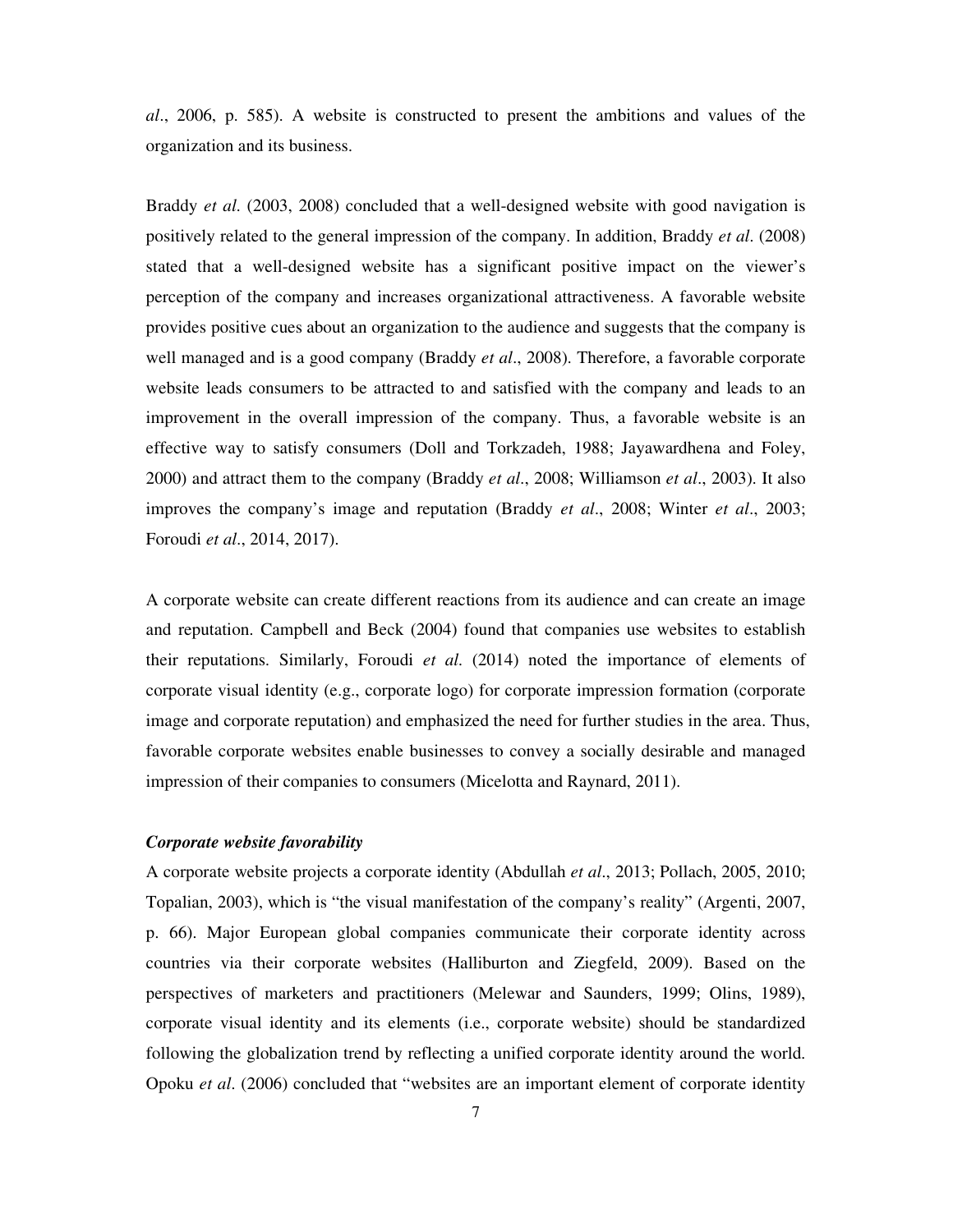*al*., 2006, p. 585). A website is constructed to present the ambitions and values of the organization and its business.

Braddy *et al*. (2003, 2008) concluded that a well-designed website with good navigation is positively related to the general impression of the company. In addition, Braddy *et al*. (2008) stated that a well-designed website has a significant positive impact on the viewer's perception of the company and increases organizational attractiveness. A favorable website provides positive cues about an organization to the audience and suggests that the company is well managed and is a good company (Braddy *et al*., 2008). Therefore, a favorable corporate website leads consumers to be attracted to and satisfied with the company and leads to an improvement in the overall impression of the company. Thus, a favorable website is an effective way to satisfy consumers (Doll and Torkzadeh, 1988; Jayawardhena and Foley, 2000) and attract them to the company (Braddy *et al*., 2008; Williamson *et al*., 2003). It also improves the company's image and reputation (Braddy *et al*., 2008; Winter *et al*., 2003; Foroudi *et al*., 2014, 2017).

A corporate website can create different reactions from its audience and can create an image and reputation. Campbell and Beck (2004) found that companies use websites to establish their reputations. Similarly, Foroudi *et al*. (2014) noted the importance of elements of corporate visual identity (e.g., corporate logo) for corporate impression formation (corporate image and corporate reputation) and emphasized the need for further studies in the area. Thus, favorable corporate websites enable businesses to convey a socially desirable and managed impression of their companies to consumers (Micelotta and Raynard, 2011).

***Corporate website favorability***

A corporate website projects a corporate identity (Abdullah *et al*., 2013; Pollach, 2005, 2010; Topalian, 2003), which is "the visual manifestation of the company's reality" (Argenti, 2007, p. 66). Major European global companies communicate their corporate identity across countries via their corporate websites (Halliburton and Ziegfeld, 2009). Based on the perspectives of marketers and practitioners (Melewar and Saunders, 1999; Olins, 1989), corporate visual identity and its elements (i.e., corporate website) should be standardized following the globalization trend by reflecting a unified corporate identity around the world. Opoku *et al*. (2006) concluded that "websites are an important element of corporate identity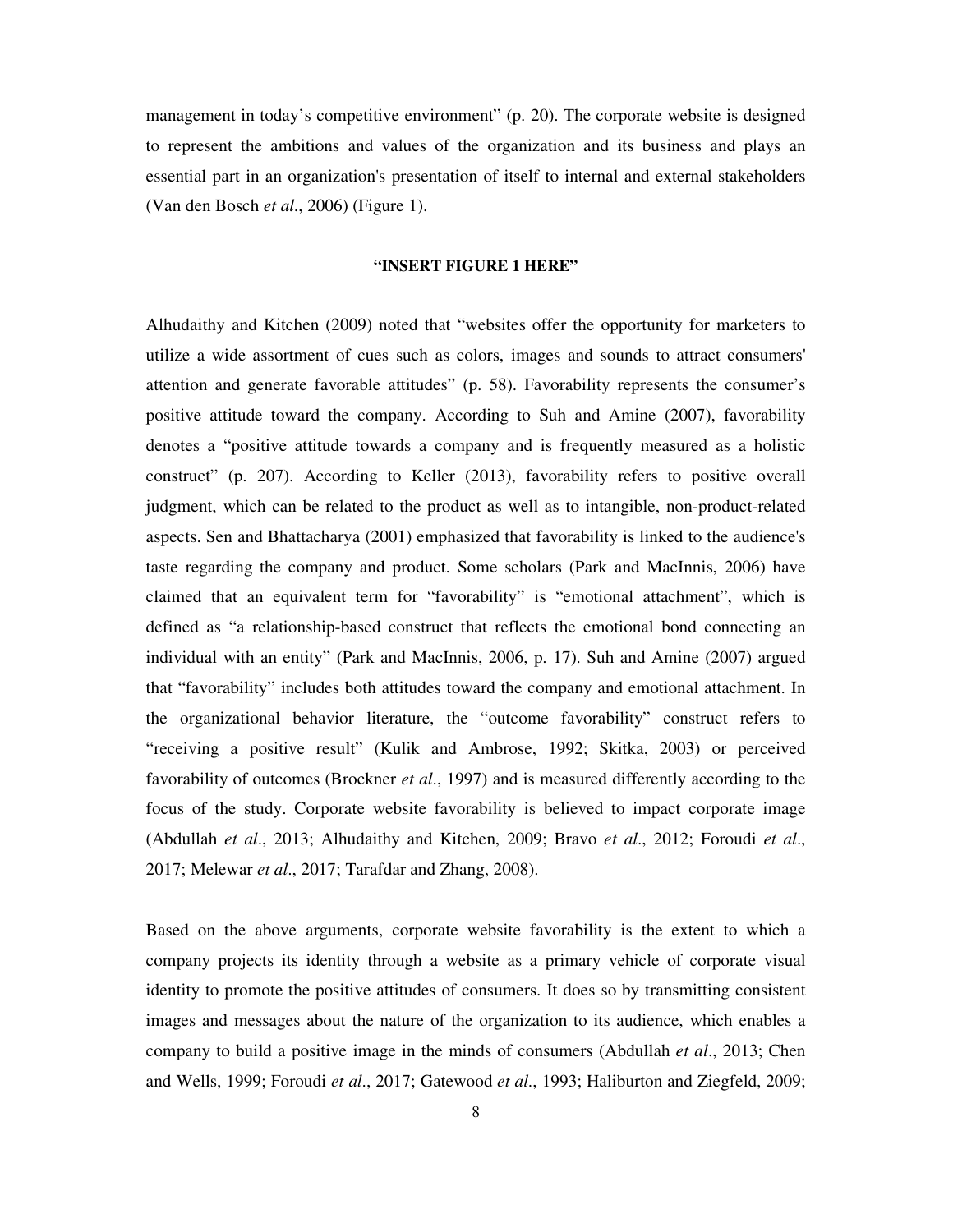management in today's competitive environment" (p. 20). The corporate website is designed to represent the ambitions and values of the organization and its business and plays an essential part in an organization's presentation of itself to internal and external stakeholders (Van den Bosch *et al*., 2006) (Figure 1).

**"INSERT FIGURE 1 HERE"**

Alhudaithy and Kitchen (2009) noted that "websites offer the opportunity for marketers to utilize a wide assortment of cues such as colors, images and sounds to attract consumers' attention and generate favorable attitudes" (p. 58). Favorability represents the consumer's positive attitude toward the company. According to Suh and Amine (2007), favorability denotes a "positive attitude towards a company and is frequently measured as a holistic construct" (p. 207). According to Keller (2013), favorability refers to positive overall judgment, which can be related to the product as well as to intangible, non-product-related aspects. Sen and Bhattacharya (2001) emphasized that favorability is linked to the audience's taste regarding the company and product. Some scholars (Park and MacInnis, 2006) have claimed that an equivalent term for "favorability" is "emotional attachment", which is defined as "a relationship-based construct that reflects the emotional bond connecting an individual with an entity" (Park and MacInnis, 2006, p. 17). Suh and Amine (2007) argued that "favorability" includes both attitudes toward the company and emotional attachment. In the organizational behavior literature, the "outcome favorability" construct refers to "receiving a positive result" (Kulik and Ambrose, 1992; Skitka, 2003) or perceived favorability of outcomes (Brockner *et al*., 1997) and is measured differently according to the focus of the study. Corporate website favorability is believed to impact corporate image (Abdullah *et al*., 2013; Alhudaithy and Kitchen, 2009; Bravo *et al*., 2012; Foroudi *et al*., 2017; Melewar *et al*., 2017; Tarafdar and Zhang, 2008).

Based on the above arguments, corporate website favorability is the extent to which a company projects its identity through a website as a primary vehicle of corporate visual identity to promote the positive attitudes of consumers. It does so by transmitting consistent images and messages about the nature of the organization to its audience, which enables a company to build a positive image in the minds of consumers (Abdullah *et al*., 2013; Chen and Wells, 1999; Foroudi *et al*., 2017; Gatewood *et al*., 1993; Haliburton and Ziegfeld, 2009;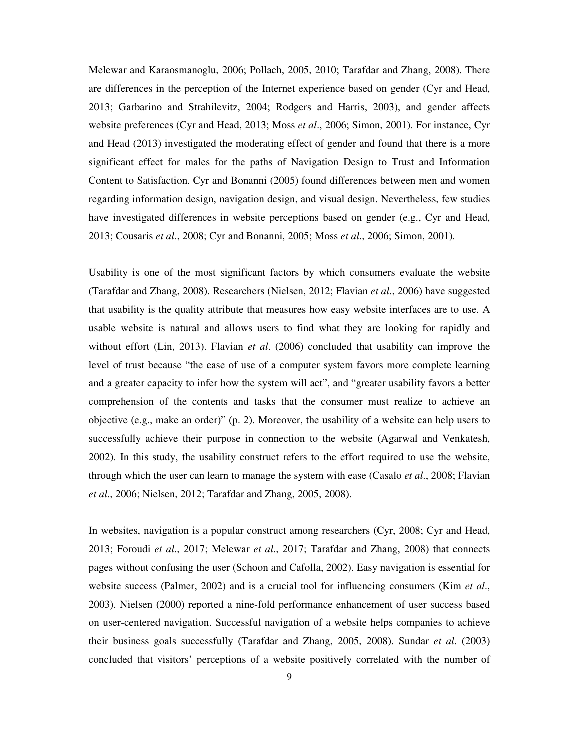Melewar and Karaosmanoglu, 2006; Pollach, 2005, 2010; Tarafdar and Zhang, 2008). There are differences in the perception of the Internet experience based on gender (Cyr and Head, 2013; Garbarino and Strahilevitz, 2004; Rodgers and Harris, 2003), and gender affects website preferences (Cyr and Head, 2013; Moss *et al*., 2006; Simon, 2001). For instance, Cyr and Head (2013) investigated the moderating effect of gender and found that there is a more significant effect for males for the paths of Navigation Design to Trust and Information Content to Satisfaction. Cyr and Bonanni (2005) found differences between men and women regarding information design, navigation design, and visual design. Nevertheless, few studies have investigated differences in website perceptions based on gender (e.g., Cyr and Head, 2013; Cousaris *et al*., 2008; Cyr and Bonanni, 2005; Moss *et al*., 2006; Simon, 2001).

Usability is one of the most significant factors by which consumers evaluate the website (Tarafdar and Zhang, 2008). Researchers (Nielsen, 2012; Flavian *et al*., 2006) have suggested that usability is the quality attribute that measures how easy website interfaces are to use. A usable website is natural and allows users to find what they are looking for rapidly and without effort (Lin, 2013). Flavian *et al*. (2006) concluded that usability can improve the level of trust because "the ease of use of a computer system favors more complete learning and a greater capacity to infer how the system will act", and "greater usability favors a better comprehension of the contents and tasks that the consumer must realize to achieve an objective (e.g., make an order)" (p. 2). Moreover, the usability of a website can help users to successfully achieve their purpose in connection to the website (Agarwal and Venkatesh, 2002). In this study, the usability construct refers to the effort required to use the website, through which the user can learn to manage the system with ease (Casalo *et al*., 2008; Flavian *et al*., 2006; Nielsen, 2012; Tarafdar and Zhang, 2005, 2008).

In websites, navigation is a popular construct among researchers (Cyr, 2008; Cyr and Head, 2013; Foroudi *et al*., 2017; Melewar *et al*., 2017; Tarafdar and Zhang, 2008) that connects pages without confusing the user (Schoon and Cafolla, 2002). Easy navigation is essential for website success (Palmer, 2002) and is a crucial tool for influencing consumers (Kim *et al*., 2003). Nielsen (2000) reported a nine-fold performance enhancement of user success based on user-centered navigation. Successful navigation of a website helps companies to achieve their business goals successfully (Tarafdar and Zhang, 2005, 2008). Sundar *et al*. (2003) concluded that visitors' perceptions of a website positively correlated with the number of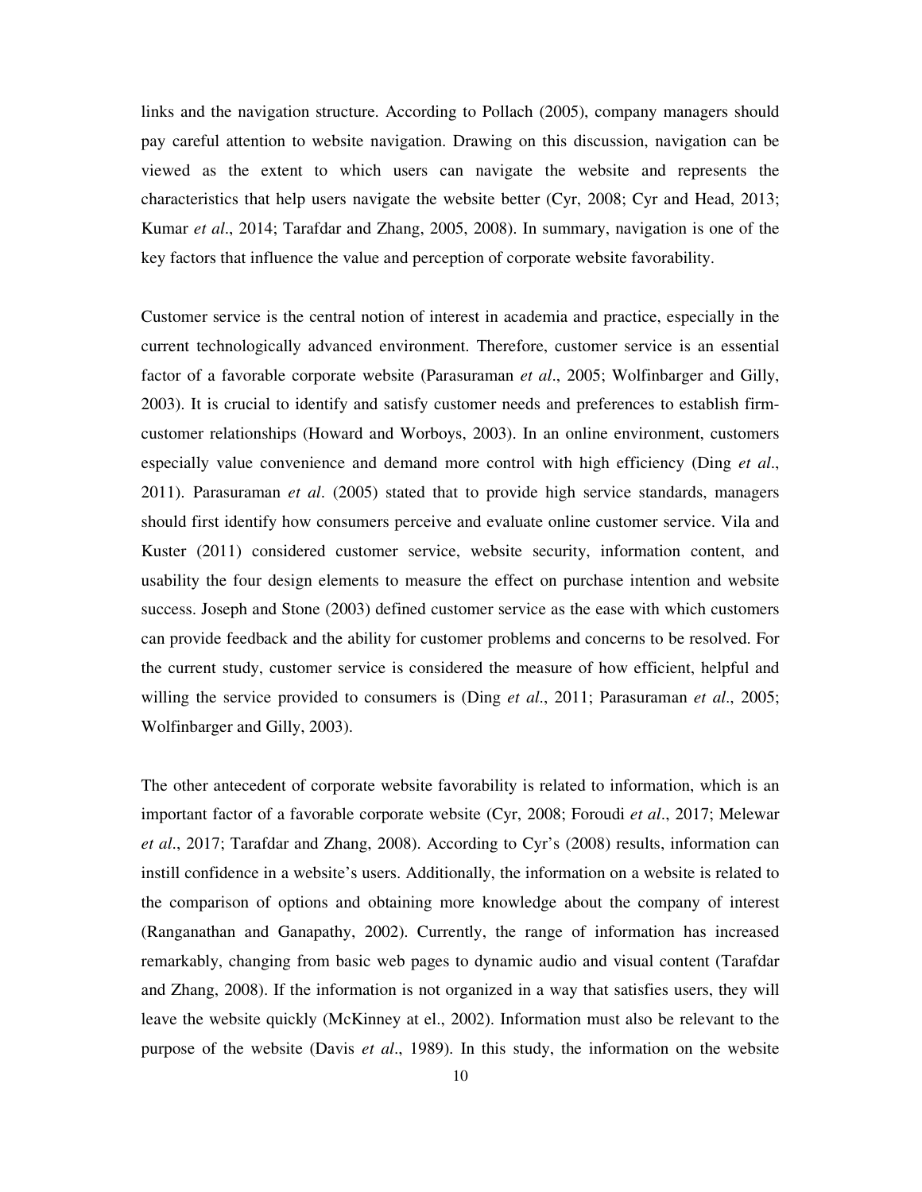links and the navigation structure. According to Pollach (2005), company managers should pay careful attention to website navigation. Drawing on this discussion, navigation can be viewed as the extent to which users can navigate the website and represents the characteristics that help users navigate the website better (Cyr, 2008; Cyr and Head, 2013; Kumar *et al*., 2014; Tarafdar and Zhang, 2005, 2008). In summary, navigation is one of the key factors that influence the value and perception of corporate website favorability.

Customer service is the central notion of interest in academia and practice, especially in the current technologically advanced environment. Therefore, customer service is an essential factor of a favorable corporate website (Parasuraman *et al*., 2005; Wolfinbarger and Gilly, 2003). It is crucial to identify and satisfy customer needs and preferences to establish firm-customer relationships (Howard and Worboys, 2003). In an online environment, customers especially value convenience and demand more control with high efficiency (Ding *et al*., 2011). Parasuraman *et al*. (2005) stated that to provide high service standards, managers should first identify how consumers perceive and evaluate online customer service. Vila and Kuster (2011) considered customer service, website security, information content, and usability the four design elements to measure the effect on purchase intention and website success. Joseph and Stone (2003) defined customer service as the ease with which customers can provide feedback and the ability for customer problems and concerns to be resolved. For the current study, customer service is considered the measure of how efficient, helpful and willing the service provided to consumers is (Ding *et al*., 2011; Parasuraman *et al*., 2005; Wolfinbarger and Gilly, 2003).

The other antecedent of corporate website favorability is related to information, which is an important factor of a favorable corporate website (Cyr, 2008; Foroudi *et al*., 2017; Melewar *et al*., 2017; Tarafdar and Zhang, 2008). According to Cyr's (2008) results, information can instill confidence in a website's users. Additionally, the information on a website is related to the comparison of options and obtaining more knowledge about the company of interest (Ranganathan and Ganapathy, 2002). Currently, the range of information has increased remarkably, changing from basic web pages to dynamic audio and visual content (Tarafdar and Zhang, 2008). If the information is not organized in a way that satisfies users, they will leave the website quickly (McKinney at el., 2002). Information must also be relevant to the purpose of the website (Davis *et al*., 1989). In this study, the information on the website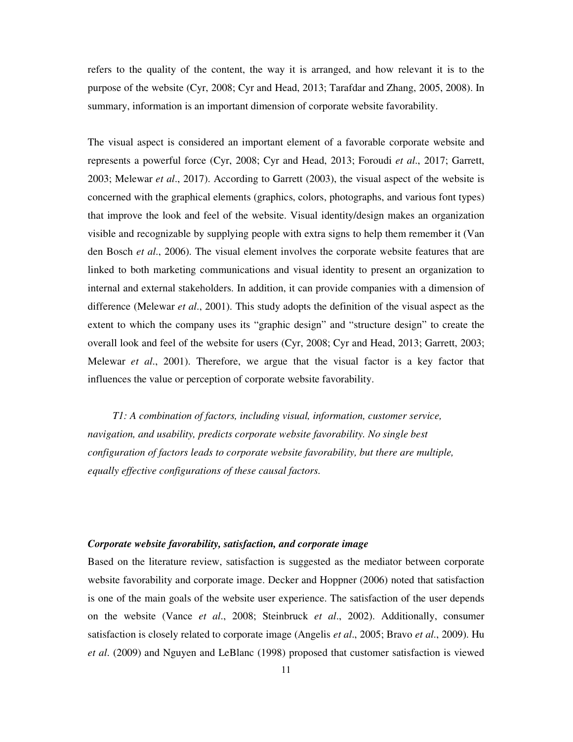refers to the quality of the content, the way it is arranged, and how relevant it is to the purpose of the website (Cyr, 2008; Cyr and Head, 2013; Tarafdar and Zhang, 2005, 2008). In summary, information is an important dimension of corporate website favorability.

The visual aspect is considered an important element of a favorable corporate website and represents a powerful force (Cyr, 2008; Cyr and Head, 2013; Foroudi *et al*., 2017; Garrett, 2003; Melewar *et al*., 2017). According to Garrett (2003), the visual aspect of the website is concerned with the graphical elements (graphics, colors, photographs, and various font types) that improve the look and feel of the website. Visual identity/design makes an organization visible and recognizable by supplying people with extra signs to help them remember it (Van den Bosch *et al*., 2006). The visual element involves the corporate website features that are linked to both marketing communications and visual identity to present an organization to internal and external stakeholders. In addition, it can provide companies with a dimension of difference (Melewar *et al*., 2001). This study adopts the definition of the visual aspect as the extent to which the company uses its "graphic design" and "structure design" to create the overall look and feel of the website for users (Cyr, 2008; Cyr and Head, 2013; Garrett, 2003; Melewar *et al*., 2001). Therefore, we argue that the visual factor is a key factor that influences the value or perception of corporate website favorability.

*T1: A combination of factors, including visual, information, customer service, navigation, and usability, predicts corporate website favorability. No single best configuration of factors leads to corporate website favorability, but there are multiple, equally effective configurations of these causal factors.*

### *Corporate website favorability, satisfaction, and corporate image*

Based on the literature review, satisfaction is suggested as the mediator between corporate website favorability and corporate image. Decker and Hoppner (2006) noted that satisfaction is one of the main goals of the website user experience. The satisfaction of the user depends on the website (Vance *et al*., 2008; Steinbruck *et al*., 2002). Additionally, consumer satisfaction is closely related to corporate image (Angelis *et al*., 2005; Bravo *et al*., 2009). Hu *et al*. (2009) and Nguyen and LeBlanc (1998) proposed that customer satisfaction is viewed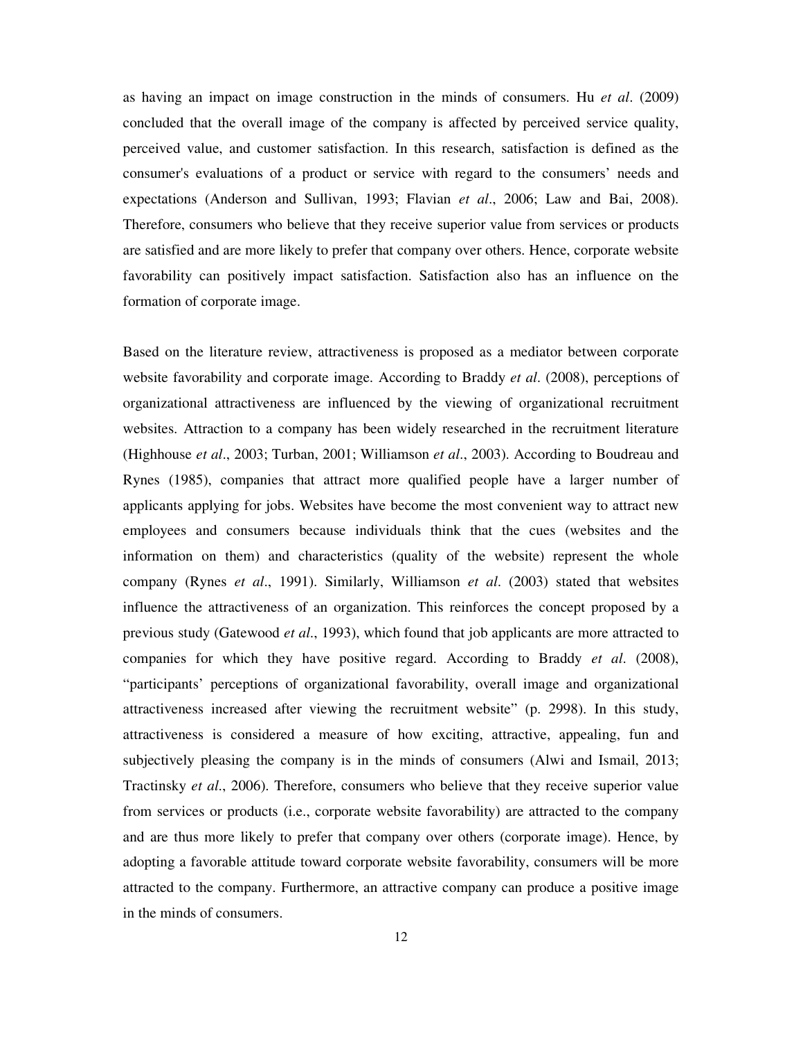as having an impact on image construction in the minds of consumers. Hu *et al*. (2009) concluded that the overall image of the company is affected by perceived service quality, perceived value, and customer satisfaction. In this research, satisfaction is defined as the consumer's evaluations of a product or service with regard to the consumers' needs and expectations (Anderson and Sullivan, 1993; Flavian *et al*., 2006; Law and Bai, 2008). Therefore, consumers who believe that they receive superior value from services or products are satisfied and are more likely to prefer that company over others. Hence, corporate website favorability can positively impact satisfaction. Satisfaction also has an influence on the formation of corporate image.

Based on the literature review, attractiveness is proposed as a mediator between corporate website favorability and corporate image. According to Braddy *et al*. (2008), perceptions of organizational attractiveness are influenced by the viewing of organizational recruitment websites. Attraction to a company has been widely researched in the recruitment literature (Highhouse *et al*., 2003; Turban, 2001; Williamson *et al*., 2003). According to Boudreau and Rynes (1985), companies that attract more qualified people have a larger number of applicants applying for jobs. Websites have become the most convenient way to attract new employees and consumers because individuals think that the cues (websites and the information on them) and characteristics (quality of the website) represent the whole company (Rynes *et al*., 1991). Similarly, Williamson *et al*. (2003) stated that websites influence the attractiveness of an organization. This reinforces the concept proposed by a previous study (Gatewood *et al*., 1993), which found that job applicants are more attracted to companies for which they have positive regard. According to Braddy *et al*. (2008), "participants' perceptions of organizational favorability, overall image and organizational attractiveness increased after viewing the recruitment website" (p. 2998). In this study, attractiveness is considered a measure of how exciting, attractive, appealing, fun and subjectively pleasing the company is in the minds of consumers (Alwi and Ismail, 2013; Tractinsky *et al*., 2006). Therefore, consumers who believe that they receive superior value from services or products (i.e., corporate website favorability) are attracted to the company and are thus more likely to prefer that company over others (corporate image). Hence, by adopting a favorable attitude toward corporate website favorability, consumers will be more attracted to the company. Furthermore, an attractive company can produce a positive image in the minds of consumers.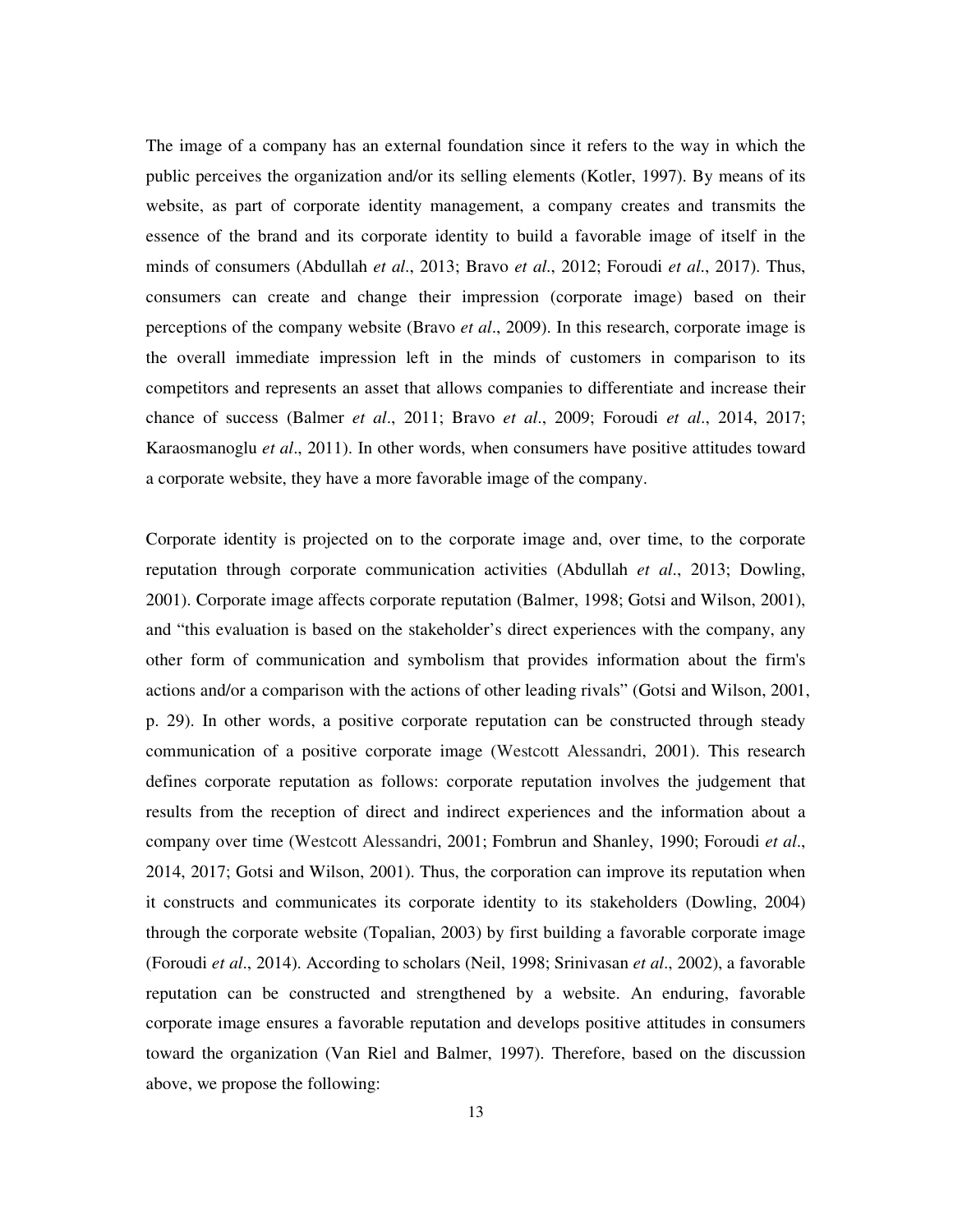The image of a company has an external foundation since it refers to the way in which the public perceives the organization and/or its selling elements (Kotler, 1997). By means of its website, as part of corporate identity management, a company creates and transmits the essence of the brand and its corporate identity to build a favorable image of itself in the minds of consumers (Abdullah *et al*., 2013; Bravo *et al*., 2012; Foroudi *et al*., 2017). Thus, consumers can create and change their impression (corporate image) based on their perceptions of the company website (Bravo *et al*., 2009). In this research, corporate image is the overall immediate impression left in the minds of customers in comparison to its competitors and represents an asset that allows companies to differentiate and increase their chance of success (Balmer *et al*., 2011; Bravo *et al*., 2009; Foroudi *et al*., 2014, 2017; Karaosmanoglu *et al*., 2011). In other words, when consumers have positive attitudes toward a corporate website, they have a more favorable image of the company.

Corporate identity is projected on to the corporate image and, over time, to the corporate reputation through corporate communication activities (Abdullah *et al*., 2013; Dowling, 2001). Corporate image affects corporate reputation (Balmer, 1998; Gotsi and Wilson, 2001), and "this evaluation is based on the stakeholder's direct experiences with the company, any other form of communication and symbolism that provides information about the firm's actions and/or a comparison with the actions of other leading rivals" (Gotsi and Wilson, 2001, p. 29). In other words, a positive corporate reputation can be constructed through steady communication of a positive corporate image (Westcott Alessandri, 2001). This research defines corporate reputation as follows: corporate reputation involves the judgement that results from the reception of direct and indirect experiences and the information about a company over time (Westcott Alessandri, 2001; Fombrun and Shanley, 1990; Foroudi *et al*., 2014, 2017; Gotsi and Wilson, 2001). Thus, the corporation can improve its reputation when it constructs and communicates its corporate identity to its stakeholders (Dowling, 2004) through the corporate website (Topalian, 2003) by first building a favorable corporate image (Foroudi *et al*., 2014). According to scholars (Neil, 1998; Srinivasan *et al*., 2002), a favorable reputation can be constructed and strengthened by a website. An enduring, favorable corporate image ensures a favorable reputation and develops positive attitudes in consumers toward the organization (Van Riel and Balmer, 1997). Therefore, based on the discussion above, we propose the following: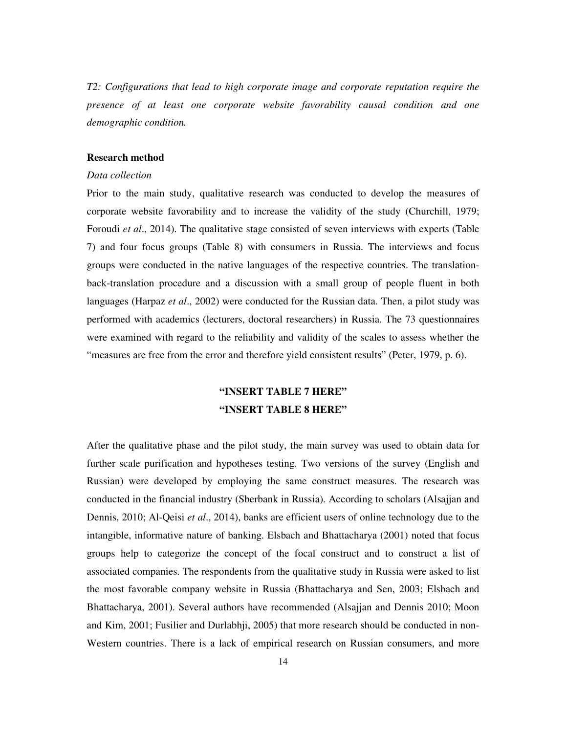*T2: Configurations that lead to high corporate image and corporate reputation require the presence of at least one corporate website favorability causal condition and one demographic condition.*

**Research method**

*Data collection*

Prior to the main study, qualitative research was conducted to develop the measures of corporate website favorability and to increase the validity of the study (Churchill, 1979; Foroudi *et al*., 2014). The qualitative stage consisted of seven interviews with experts (Table 7) and four focus groups (Table 8) with consumers in Russia. The interviews and focus groups were conducted in the native languages of the respective countries. The translation-back-translation procedure and a discussion with a small group of people fluent in both languages (Harpaz *et al*., 2002) were conducted for the Russian data. Then, a pilot study was performed with academics (lecturers, doctoral researchers) in Russia. The 73 questionnaires were examined with regard to the reliability and validity of the scales to assess whether the "measures are free from the error and therefore yield consistent results" (Peter, 1979, p. 6).

**"INSERT TABLE 7 HERE"**

**"INSERT TABLE 8 HERE"**

After the qualitative phase and the pilot study, the main survey was used to obtain data for further scale purification and hypotheses testing. Two versions of the survey (English and Russian) were developed by employing the same construct measures. The research was conducted in the financial industry (Sberbank in Russia). According to scholars (Alsajjan and Dennis, 2010; Al-Qeisi *et al*., 2014), banks are efficient users of online technology due to the intangible, informative nature of banking. Elsbach and Bhattacharya (2001) noted that focus groups help to categorize the concept of the focal construct and to construct a list of associated companies. The respondents from the qualitative study in Russia were asked to list the most favorable company website in Russia (Bhattacharya and Sen, 2003; Elsbach and Bhattacharya, 2001). Several authors have recommended (Alsajjan and Dennis 2010; Moon and Kim, 2001; Fusilier and Durlabhji, 2005) that more research should be conducted in non-Western countries. There is a lack of empirical research on Russian consumers, and more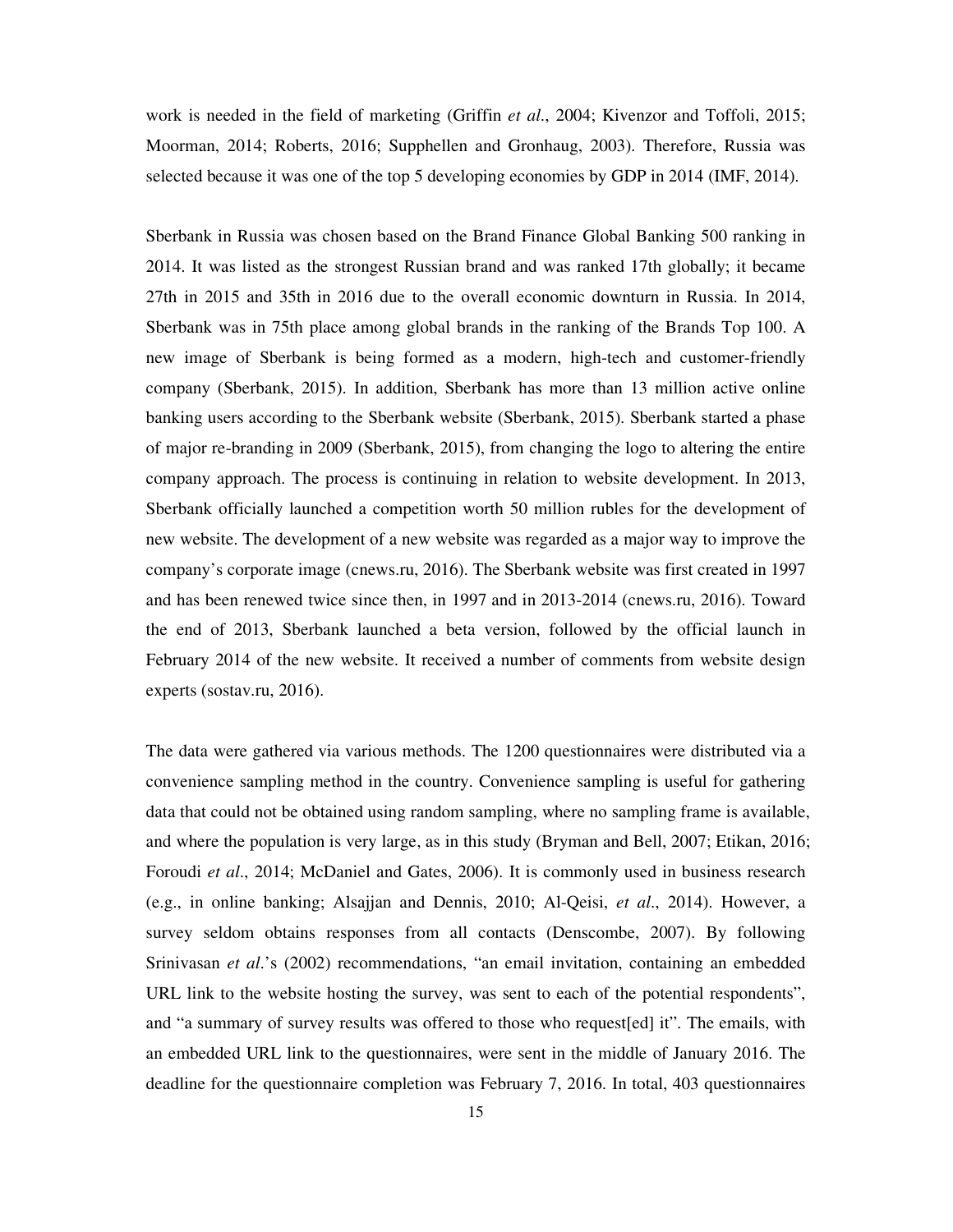work is needed in the field of marketing (Griffin *et al*., 2004; Kivenzor and Toffoli, 2015; Moorman, 2014; Roberts, 2016; Supphellen and Gronhaug, 2003). Therefore, Russia was selected because it was one of the top 5 developing economies by GDP in 2014 (IMF, 2014).

Sberbank in Russia was chosen based on the Brand Finance Global Banking 500 ranking in 2014. It was listed as the strongest Russian brand and was ranked 17th globally; it became 27th in 2015 and 35th in 2016 due to the overall economic downturn in Russia. In 2014, Sberbank was in 75th place among global brands in the ranking of the Brands Top 100. A new image of Sberbank is being formed as a modern, high-tech and customer-friendly company (Sberbank, 2015). In addition, Sberbank has more than 13 million active online banking users according to the Sberbank website (Sberbank, 2015). Sberbank started a phase of major re-branding in 2009 (Sberbank, 2015), from changing the logo to altering the entire company approach. The process is continuing in relation to website development. In 2013, Sberbank officially launched a competition worth 50 million rubles for the development of new website. The development of a new website was regarded as a major way to improve the company's corporate image (cnews.ru, 2016). The Sberbank website was first created in 1997 and has been renewed twice since then, in 1997 and in 2013-2014 (cnews.ru, 2016). Toward the end of 2013, Sberbank launched a beta version, followed by the official launch in February 2014 of the new website. It received a number of comments from website design experts (sostav.ru, 2016).

The data were gathered via various methods. The 1200 questionnaires were distributed via a convenience sampling method in the country. Convenience sampling is useful for gathering data that could not be obtained using random sampling, where no sampling frame is available, and where the population is very large, as in this study (Bryman and Bell, 2007; Etikan, 2016; Foroudi *et al*., 2014; McDaniel and Gates, 2006). It is commonly used in business research (e.g., in online banking; Alsajjan and Dennis, 2010; Al-Qeisi, *et al*., 2014). However, a survey seldom obtains responses from all contacts (Denscombe, 2007). By following Srinivasan *et al*.'s (2002) recommendations, "an email invitation, containing an embedded URL link to the website hosting the survey, was sent to each of the potential respondents", and "a summary of survey results was offered to those who request[ed] it". The emails, with an embedded URL link to the questionnaires, were sent in the middle of January 2016. The deadline for the questionnaire completion was February 7, 2016. In total, 403 questionnaires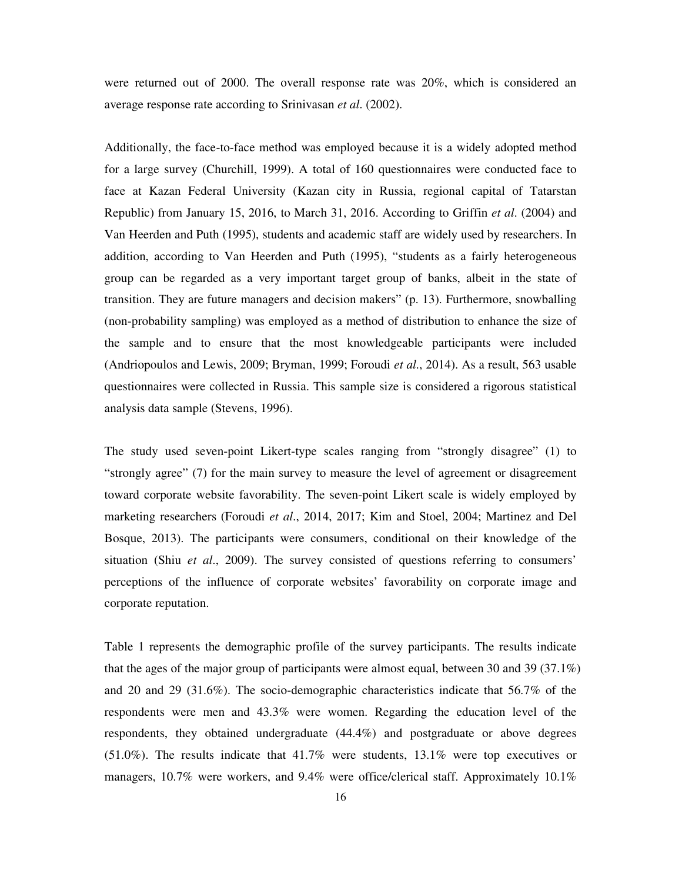were returned out of 2000. The overall response rate was 20%, which is considered an average response rate according to Srinivasan *et al*. (2002).

Additionally, the face-to-face method was employed because it is a widely adopted method for a large survey (Churchill, 1999). A total of 160 questionnaires were conducted face to face at Kazan Federal University (Kazan city in Russia, regional capital of Tatarstan Republic) from January 15, 2016, to March 31, 2016. According to Griffin *et al*. (2004) and Van Heerden and Puth (1995), students and academic staff are widely used by researchers. In addition, according to Van Heerden and Puth (1995), "students as a fairly heterogeneous group can be regarded as a very important target group of banks, albeit in the state of transition. They are future managers and decision makers" (p. 13). Furthermore, snowballing (non-probability sampling) was employed as a method of distribution to enhance the size of the sample and to ensure that the most knowledgeable participants were included (Andriopoulos and Lewis, 2009; Bryman, 1999; Foroudi *et al*., 2014). As a result, 563 usable questionnaires were collected in Russia. This sample size is considered a rigorous statistical analysis data sample (Stevens, 1996).

The study used seven-point Likert-type scales ranging from "strongly disagree" (1) to "strongly agree" (7) for the main survey to measure the level of agreement or disagreement toward corporate website favorability. The seven-point Likert scale is widely employed by marketing researchers (Foroudi *et al*., 2014, 2017; Kim and Stoel, 2004; Martinez and Del Bosque, 2013). The participants were consumers, conditional on their knowledge of the situation (Shiu *et al*., 2009). The survey consisted of questions referring to consumers' perceptions of the influence of corporate websites' favorability on corporate image and corporate reputation.

Table 1 represents the demographic profile of the survey participants. The results indicate that the ages of the major group of participants were almost equal, between 30 and 39 (37.1%) and 20 and 29 (31.6%). The socio-demographic characteristics indicate that 56.7% of the respondents were men and 43.3% were women. Regarding the education level of the respondents, they obtained undergraduate (44.4%) and postgraduate or above degrees (51.0%). The results indicate that 41.7% were students, 13.1% were top executives or managers, 10.7% were workers, and 9.4% were office/clerical staff. Approximately 10.1%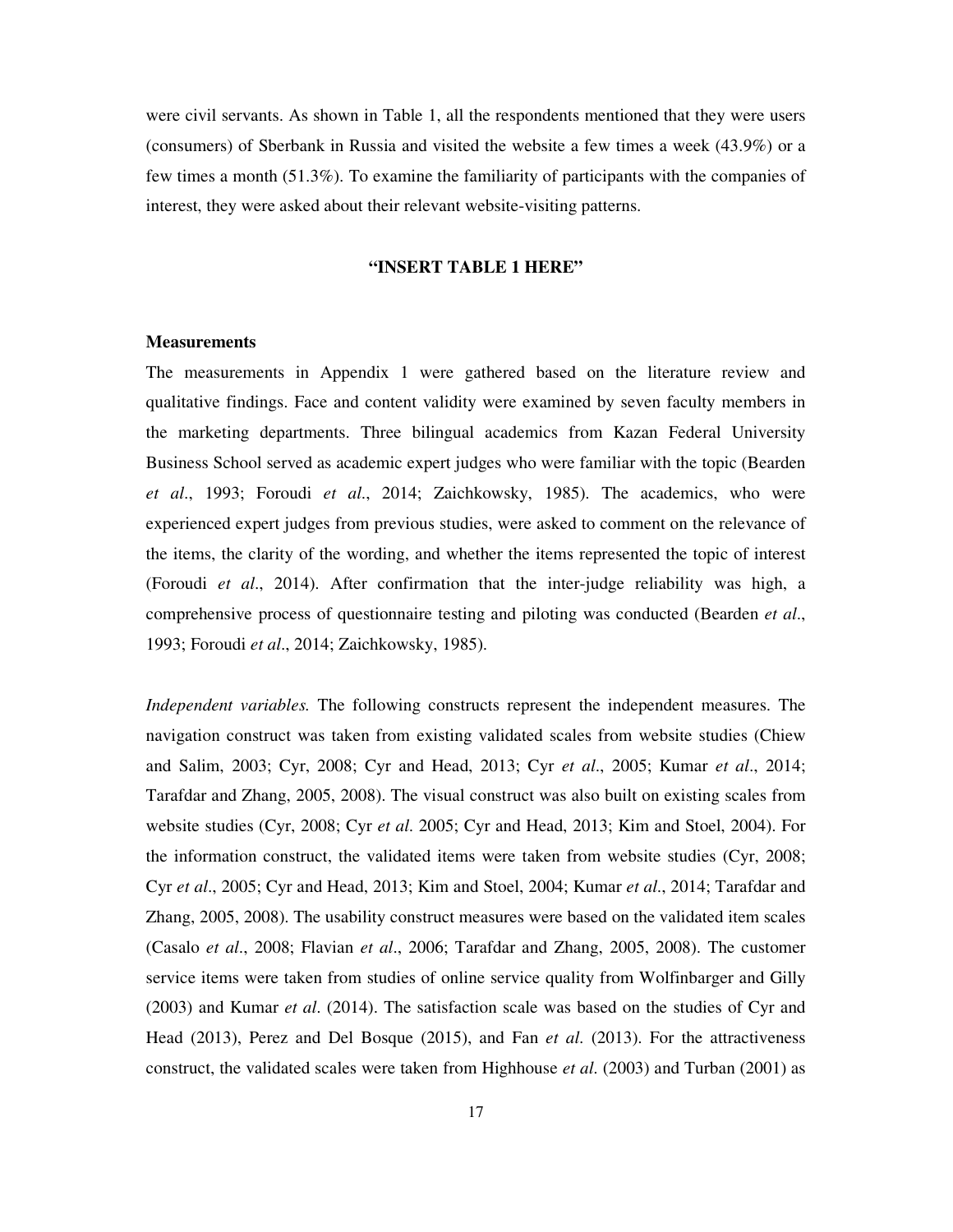were civil servants. As shown in Table 1, all the respondents mentioned that they were users (consumers) of Sberbank in Russia and visited the website a few times a week (43.9%) or a few times a month (51.3%). To examine the familiarity of participants with the companies of interest, they were asked about their relevant website-visiting patterns.

**"INSERT TABLE 1 HERE"**

**Measurements**

The measurements in Appendix 1 were gathered based on the literature review and qualitative findings. Face and content validity were examined by seven faculty members in the marketing departments. Three bilingual academics from Kazan Federal University Business School served as academic expert judges who were familiar with the topic (Bearden *et al*., 1993; Foroudi *et al*., 2014; Zaichkowsky, 1985). The academics, who were experienced expert judges from previous studies, were asked to comment on the relevance of the items, the clarity of the wording, and whether the items represented the topic of interest (Foroudi *et al*., 2014). After confirmation that the inter-judge reliability was high, a comprehensive process of questionnaire testing and piloting was conducted (Bearden *et al*., 1993; Foroudi *et al*., 2014; Zaichkowsky, 1985).

*Independent variables.* The following constructs represent the independent measures. The navigation construct was taken from existing validated scales from website studies (Chiew and Salim, 2003; Cyr, 2008; Cyr and Head, 2013; Cyr *et al*., 2005; Kumar *et al*., 2014; Tarafdar and Zhang, 2005, 2008). The visual construct was also built on existing scales from website studies (Cyr, 2008; Cyr *et al.* 2005; Cyr and Head, 2013; Kim and Stoel, 2004). For the information construct, the validated items were taken from website studies (Cyr, 2008; Cyr *et al*., 2005; Cyr and Head, 2013; Kim and Stoel, 2004; Kumar *et al*., 2014; Tarafdar and Zhang, 2005, 2008). The usability construct measures were based on the validated item scales (Casalo *et al*., 2008; Flavian *et al*., 2006; Tarafdar and Zhang, 2005, 2008). The customer service items were taken from studies of online service quality from Wolfinbarger and Gilly (2003) and Kumar *et al*. (2014). The satisfaction scale was based on the studies of Cyr and Head (2013), Perez and Del Bosque (2015), and Fan *et al*. (2013). For the attractiveness construct, the validated scales were taken from Highhouse *et al*. (2003) and Turban (2001) as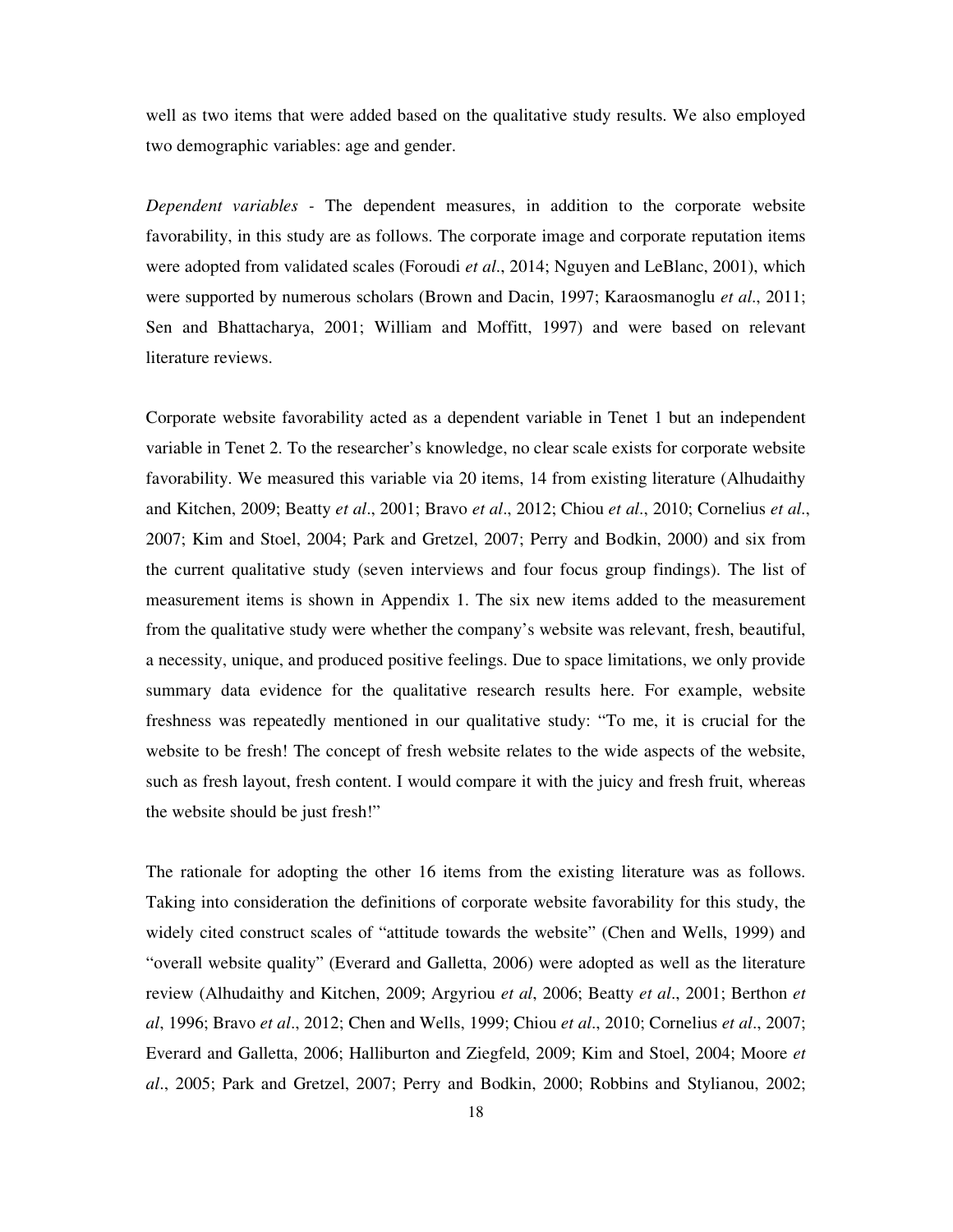well as two items that were added based on the qualitative study results. We also employed two demographic variables: age and gender.

*Dependent variables* - The dependent measures, in addition to the corporate website favorability, in this study are as follows. The corporate image and corporate reputation items were adopted from validated scales (Foroudi *et al*., 2014; Nguyen and LeBlanc, 2001), which were supported by numerous scholars (Brown and Dacin, 1997; Karaosmanoglu *et al*., 2011; Sen and Bhattacharya, 2001; William and Moffitt, 1997) and were based on relevant literature reviews.

Corporate website favorability acted as a dependent variable in Tenet 1 but an independent variable in Tenet 2. To the researcher's knowledge, no clear scale exists for corporate website favorability. We measured this variable via 20 items, 14 from existing literature (Alhudaithy and Kitchen, 2009; Beatty *et al*., 2001; Bravo *et al*., 2012; Chiou *et al*., 2010; Cornelius *et al*., 2007; Kim and Stoel, 2004; Park and Gretzel, 2007; Perry and Bodkin, 2000) and six from the current qualitative study (seven interviews and four focus group findings). The list of measurement items is shown in Appendix 1. The six new items added to the measurement from the qualitative study were whether the company's website was relevant, fresh, beautiful, a necessity, unique, and produced positive feelings. Due to space limitations, we only provide summary data evidence for the qualitative research results here. For example, website freshness was repeatedly mentioned in our qualitative study: "To me, it is crucial for the website to be fresh! The concept of fresh website relates to the wide aspects of the website, such as fresh layout, fresh content. I would compare it with the juicy and fresh fruit, whereas the website should be just fresh!"

The rationale for adopting the other 16 items from the existing literature was as follows. Taking into consideration the definitions of corporate website favorability for this study, the widely cited construct scales of "attitude towards the website" (Chen and Wells, 1999) and "overall website quality" (Everard and Galletta, 2006) were adopted as well as the literature review (Alhudaithy and Kitchen, 2009; Argyriou *et al*, 2006; Beatty *et al*., 2001; Berthon *et al*, 1996; Bravo *et al*., 2012; Chen and Wells, 1999; Chiou *et al*., 2010; Cornelius *et al*., 2007; Everard and Galletta, 2006; Halliburton and Ziegfeld, 2009; Kim and Stoel, 2004; Moore *et al*., 2005; Park and Gretzel, 2007; Perry and Bodkin, 2000; Robbins and Stylianou, 2002;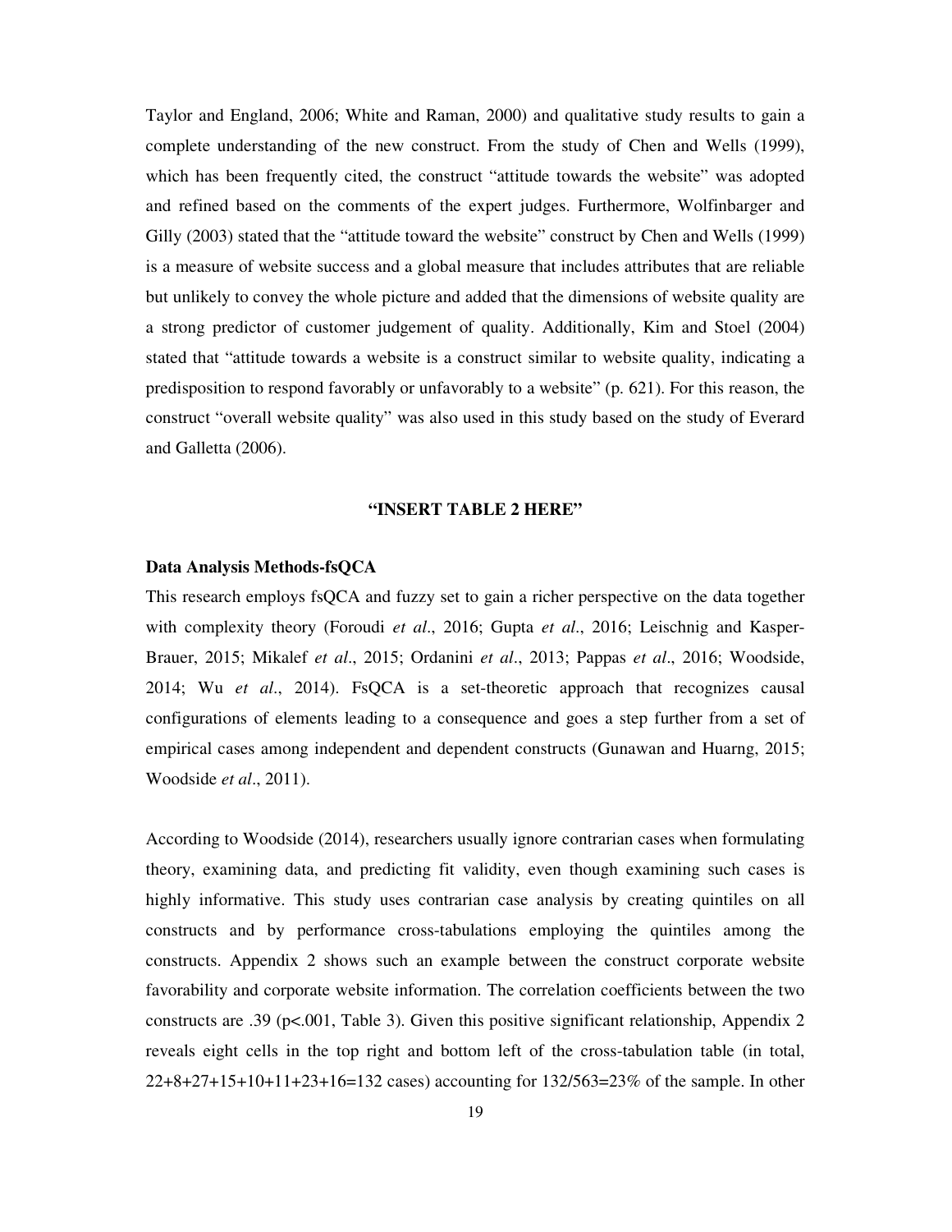Taylor and England, 2006; White and Raman, 2000) and qualitative study results to gain a complete understanding of the new construct. From the study of Chen and Wells (1999), which has been frequently cited, the construct "attitude towards the website" was adopted and refined based on the comments of the expert judges. Furthermore, Wolfinbarger and Gilly (2003) stated that the "attitude toward the website" construct by Chen and Wells (1999) is a measure of website success and a global measure that includes attributes that are reliable but unlikely to convey the whole picture and added that the dimensions of website quality are a strong predictor of customer judgement of quality. Additionally, Kim and Stoel (2004) stated that "attitude towards a website is a construct similar to website quality, indicating a predisposition to respond favorably or unfavorably to a website" (p. 621). For this reason, the construct "overall website quality" was also used in this study based on the study of Everard and Galletta (2006).

**"INSERT TABLE 2 HERE"**

### Data Analysis Methods-fsQCA

This research employs fsQCA and fuzzy set to gain a richer perspective on the data together with complexity theory (Foroudi *et al*., 2016; Gupta *et al*., 2016; Leischnig and Kasper-Brauer, 2015; Mikalef *et al*., 2015; Ordanini *et al*., 2013; Pappas *et al*., 2016; Woodside, 2014; Wu *et al*., 2014). FsQCA is a set-theoretic approach that recognizes causal configurations of elements leading to a consequence and goes a step further from a set of empirical cases among independent and dependent constructs (Gunawan and Huarng, 2015; Woodside *et al*., 2011).

According to Woodside (2014), researchers usually ignore contrarian cases when formulating theory, examining data, and predicting fit validity, even though examining such cases is highly informative. This study uses contrarian case analysis by creating quintiles on all constructs and by performance cross-tabulations employing the quintiles among the constructs. Appendix 2 shows such an example between the construct corporate website favorability and corporate website information. The correlation coefficients between the two constructs are .39 ($p<.001$, Table 3). Given this positive significant relationship, Appendix 2 reveals eight cells in the top right and bottom left of the cross-tabulation table (in total, 22+8+27+15+10+11+23+16=132 cases) accounting for 132/563=23% of the sample. In other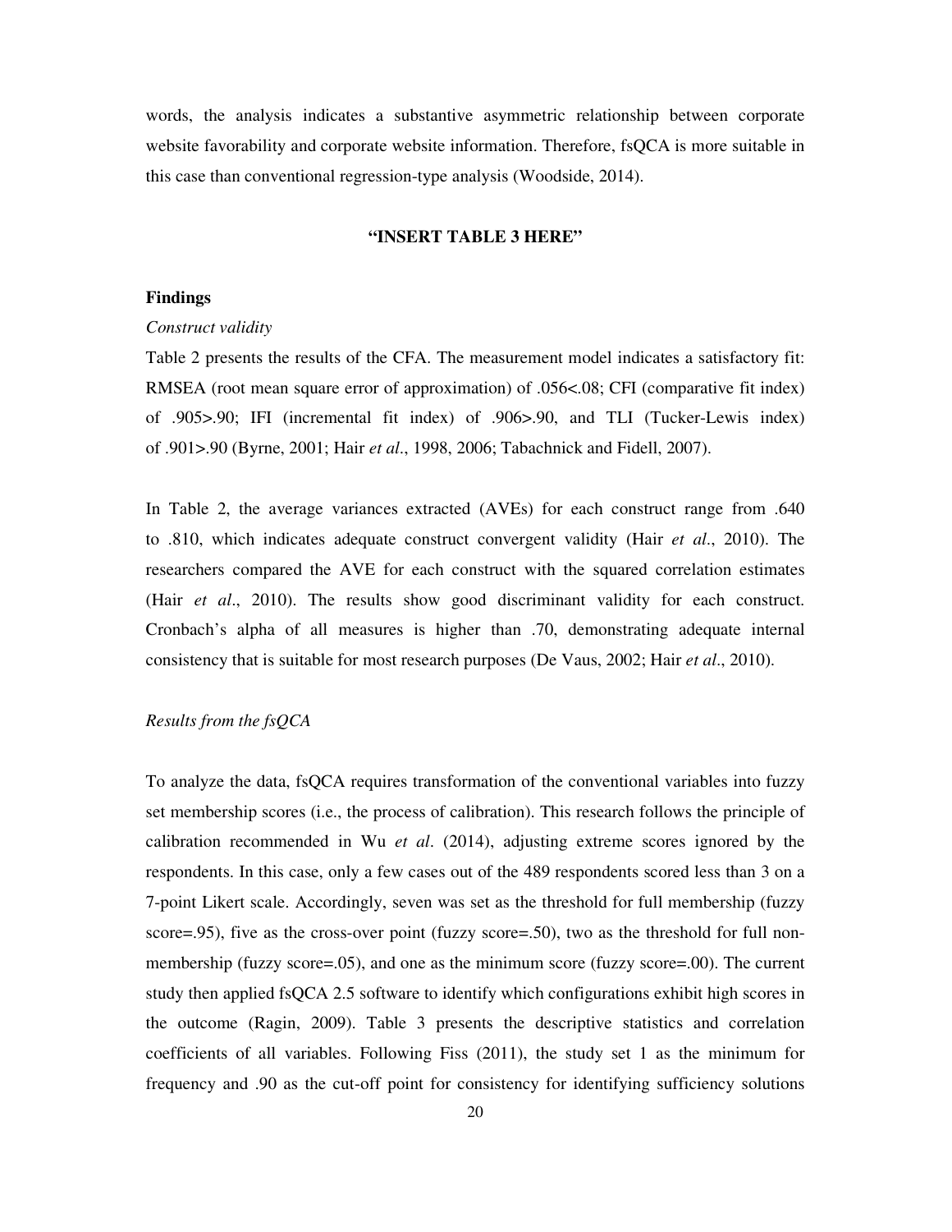words, the analysis indicates a substantive asymmetric relationship between corporate website favorability and corporate website information. Therefore, fsQCA is more suitable in this case than conventional regression-type analysis (Woodside, 2014).

**"INSERT TABLE 3 HERE"**

## Findings

*Construct validity*

Table 2 presents the results of the CFA. The measurement model indicates a satisfactory fit: RMSEA (root mean square error of approximation) of .056<.08; CFI (comparative fit index) of .905>.90; IFI (incremental fit index) of .906>.90, and TLI (Tucker-Lewis index) of .901>.90 (Byrne, 2001; Hair *et al*., 1998, 2006; Tabachnick and Fidell, 2007).

In Table 2, the average variances extracted (AVEs) for each construct range from .640 to .810, which indicates adequate construct convergent validity (Hair *et al*., 2010). The researchers compared the AVE for each construct with the squared correlation estimates (Hair *et al*., 2010). The results show good discriminant validity for each construct. Cronbach's alpha of all measures is higher than .70, demonstrating adequate internal consistency that is suitable for most research purposes (De Vaus, 2002; Hair *et al*., 2010).

*Results from the fsQCA*

To analyze the data, fsQCA requires transformation of the conventional variables into fuzzy set membership scores (i.e., the process of calibration). This research follows the principle of calibration recommended in Wu *et al*. (2014), adjusting extreme scores ignored by the respondents. In this case, only a few cases out of the 489 respondents scored less than 3 on a 7-point Likert scale. Accordingly, seven was set as the threshold for full membership (fuzzy score=.95), five as the cross-over point (fuzzy score=.50), two as the threshold for full non-membership (fuzzy score=.05), and one as the minimum score (fuzzy score=.00). The current study then applied fsQCA 2.5 software to identify which configurations exhibit high scores in the outcome (Ragin, 2009). Table 3 presents the descriptive statistics and correlation coefficients of all variables. Following Fiss (2011), the study set 1 as the minimum for frequency and .90 as the cut-off point for consistency for identifying sufficiency solutions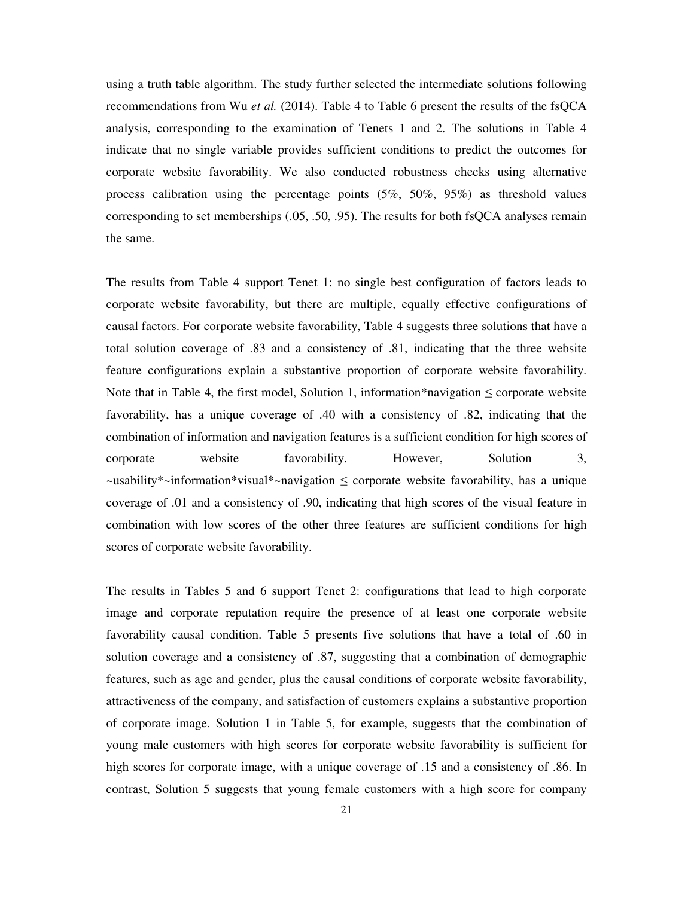using a truth table algorithm. The study further selected the intermediate solutions following recommendations from Wu *et al.* (2014). Table 4 to Table 6 present the results of the fsQCA analysis, corresponding to the examination of Tenets 1 and 2. The solutions in Table 4 indicate that no single variable provides sufficient conditions to predict the outcomes for corporate website favorability. We also conducted robustness checks using alternative process calibration using the percentage points (5%, 50%, 95%) as threshold values corresponding to set memberships (.05, .50, .95). The results for both fsQCA analyses remain the same.

The results from Table 4 support Tenet 1: no single best configuration of factors leads to corporate website favorability, but there are multiple, equally effective configurations of causal factors. For corporate website favorability, Table 4 suggests three solutions that have a total solution coverage of .83 and a consistency of .81, indicating that the three website feature configurations explain a substantive proportion of corporate website favorability. Note that in Table 4, the first model, Solution 1, information*navigation ≤ corporate website favorability, has a unique coverage of .40 with a consistency of .82, indicating that the combination of information and navigation features is a sufficient condition for high scores of corporate website favorability. However, Solution 3, ~usability*~information*visual*~navigation ≤ corporate website favorability, has a unique coverage of .01 and a consistency of .90, indicating that high scores of the visual feature in combination with low scores of the other three features are sufficient conditions for high scores of corporate website favorability.

The results in Tables 5 and 6 support Tenet 2: configurations that lead to high corporate image and corporate reputation require the presence of at least one corporate website favorability causal condition. Table 5 presents five solutions that have a total of .60 in solution coverage and a consistency of .87, suggesting that a combination of demographic features, such as age and gender, plus the causal conditions of corporate website favorability, attractiveness of the company, and satisfaction of customers explains a substantive proportion of corporate image. Solution 1 in Table 5, for example, suggests that the combination of young male customers with high scores for corporate website favorability is sufficient for high scores for corporate image, with a unique coverage of .15 and a consistency of .86. In contrast, Solution 5 suggests that young female customers with a high score for company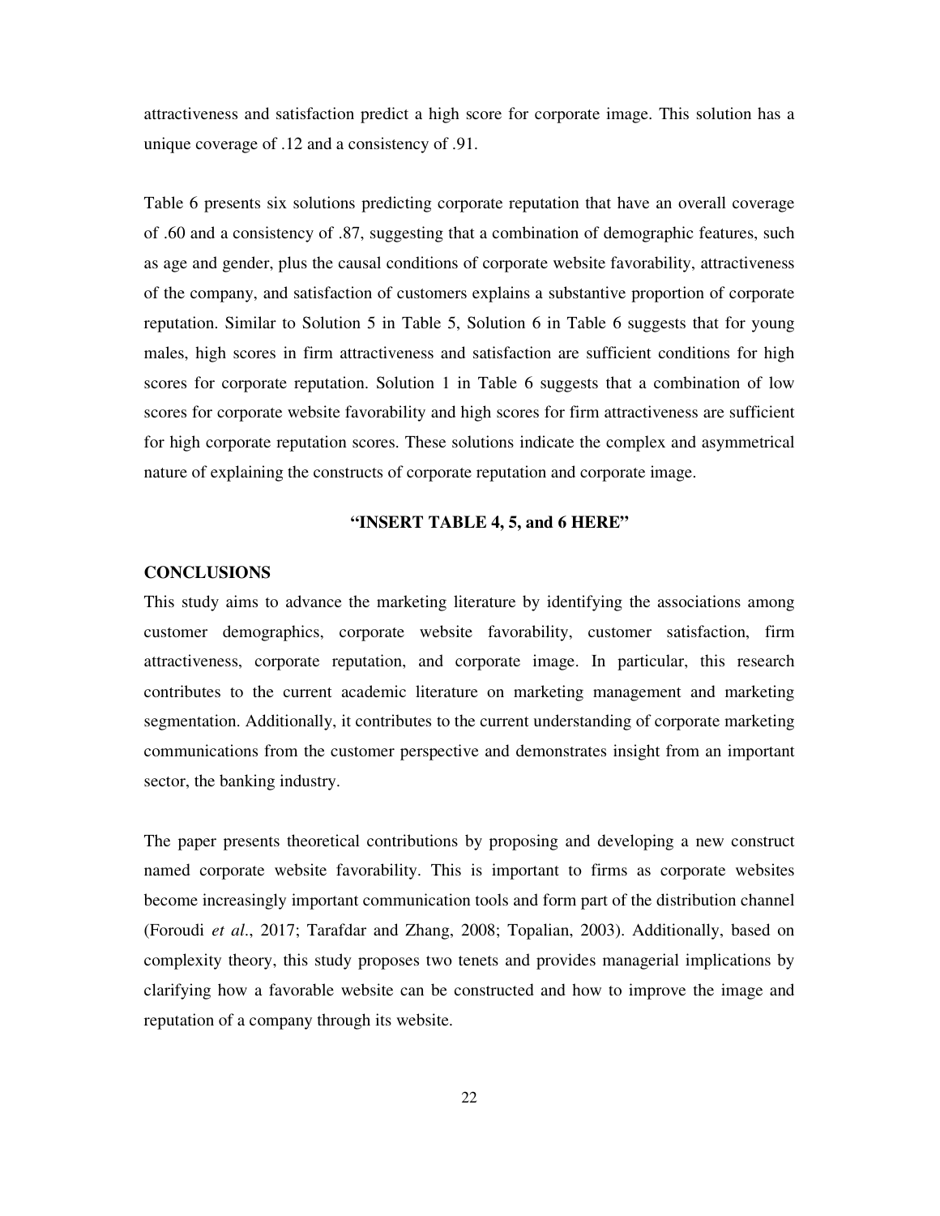attractiveness and satisfaction predict a high score for corporate image. This solution has a unique coverage of .12 and a consistency of .91.

Table 6 presents six solutions predicting corporate reputation that have an overall coverage of .60 and a consistency of .87, suggesting that a combination of demographic features, such as age and gender, plus the causal conditions of corporate website favorability, attractiveness of the company, and satisfaction of customers explains a substantive proportion of corporate reputation. Similar to Solution 5 in Table 5, Solution 6 in Table 6 suggests that for young males, high scores in firm attractiveness and satisfaction are sufficient conditions for high scores for corporate reputation. Solution 1 in Table 6 suggests that a combination of low scores for corporate website favorability and high scores for firm attractiveness are sufficient for high corporate reputation scores. These solutions indicate the complex and asymmetrical nature of explaining the constructs of corporate reputation and corporate image.

**"INSERT TABLE 4, 5, and 6 HERE"**

## CONCLUSIONS

This study aims to advance the marketing literature by identifying the associations among customer demographics, corporate website favorability, customer satisfaction, firm attractiveness, corporate reputation, and corporate image. In particular, this research contributes to the current academic literature on marketing management and marketing segmentation. Additionally, it contributes to the current understanding of corporate marketing communications from the customer perspective and demonstrates insight from an important sector, the banking industry.

The paper presents theoretical contributions by proposing and developing a new construct named corporate website favorability. This is important to firms as corporate websites become increasingly important communication tools and form part of the distribution channel (Foroudi *et al*., 2017; Tarafdar and Zhang, 2008; Topalian, 2003). Additionally, based on complexity theory, this study proposes two tenets and provides managerial implications by clarifying how a favorable website can be constructed and how to improve the image and reputation of a company through its website.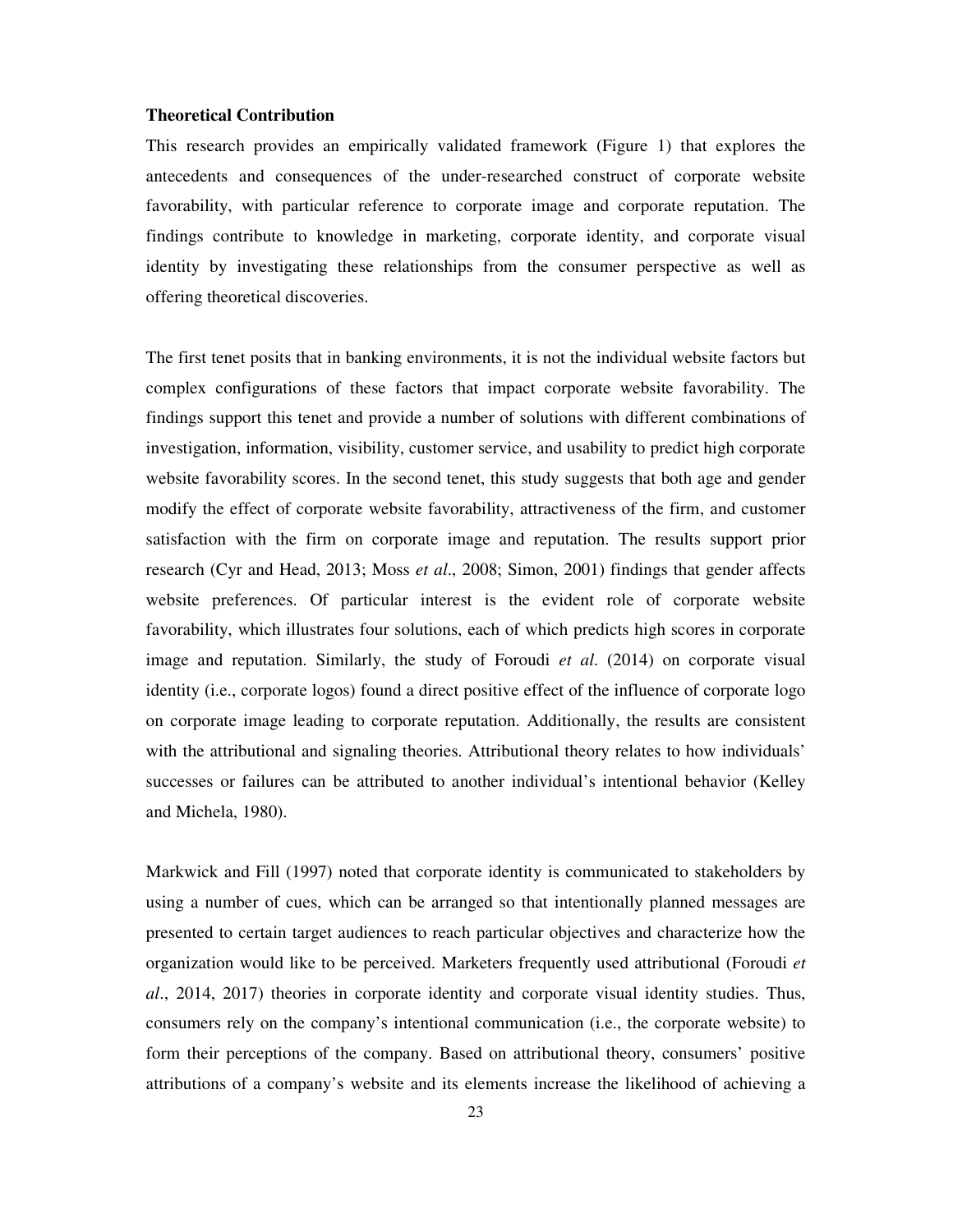**Theoretical Contribution**

This research provides an empirically validated framework (Figure 1) that explores the antecedents and consequences of the under-researched construct of corporate website favorability, with particular reference to corporate image and corporate reputation. The findings contribute to knowledge in marketing, corporate identity, and corporate visual identity by investigating these relationships from the consumer perspective as well as offering theoretical discoveries.

The first tenet posits that in banking environments, it is not the individual website factors but complex configurations of these factors that impact corporate website favorability. The findings support this tenet and provide a number of solutions with different combinations of investigation, information, visibility, customer service, and usability to predict high corporate website favorability scores. In the second tenet, this study suggests that both age and gender modify the effect of corporate website favorability, attractiveness of the firm, and customer satisfaction with the firm on corporate image and reputation. The results support prior research (Cyr and Head, 2013; Moss *et al*., 2008; Simon, 2001) findings that gender affects website preferences. Of particular interest is the evident role of corporate website favorability, which illustrates four solutions, each of which predicts high scores in corporate image and reputation. Similarly, the study of Foroudi *et al.* (2014) on corporate visual identity (i.e., corporate logos) found a direct positive effect of the influence of corporate logo on corporate image leading to corporate reputation. Additionally, the results are consistent with the attributional and signaling theories. Attributional theory relates to how individuals' successes or failures can be attributed to another individual's intentional behavior (Kelley and Michela, 1980).

Markwick and Fill (1997) noted that corporate identity is communicated to stakeholders by using a number of cues, which can be arranged so that intentionally planned messages are presented to certain target audiences to reach particular objectives and characterize how the organization would like to be perceived. Marketers frequently used attributional (Foroudi *et al*., 2014, 2017) theories in corporate identity and corporate visual identity studies. Thus, consumers rely on the company's intentional communication (i.e., the corporate website) to form their perceptions of the company. Based on attributional theory, consumers' positive attributions of a company's website and its elements increase the likelihood of achieving a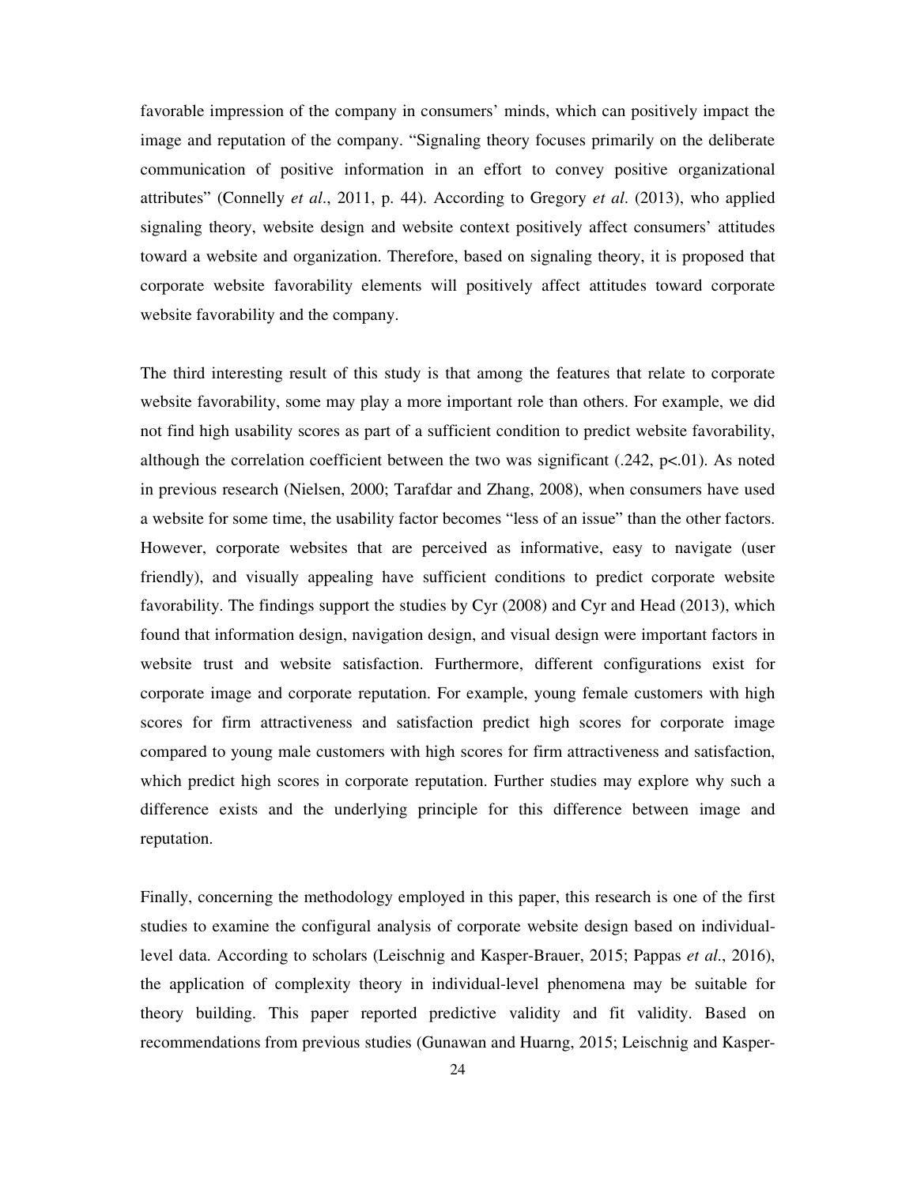favorable impression of the company in consumers' minds, which can positively impact the image and reputation of the company. "Signaling theory focuses primarily on the deliberate communication of positive information in an effort to convey positive organizational attributes" (Connelly *et al*., 2011, p. 44). According to Gregory *et al*. (2013), who applied signaling theory, website design and website context positively affect consumers' attitudes toward a website and organization. Therefore, based on signaling theory, it is proposed that corporate website favorability elements will positively affect attitudes toward corporate website favorability and the company.

The third interesting result of this study is that among the features that relate to corporate website favorability, some may play a more important role than others. For example, we did not find high usability scores as part of a sufficient condition to predict website favorability, although the correlation coefficient between the two was significant (.242, $p<.01$). As noted in previous research (Nielsen, 2000; Tarafdar and Zhang, 2008), when consumers have used a website for some time, the usability factor becomes "less of an issue" than the other factors. However, corporate websites that are perceived as informative, easy to navigate (user friendly), and visually appealing have sufficient conditions to predict corporate website favorability. The findings support the studies by Cyr (2008) and Cyr and Head (2013), which found that information design, navigation design, and visual design were important factors in website trust and website satisfaction. Furthermore, different configurations exist for corporate image and corporate reputation. For example, young female customers with high scores for firm attractiveness and satisfaction predict high scores for corporate image compared to young male customers with high scores for firm attractiveness and satisfaction, which predict high scores in corporate reputation. Further studies may explore why such a difference exists and the underlying principle for this difference between image and reputation.

Finally, concerning the methodology employed in this paper, this research is one of the first studies to examine the configural analysis of corporate website design based on individual-level data. According to scholars (Leischnig and Kasper-Brauer, 2015; Pappas *et al*., 2016), the application of complexity theory in individual-level phenomena may be suitable for theory building. This paper reported predictive validity and fit validity. Based on recommendations from previous studies (Gunawan and Huarng, 2015; Leischnig and Kasper-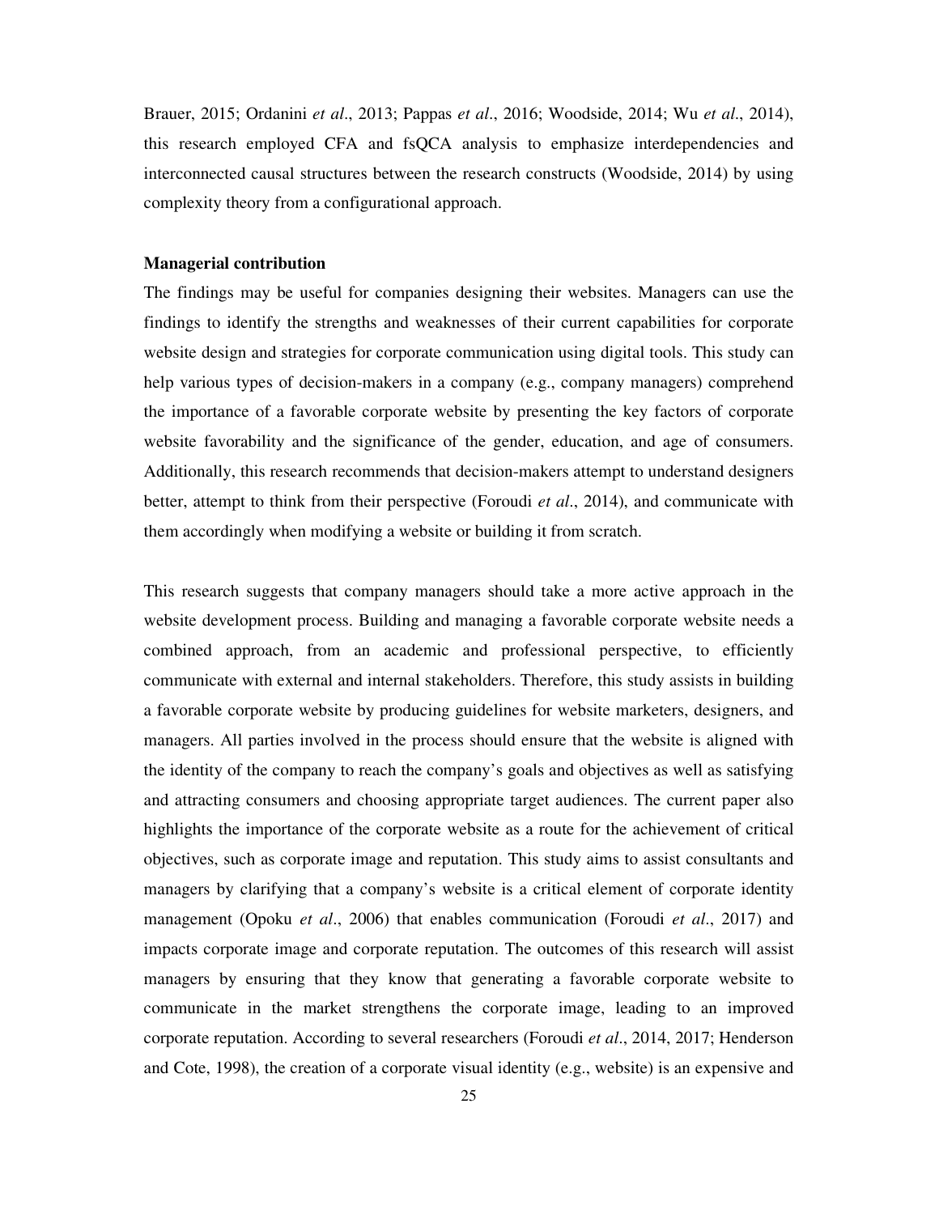Brauer, 2015; Ordanini *et al*., 2013; Pappas *et al*., 2016; Woodside, 2014; Wu *et al*., 2014), this research employed CFA and fsQCA analysis to emphasize interdependencies and interconnected causal structures between the research constructs (Woodside, 2014) by using complexity theory from a configurational approach.

**Managerial contribution**

The findings may be useful for companies designing their websites. Managers can use the findings to identify the strengths and weaknesses of their current capabilities for corporate website design and strategies for corporate communication using digital tools. This study can help various types of decision-makers in a company (e.g., company managers) comprehend the importance of a favorable corporate website by presenting the key factors of corporate website favorability and the significance of the gender, education, and age of consumers. Additionally, this research recommends that decision-makers attempt to understand designers better, attempt to think from their perspective (Foroudi *et al*., 2014), and communicate with them accordingly when modifying a website or building it from scratch.

This research suggests that company managers should take a more active approach in the website development process. Building and managing a favorable corporate website needs a combined approach, from an academic and professional perspective, to efficiently communicate with external and internal stakeholders. Therefore, this study assists in building a favorable corporate website by producing guidelines for website marketers, designers, and managers. All parties involved in the process should ensure that the website is aligned with the identity of the company to reach the company's goals and objectives as well as satisfying and attracting consumers and choosing appropriate target audiences. The current paper also highlights the importance of the corporate website as a route for the achievement of critical objectives, such as corporate image and reputation. This study aims to assist consultants and managers by clarifying that a company's website is a critical element of corporate identity management (Opoku *et al*., 2006) that enables communication (Foroudi *et al*., 2017) and impacts corporate image and corporate reputation. The outcomes of this research will assist managers by ensuring that they know that generating a favorable corporate website to communicate in the market strengthens the corporate image, leading to an improved corporate reputation. According to several researchers (Foroudi *et al*., 2014, 2017; Henderson and Cote, 1998), the creation of a corporate visual identity (e.g., website) is an expensive and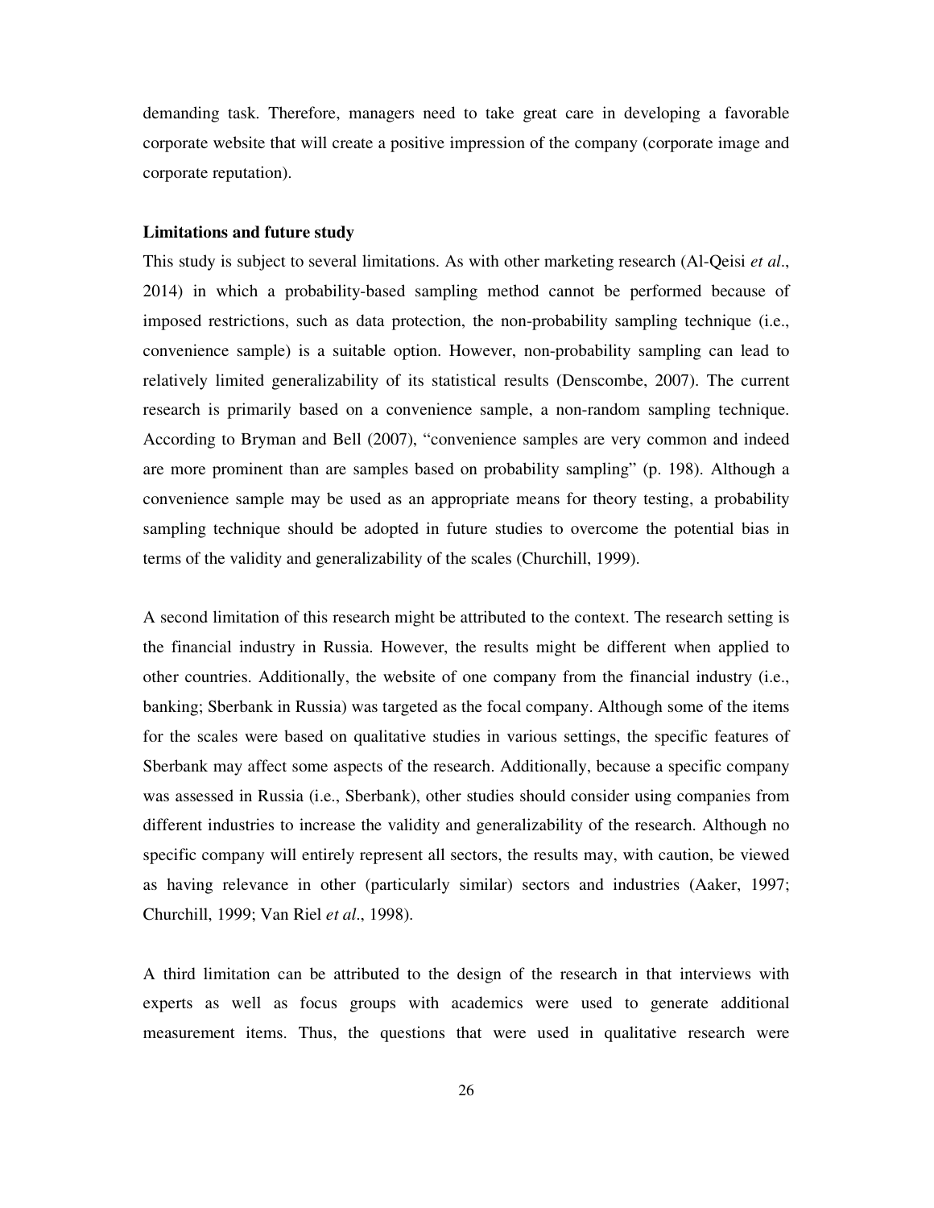demanding task. Therefore, managers need to take great care in developing a favorable corporate website that will create a positive impression of the company (corporate image and corporate reputation).

**Limitations and future study**

This study is subject to several limitations. As with other marketing research (Al-Qeisi *et al*., 2014) in which a probability-based sampling method cannot be performed because of imposed restrictions, such as data protection, the non-probability sampling technique (i.e., convenience sample) is a suitable option. However, non-probability sampling can lead to relatively limited generalizability of its statistical results (Denscombe, 2007). The current research is primarily based on a convenience sample, a non-random sampling technique. According to Bryman and Bell (2007), "convenience samples are very common and indeed are more prominent than are samples based on probability sampling" (p. 198). Although a convenience sample may be used as an appropriate means for theory testing, a probability sampling technique should be adopted in future studies to overcome the potential bias in terms of the validity and generalizability of the scales (Churchill, 1999).

A second limitation of this research might be attributed to the context. The research setting is the financial industry in Russia. However, the results might be different when applied to other countries. Additionally, the website of one company from the financial industry (i.e., banking; Sberbank in Russia) was targeted as the focal company. Although some of the items for the scales were based on qualitative studies in various settings, the specific features of Sberbank may affect some aspects of the research. Additionally, because a specific company was assessed in Russia (i.e., Sberbank), other studies should consider using companies from different industries to increase the validity and generalizability of the research. Although no specific company will entirely represent all sectors, the results may, with caution, be viewed as having relevance in other (particularly similar) sectors and industries (Aaker, 1997; Churchill, 1999; Van Riel *et al*., 1998).

A third limitation can be attributed to the design of the research in that interviews with experts as well as focus groups with academics were used to generate additional measurement items. Thus, the questions that were used in qualitative research were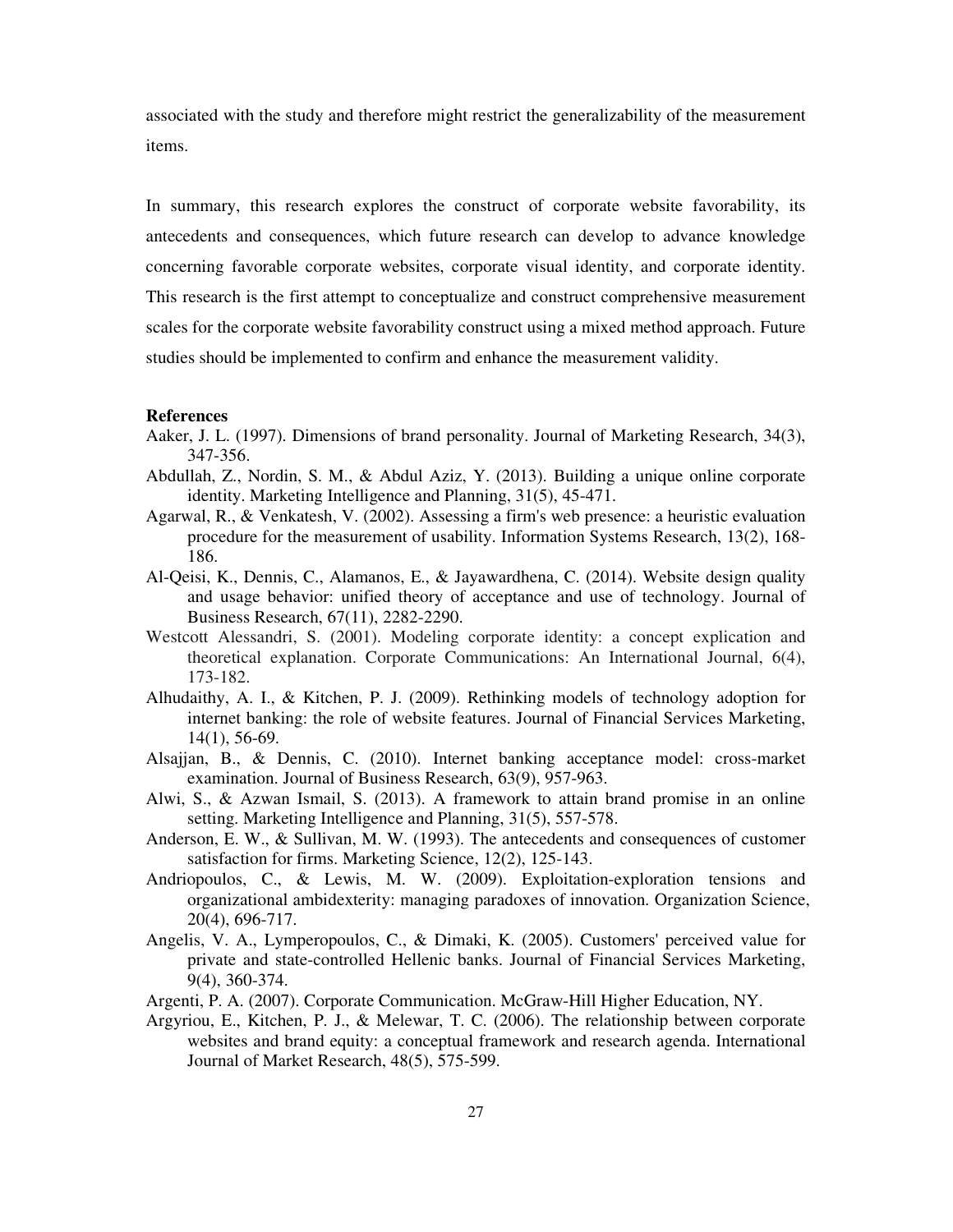associated with the study and therefore might restrict the generalizability of the measurement items.

In summary, this research explores the construct of corporate website favorability, its antecedents and consequences, which future research can develop to advance knowledge concerning favorable corporate websites, corporate visual identity, and corporate identity. This research is the first attempt to conceptualize and construct comprehensive measurement scales for the corporate website favorability construct using a mixed method approach. Future studies should be implemented to confirm and enhance the measurement validity.

**References**

Aaker, J. L. (1997). Dimensions of brand personality. Journal of Marketing Research, 34(3), 347-356.

Abdullah, Z., Nordin, S. M., & Abdul Aziz, Y. (2013). Building a unique online corporate identity. Marketing Intelligence and Planning, 31(5), 45-471.

Agarwal, R., & Venkatesh, V. (2002). Assessing a firm's web presence: a heuristic evaluation procedure for the measurement of usability. Information Systems Research, 13(2), 168-186.

Al-Qeisi, K., Dennis, C., Alamanos, E., & Jayawardhena, C. (2014). Website design quality and usage behavior: unified theory of acceptance and use of technology. Journal of Business Research, 67(11), 2282-2290.

Westcott Alessandri, S. (2001). Modeling corporate identity: a concept explication and theoretical explanation. Corporate Communications: An International Journal, 6(4), 173-182.

Alhudaithy, A. I., & Kitchen, P. J. (2009). Rethinking models of technology adoption for internet banking: the role of website features. Journal of Financial Services Marketing, 14(1), 56-69.

Alsajjan, B., & Dennis, C. (2010). Internet banking acceptance model: cross-market examination. Journal of Business Research, 63(9), 957-963.

Alwi, S., & Azwan Ismail, S. (2013). A framework to attain brand promise in an online setting. Marketing Intelligence and Planning, 31(5), 557-578.

Anderson, E. W., & Sullivan, M. W. (1993). The antecedents and consequences of customer satisfaction for firms. Marketing Science, 12(2), 125-143.

Andriopoulos, C., & Lewis, M. W. (2009). Exploitation-exploration tensions and organizational ambidexterity: managing paradoxes of innovation. Organization Science, 20(4), 696-717.

Angelis, V. A., Lymperopoulos, C., & Dimaki, K. (2005). Customers' perceived value for private and state-controlled Hellenic banks. Journal of Financial Services Marketing, 9(4), 360-374.

Argenti, P. A. (2007). Corporate Communication. McGraw-Hill Higher Education, NY.

Argyriou, E., Kitchen, P. J., & Melewar, T. C. (2006). The relationship between corporate websites and brand equity: a conceptual framework and research agenda. International Journal of Market Research, 48(5), 575-599.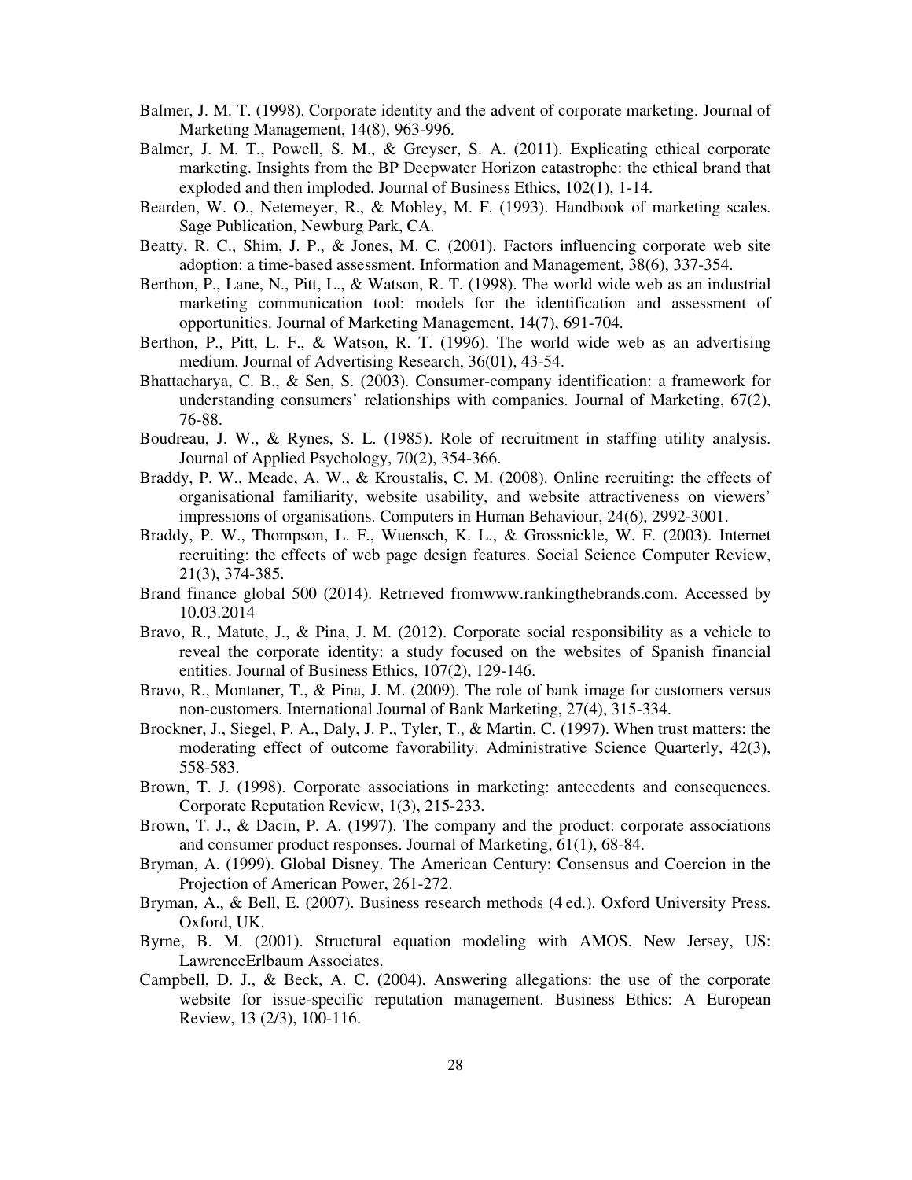Balmer, J. M. T. (1998). Corporate identity and the advent of corporate marketing. Journal of Marketing Management, 14(8), 963-996.

Balmer, J. M. T., Powell, S. M., & Greyser, S. A. (2011). Explicating ethical corporate marketing. Insights from the BP Deepwater Horizon catastrophe: the ethical brand that exploded and then imploded. Journal of Business Ethics, 102(1), 1-14.

Bearden, W. O., Netemeyer, R., & Mobley, M. F. (1993). Handbook of marketing scales. Sage Publication, Newburg Park, CA.

Beatty, R. C., Shim, J. P., & Jones, M. C. (2001). Factors influencing corporate web site adoption: a time-based assessment. Information and Management, 38(6), 337-354.

Berthon, P., Lane, N., Pitt, L., & Watson, R. T. (1998). The world wide web as an industrial marketing communication tool: models for the identification and assessment of opportunities. Journal of Marketing Management, 14(7), 691-704.

Berthon, P., Pitt, L. F., & Watson, R. T. (1996). The world wide web as an advertising medium. Journal of Advertising Research, 36(01), 43-54.

Bhattacharya, C. B., & Sen, S. (2003). Consumer-company identification: a framework for understanding consumers' relationships with companies. Journal of Marketing, 67(2), 76-88.

Boudreau, J. W., & Rynes, S. L. (1985). Role of recruitment in staffing utility analysis. Journal of Applied Psychology, 70(2), 354-366.

Braddy, P. W., Meade, A. W., & Kroustalis, C. M. (2008). Online recruiting: the effects of organisational familiarity, website usability, and website attractiveness on viewers' impressions of organisations. Computers in Human Behaviour, 24(6), 2992-3001.

Braddy, P. W., Thompson, L. F., Wuensch, K. L., & Grossnickle, W. F. (2003). Internet recruiting: the effects of web page design features. Social Science Computer Review, 21(3), 374-385.

Brand finance global 500 (2014). Retrieved fromwww.rankingthebrands.com. Accessed by 10.03.2014

Bravo, R., Matute, J., & Pina, J. M. (2012). Corporate social responsibility as a vehicle to reveal the corporate identity: a study focused on the websites of Spanish financial entities. Journal of Business Ethics, 107(2), 129-146.

Bravo, R., Montaner, T., & Pina, J. M. (2009). The role of bank image for customers versus non-customers. International Journal of Bank Marketing, 27(4), 315-334.

Brockner, J., Siegel, P. A., Daly, J. P., Tyler, T., & Martin, C. (1997). When trust matters: the moderating effect of outcome favorability. Administrative Science Quarterly, 42(3), 558-583.

Brown, T. J. (1998). Corporate associations in marketing: antecedents and consequences. Corporate Reputation Review, 1(3), 215-233.

Brown, T. J., & Dacin, P. A. (1997). The company and the product: corporate associations and consumer product responses. Journal of Marketing, 61(1), 68-84.

Bryman, A. (1999). Global Disney. The American Century: Consensus and Coercion in the Projection of American Power, 261-272.

Bryman, A., & Bell, E. (2007). Business research methods (4 ed.). Oxford University Press. Oxford, UK.

Byrne, B. M. (2001). Structural equation modeling with AMOS. New Jersey, US: LawrenceErlbaum Associates.

Campbell, D. J., & Beck, A. C. (2004). Answering allegations: the use of the corporate website for issue-specific reputation management. Business Ethics: A European Review, 13 (2/3), 100-116.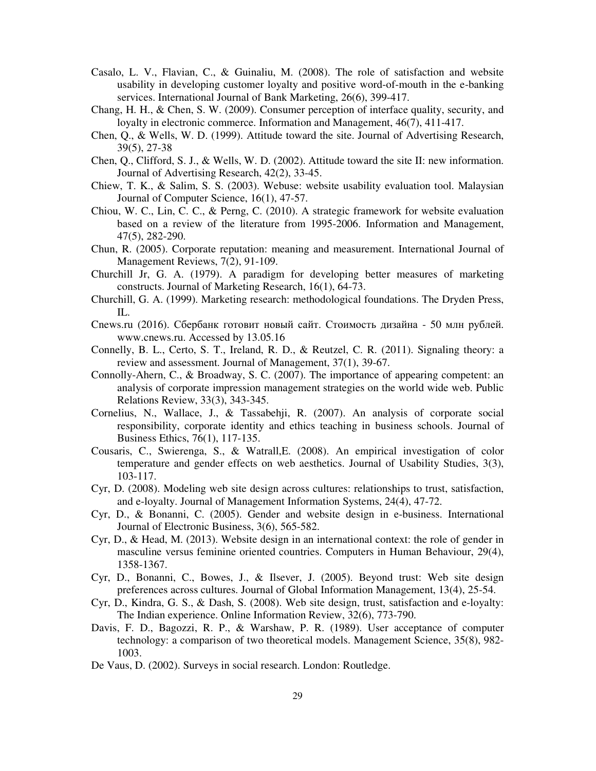Casalo, L. V., Flavian, C., & Guinaliu, M. (2008). The role of satisfaction and website usability in developing customer loyalty and positive word-of-mouth in the e-banking services. International Journal of Bank Marketing, 26(6), 399-417.

Chang, H. H., & Chen, S. W. (2009). Consumer perception of interface quality, security, and loyalty in electronic commerce. Information and Management, 46(7), 411-417.

Chen, Q., & Wells, W. D. (1999). Attitude toward the site. Journal of Advertising Research, 39(5), 27-38

Chen, Q., Clifford, S. J., & Wells, W. D. (2002). Attitude toward the site II: new information. Journal of Advertising Research, 42(2), 33-45.

Chiew, T. K., & Salim, S. S. (2003). Webuse: website usability evaluation tool. Malaysian Journal of Computer Science, 16(1), 47-57.

Chiou, W. C., Lin, C. C., & Perng, C. (2010). A strategic framework for website evaluation based on a review of the literature from 1995-2006. Information and Management, 47(5), 282-290.

Chun, R. (2005). Corporate reputation: meaning and measurement. International Journal of Management Reviews, 7(2), 91-109.

Churchill Jr, G. A. (1979). A paradigm for developing better measures of marketing constructs. Journal of Marketing Research, 16(1), 64-73.

Churchill, G. A. (1999). Marketing research: methodological foundations. The Dryden Press, IL.

Cnews.ru (2016). Сбербанк готовит новый сайт. Стоимость дизайна - 50 млн рублей. www.cnews.ru. Accessed by 13.05.16

Connelly, B. L., Certo, S. T., Ireland, R. D., & Reutzel, C. R. (2011). Signaling theory: a review and assessment. Journal of Management, 37(1), 39-67.

Connolly-Ahern, C., & Broadway, S. C. (2007). The importance of appearing competent: an analysis of corporate impression management strategies on the world wide web. Public Relations Review, 33(3), 343-345.

Cornelius, N., Wallace, J., & Tassabehji, R. (2007). An analysis of corporate social responsibility, corporate identity and ethics teaching in business schools. Journal of Business Ethics, 76(1), 117-135.

Cousaris, C., Swierenga, S., & Watrall,E. (2008). An empirical investigation of color temperature and gender effects on web aesthetics. Journal of Usability Studies, 3(3), 103-117.

Cyr, D. (2008). Modeling web site design across cultures: relationships to trust, satisfaction, and e-loyalty. Journal of Management Information Systems, 24(4), 47-72.

Cyr, D., & Bonanni, C. (2005). Gender and website design in e-business. International Journal of Electronic Business, 3(6), 565-582.

Cyr, D., & Head, M. (2013). Website design in an international context: the role of gender in masculine versus feminine oriented countries. Computers in Human Behaviour, 29(4), 1358-1367.

Cyr, D., Bonanni, C., Bowes, J., & Ilsever, J. (2005). Beyond trust: Web site design preferences across cultures. Journal of Global Information Management, 13(4), 25-54.

Cyr, D., Kindra, G. S., & Dash, S. (2008). Web site design, trust, satisfaction and e-loyalty: The Indian experience. Online Information Review, 32(6), 773-790.

Davis, F. D., Bagozzi, R. P., & Warshaw, P. R. (1989). User acceptance of computer technology: a comparison of two theoretical models. Management Science, 35(8), 982-1003.

De Vaus, D. (2002). Surveys in social research. London: Routledge.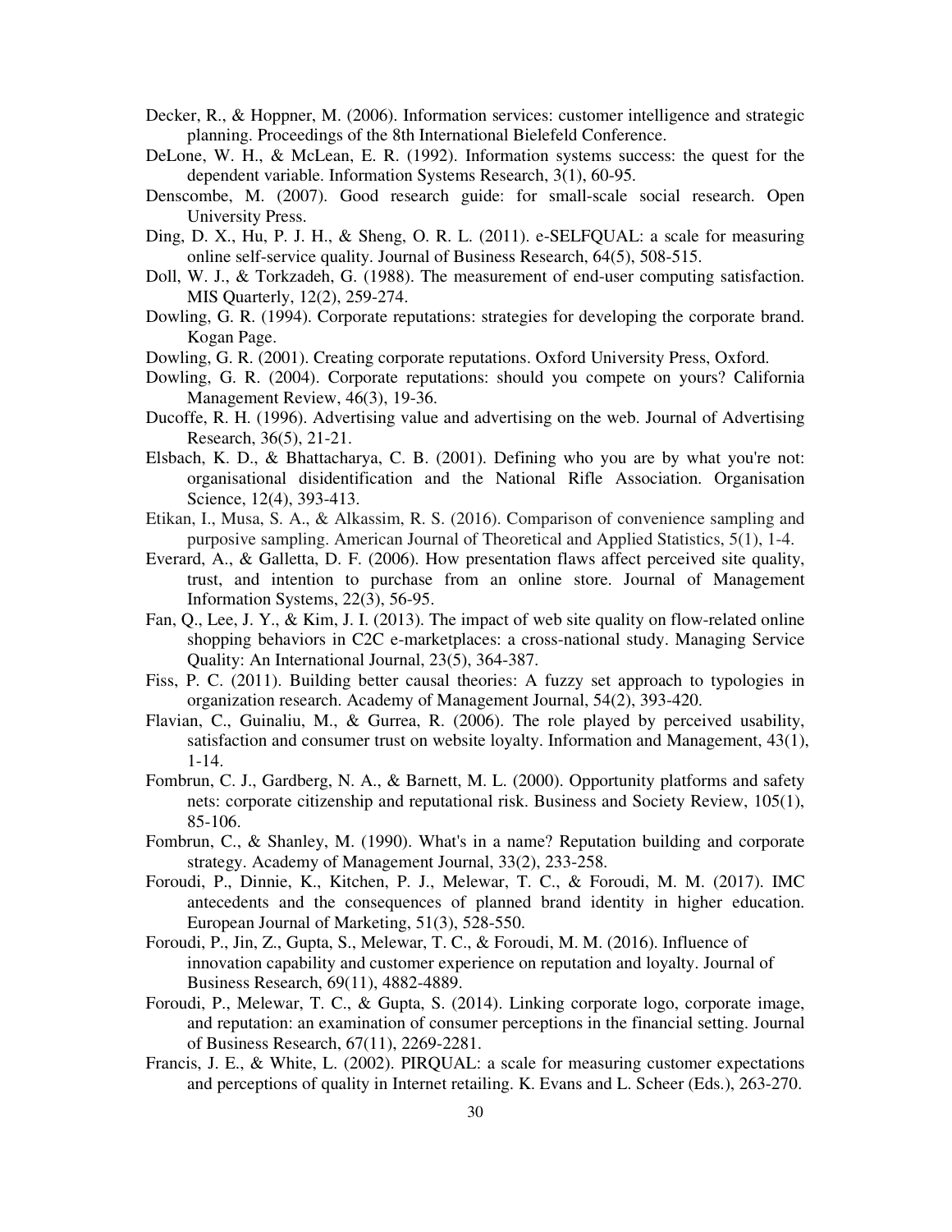Decker, R., & Hoppner, M. (2006). Information services: customer intelligence and strategic planning. Proceedings of the 8th International Bielefeld Conference.

DeLone, W. H., & McLean, E. R. (1992). Information systems success: the quest for the dependent variable. Information Systems Research, 3(1), 60-95.

Denscombe, M. (2007). Good research guide: for small-scale social research. Open University Press.

Ding, D. X., Hu, P. J. H., & Sheng, O. R. L. (2011). e-SELFQUAL: a scale for measuring online self-service quality. Journal of Business Research, 64(5), 508-515.

Doll, W. J., & Torkzadeh, G. (1988). The measurement of end-user computing satisfaction. MIS Quarterly, 12(2), 259-274.

Dowling, G. R. (1994). Corporate reputations: strategies for developing the corporate brand. Kogan Page.

Dowling, G. R. (2001). Creating corporate reputations. Oxford University Press, Oxford.

Dowling, G. R. (2004). Corporate reputations: should you compete on yours? California Management Review, 46(3), 19-36.

Ducoffe, R. H. (1996). Advertising value and advertising on the web. Journal of Advertising Research, 36(5), 21-21.

Elsbach, K. D., & Bhattacharya, C. B. (2001). Defining who you are by what you're not: organisational disidentification and the National Rifle Association. Organisation Science, 12(4), 393-413.

Etikan, I., Musa, S. A., & Alkassim, R. S. (2016). Comparison of convenience sampling and purposive sampling. American Journal of Theoretical and Applied Statistics, 5(1), 1-4.

Everard, A., & Galletta, D. F. (2006). How presentation flaws affect perceived site quality, trust, and intention to purchase from an online store. Journal of Management Information Systems, 22(3), 56-95.

Fan, Q., Lee, J. Y., & Kim, J. I. (2013). The impact of web site quality on flow-related online shopping behaviors in C2C e-marketplaces: a cross-national study. Managing Service Quality: An International Journal, 23(5), 364-387.

Fiss, P. C. (2011). Building better causal theories: A fuzzy set approach to typologies in organization research. Academy of Management Journal, 54(2), 393-420.

Flavian, C., Guinaliu, M., & Gurrea, R. (2006). The role played by perceived usability, satisfaction and consumer trust on website loyalty. Information and Management, 43(1), 1-14.

Fombrun, C. J., Gardberg, N. A., & Barnett, M. L. (2000). Opportunity platforms and safety nets: corporate citizenship and reputational risk. Business and Society Review, 105(1), 85-106.

Fombrun, C., & Shanley, M. (1990). What's in a name? Reputation building and corporate strategy. Academy of Management Journal, 33(2), 233-258.

Foroudi, P., Dinnie, K., Kitchen, P. J., Melewar, T. C., & Foroudi, M. M. (2017). IMC antecedents and the consequences of planned brand identity in higher education. European Journal of Marketing, 51(3), 528-550.

Foroudi, P., Jin, Z., Gupta, S., Melewar, T. C., & Foroudi, M. M. (2016). Influence of innovation capability and customer experience on reputation and loyalty. Journal of Business Research, 69(11), 4882-4889.

Foroudi, P., Melewar, T. C., & Gupta, S. (2014). Linking corporate logo, corporate image, and reputation: an examination of consumer perceptions in the financial setting. Journal of Business Research, 67(11), 2269-2281.

Francis, J. E., & White, L. (2002). PIRQUAL: a scale for measuring customer expectations and perceptions of quality in Internet retailing. K. Evans and L. Scheer (Eds.), 263-270.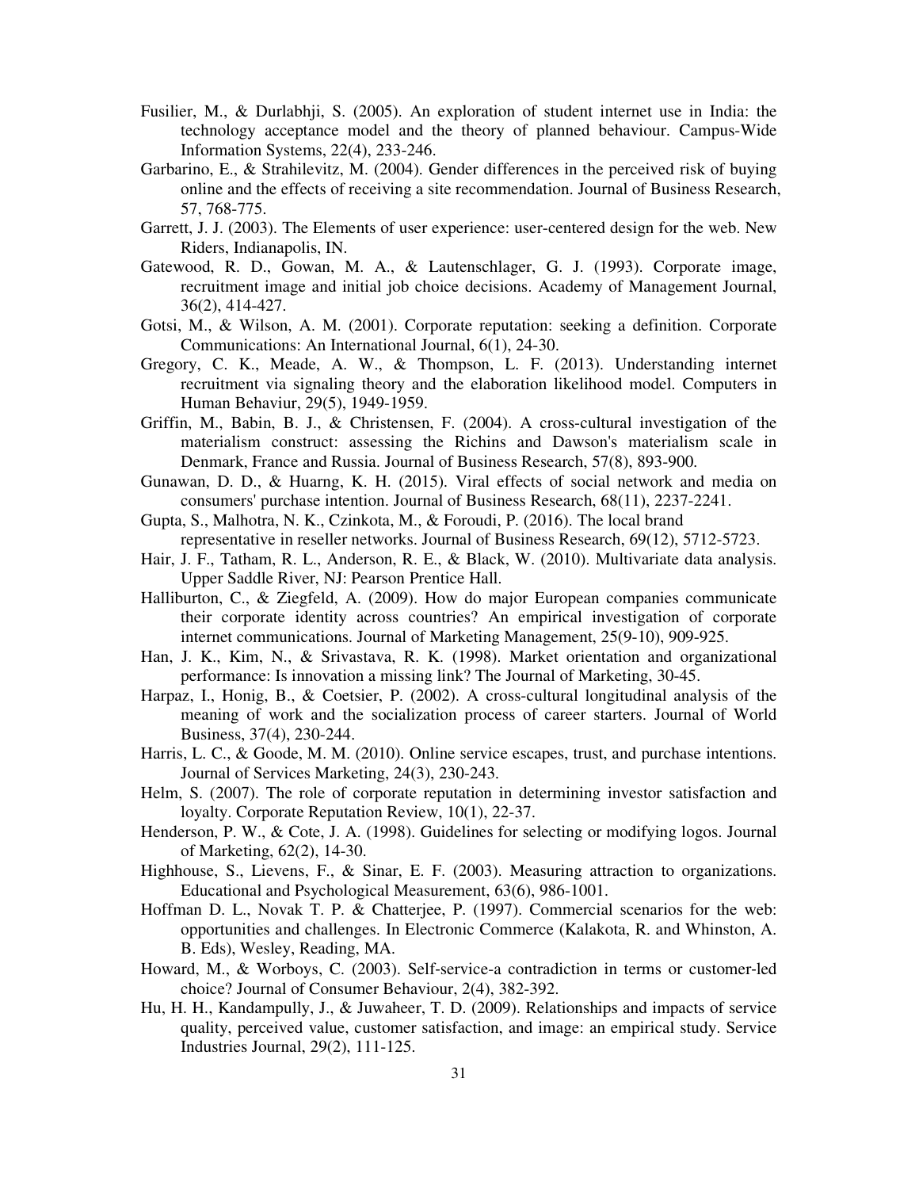Fusilier, M., & Durlabhji, S. (2005). An exploration of student internet use in India: the technology acceptance model and the theory of planned behaviour. Campus-Wide Information Systems, 22(4), 233-246.

Garbarino, E., & Strahilevitz, M. (2004). Gender differences in the perceived risk of buying online and the effects of receiving a site recommendation. Journal of Business Research, 57, 768-775.

Garrett, J. J. (2003). The Elements of user experience: user-centered design for the web. New Riders, Indianapolis, IN.

Gatewood, R. D., Gowan, M. A., & Lautenschlager, G. J. (1993). Corporate image, recruitment image and initial job choice decisions. Academy of Management Journal, 36(2), 414-427.

Gotsi, M., & Wilson, A. M. (2001). Corporate reputation: seeking a definition. Corporate Communications: An International Journal, 6(1), 24-30.

Gregory, C. K., Meade, A. W., & Thompson, L. F. (2013). Understanding internet recruitment via signaling theory and the elaboration likelihood model. Computers in Human Behaviur, 29(5), 1949-1959.

Griffin, M., Babin, B. J., & Christensen, F. (2004). A cross-cultural investigation of the materialism construct: assessing the Richins and Dawson's materialism scale in Denmark, France and Russia. Journal of Business Research, 57(8), 893-900.

Gunawan, D. D., & Huarng, K. H. (2015). Viral effects of social network and media on consumers' purchase intention. Journal of Business Research, 68(11), 2237-2241.

Gupta, S., Malhotra, N. K., Czinkota, M., & Foroudi, P. (2016). The local brand representative in reseller networks. Journal of Business Research, 69(12), 5712-5723.

Hair, J. F., Tatham, R. L., Anderson, R. E., & Black, W. (2010). Multivariate data analysis. Upper Saddle River, NJ: Pearson Prentice Hall.

Halliburton, C., & Ziegfeld, A. (2009). How do major European companies communicate their corporate identity across countries? An empirical investigation of corporate internet communications. Journal of Marketing Management, 25(9-10), 909-925.

Han, J. K., Kim, N., & Srivastava, R. K. (1998). Market orientation and organizational performance: Is innovation a missing link? The Journal of Marketing, 30-45.

Harpaz, I., Honig, B., & Coetsier, P. (2002). A cross-cultural longitudinal analysis of the meaning of work and the socialization process of career starters. Journal of World Business, 37(4), 230-244.

Harris, L. C., & Goode, M. M. (2010). Online service escapes, trust, and purchase intentions. Journal of Services Marketing, 24(3), 230-243.

Helm, S. (2007). The role of corporate reputation in determining investor satisfaction and loyalty. Corporate Reputation Review, 10(1), 22-37.

Henderson, P. W., & Cote, J. A. (1998). Guidelines for selecting or modifying logos. Journal of Marketing, 62(2), 14-30.

Highhouse, S., Lievens, F., & Sinar, E. F. (2003). Measuring attraction to organizations. Educational and Psychological Measurement, 63(6), 986-1001.

Hoffman D. L., Novak T. P. & Chatterjee, P. (1997). Commercial scenarios for the web: opportunities and challenges. In Electronic Commerce (Kalakota, R. and Whinston, A. B. Eds), Wesley, Reading, MA.

Howard, M., & Worboys, C. (2003). Self-service-a contradiction in terms or customer-led choice? Journal of Consumer Behaviour, 2(4), 382-392.

Hu, H. H., Kandampully, J., & Juwaheer, T. D. (2009). Relationships and impacts of service quality, perceived value, customer satisfaction, and image: an empirical study. Service Industries Journal, 29(2), 111-125.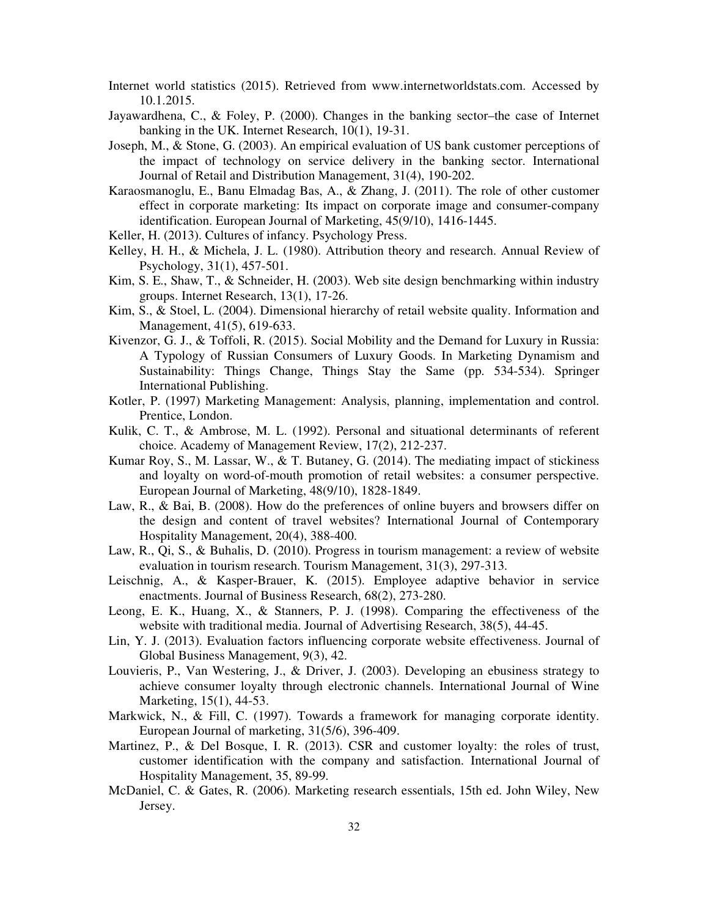Internet world statistics (2015). Retrieved from www.internetworldstats.com. Accessed by 10.1.2015.

Jayawardhena, C., & Foley, P. (2000). Changes in the banking sector–the case of Internet banking in the UK. Internet Research, 10(1), 19-31.

Joseph, M., & Stone, G. (2003). An empirical evaluation of US bank customer perceptions of the impact of technology on service delivery in the banking sector. International Journal of Retail and Distribution Management, 31(4), 190-202.

Karaosmanoglu, E., Banu Elmadag Bas, A., & Zhang, J. (2011). The role of other customer effect in corporate marketing: Its impact on corporate image and consumer-company identification. European Journal of Marketing, 45(9/10), 1416-1445.

Keller, H. (2013). Cultures of infancy. Psychology Press.

Kelley, H. H., & Michela, J. L. (1980). Attribution theory and research. Annual Review of Psychology, 31(1), 457-501.

Kim, S. E., Shaw, T., & Schneider, H. (2003). Web site design benchmarking within industry groups. Internet Research, 13(1), 17-26.

Kim, S., & Stoel, L. (2004). Dimensional hierarchy of retail website quality. Information and Management, 41(5), 619-633.

Kivenzor, G. J., & Toffoli, R. (2015). Social Mobility and the Demand for Luxury in Russia: A Typology of Russian Consumers of Luxury Goods. In Marketing Dynamism and Sustainability: Things Change, Things Stay the Same (pp. 534-534). Springer International Publishing.

Kotler, P. (1997) Marketing Management: Analysis, planning, implementation and control. Prentice, London.

Kulik, C. T., & Ambrose, M. L. (1992). Personal and situational determinants of referent choice. Academy of Management Review, 17(2), 212-237.

Kumar Roy, S., M. Lassar, W., & T. Butaney, G. (2014). The mediating impact of stickiness and loyalty on word-of-mouth promotion of retail websites: a consumer perspective. European Journal of Marketing, 48(9/10), 1828-1849.

Law, R., & Bai, B. (2008). How do the preferences of online buyers and browsers differ on the design and content of travel websites? International Journal of Contemporary Hospitality Management, 20(4), 388-400.

Law, R., Qi, S., & Buhalis, D. (2010). Progress in tourism management: a review of website evaluation in tourism research. Tourism Management, 31(3), 297-313.

Leischnig, A., & Kasper-Brauer, K. (2015). Employee adaptive behavior in service enactments. Journal of Business Research, 68(2), 273-280.

Leong, E. K., Huang, X., & Stanners, P. J. (1998). Comparing the effectiveness of the website with traditional media. Journal of Advertising Research, 38(5), 44-45.

Lin, Y. J. (2013). Evaluation factors influencing corporate website effectiveness. Journal of Global Business Management, 9(3), 42.

Louvieris, P., Van Westering, J., & Driver, J. (2003). Developing an ebusiness strategy to achieve consumer loyalty through electronic channels. International Journal of Wine Marketing, 15(1), 44-53.

Markwick, N., & Fill, C. (1997). Towards a framework for managing corporate identity. European Journal of marketing, 31(5/6), 396-409.

Martinez, P., & Del Bosque, I. R. (2013). CSR and customer loyalty: the roles of trust, customer identification with the company and satisfaction. International Journal of Hospitality Management, 35, 89-99.

McDaniel, C. & Gates, R. (2006). Marketing research essentials, 15th ed. John Wiley, New Jersey.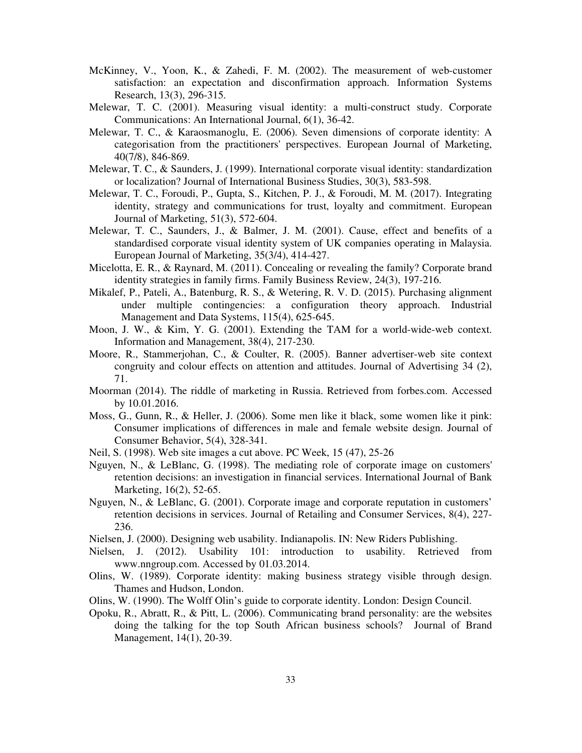McKinney, V., Yoon, K., & Zahedi, F. M. (2002). The measurement of web-customer satisfaction: an expectation and disconfirmation approach. Information Systems Research, 13(3), 296-315.

Melewar, T. C. (2001). Measuring visual identity: a multi-construct study. Corporate Communications: An International Journal, 6(1), 36-42.

Melewar, T. C., & Karaosmanoglu, E. (2006). Seven dimensions of corporate identity: A categorisation from the practitioners' perspectives. European Journal of Marketing, 40(7/8), 846-869.

Melewar, T. C., & Saunders, J. (1999). International corporate visual identity: standardization or localization? Journal of International Business Studies, 30(3), 583-598.

Melewar, T. C., Foroudi, P., Gupta, S., Kitchen, P. J., & Foroudi, M. M. (2017). Integrating identity, strategy and communications for trust, loyalty and commitment. European Journal of Marketing, 51(3), 572-604.

Melewar, T. C., Saunders, J., & Balmer, J. M. (2001). Cause, effect and benefits of a standardised corporate visual identity system of UK companies operating in Malaysia. European Journal of Marketing, 35(3/4), 414-427.

Micelotta, E. R., & Raynard, M. (2011). Concealing or revealing the family? Corporate brand identity strategies in family firms. Family Business Review, 24(3), 197-216.

Mikalef, P., Pateli, A., Batenburg, R. S., & Wetering, R. V. D. (2015). Purchasing alignment under multiple contingencies: a configuration theory approach. Industrial Management and Data Systems, 115(4), 625-645.

Moon, J. W., & Kim, Y. G. (2001). Extending the TAM for a world-wide-web context. Information and Management, 38(4), 217-230.

Moore, R., Stammerjohan, C., & Coulter, R. (2005). Banner advertiser-web site context congruity and colour effects on attention and attitudes. Journal of Advertising 34 (2), 71.

Moorman (2014). The riddle of marketing in Russia. Retrieved from forbes.com. Accessed by 10.01.2016.

Moss, G., Gunn, R., & Heller, J. (2006). Some men like it black, some women like it pink: Consumer implications of differences in male and female website design. Journal of Consumer Behavior, 5(4), 328-341.

Neil, S. (1998). Web site images a cut above. PC Week, 15 (47), 25-26

Nguyen, N., & LeBlanc, G. (1998). The mediating role of corporate image on customers' retention decisions: an investigation in financial services. International Journal of Bank Marketing, 16(2), 52-65.

Nguyen, N., & LeBlanc, G. (2001). Corporate image and corporate reputation in customers' retention decisions in services. Journal of Retailing and Consumer Services, 8(4), 227-236.

Nielsen, J. (2000). Designing web usability. Indianapolis. IN: New Riders Publishing.

Nielsen, J. (2012). Usability 101: introduction to usability. Retrieved from www.nngroup.com. Accessed by 01.03.2014.

Olins, W. (1989). Corporate identity: making business strategy visible through design. Thames and Hudson, London.

Olins, W. (1990). The Wolff Olin's guide to corporate identity. London: Design Council.

Opoku, R., Abratt, R., & Pitt, L. (2006). Communicating brand personality: are the websites doing the talking for the top South African business schools? Journal of Brand Management, 14(1), 20-39.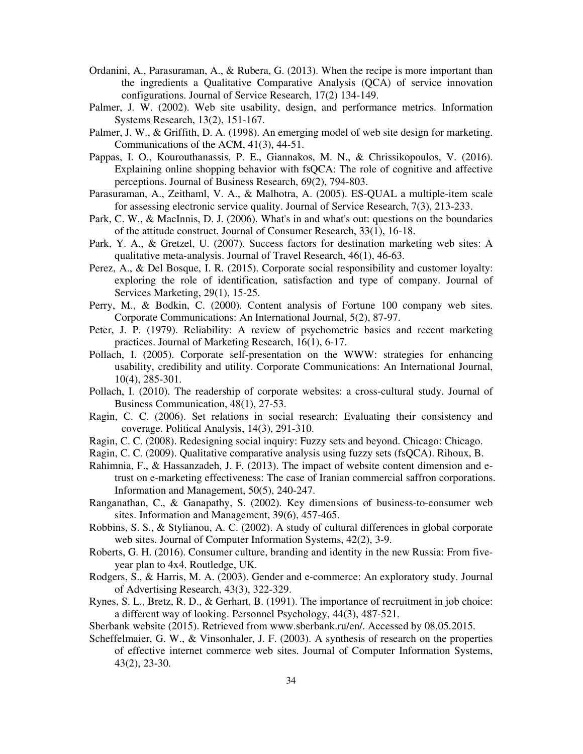Ordanini, A., Parasuraman, A., & Rubera, G. (2013). When the recipe is more important than the ingredients a Qualitative Comparative Analysis (QCA) of service innovation configurations. Journal of Service Research, 17(2) 134-149.

Palmer, J. W. (2002). Web site usability, design, and performance metrics. Information Systems Research, 13(2), 151-167.

Palmer, J. W., & Griffith, D. A. (1998). An emerging model of web site design for marketing. Communications of the ACM, 41(3), 44-51.

Pappas, I. O., Kourouthanassis, P. E., Giannakos, M. N., & Chrissikopoulos, V. (2016). Explaining online shopping behavior with fsQCA: The role of cognitive and affective perceptions. Journal of Business Research, 69(2), 794-803.

Parasuraman, A., Zeithaml, V. A., & Malhotra, A. (2005). ES-QUAL a multiple-item scale for assessing electronic service quality. Journal of Service Research, 7(3), 213-233.

Park, C. W., & MacInnis, D. J. (2006). What's in and what's out: questions on the boundaries of the attitude construct. Journal of Consumer Research, 33(1), 16-18.

Park, Y. A., & Gretzel, U. (2007). Success factors for destination marketing web sites: A qualitative meta-analysis. Journal of Travel Research, 46(1), 46-63.

Perez, A., & Del Bosque, I. R. (2015). Corporate social responsibility and customer loyalty: exploring the role of identification, satisfaction and type of company. Journal of Services Marketing, 29(1), 15-25.

Perry, M., & Bodkin, C. (2000). Content analysis of Fortune 100 company web sites. Corporate Communications: An International Journal, 5(2), 87-97.

Peter, J. P. (1979). Reliability: A review of psychometric basics and recent marketing practices. Journal of Marketing Research, 16(1), 6-17.

Pollach, I. (2005). Corporate self-presentation on the WWW: strategies for enhancing usability, credibility and utility. Corporate Communications: An International Journal, 10(4), 285-301.

Pollach, I. (2010). The readership of corporate websites: a cross-cultural study. Journal of Business Communication, 48(1), 27-53.

Ragin, C. C. (2006). Set relations in social research: Evaluating their consistency and coverage. Political Analysis, 14(3), 291-310.

Ragin, C. C. (2008). Redesigning social inquiry: Fuzzy sets and beyond. Chicago: Chicago.

Ragin, C. C. (2009). Qualitative comparative analysis using fuzzy sets (fsQCA). Rihoux, B.

Rahimnia, F., & Hassanzadeh, J. F. (2013). The impact of website content dimension and e-trust on e-marketing effectiveness: The case of Iranian commercial saffron corporations. Information and Management, 50(5), 240-247.

Ranganathan, C., & Ganapathy, S. (2002). Key dimensions of business-to-consumer web sites. Information and Management, 39(6), 457-465.

Robbins, S. S., & Stylianou, A. C. (2002). A study of cultural differences in global corporate web sites. Journal of Computer Information Systems, 42(2), 3-9.

Roberts, G. H. (2016). Consumer culture, branding and identity in the new Russia: From five-year plan to 4x4. Routledge, UK.

Rodgers, S., & Harris, M. A. (2003). Gender and e-commerce: An exploratory study. Journal of Advertising Research, 43(3), 322-329.

Rynes, S. L., Bretz, R. D., & Gerhart, B. (1991). The importance of recruitment in job choice: a different way of looking. Personnel Psychology, 44(3), 487-521.

Sberbank website (2015). Retrieved from www.sberbank.ru/en/. Accessed by 08.05.2015.

Scheffelmaier, G. W., & Vinsonhaler, J. F. (2003). A synthesis of research on the properties of effective internet commerce web sites. Journal of Computer Information Systems, 43(2), 23-30.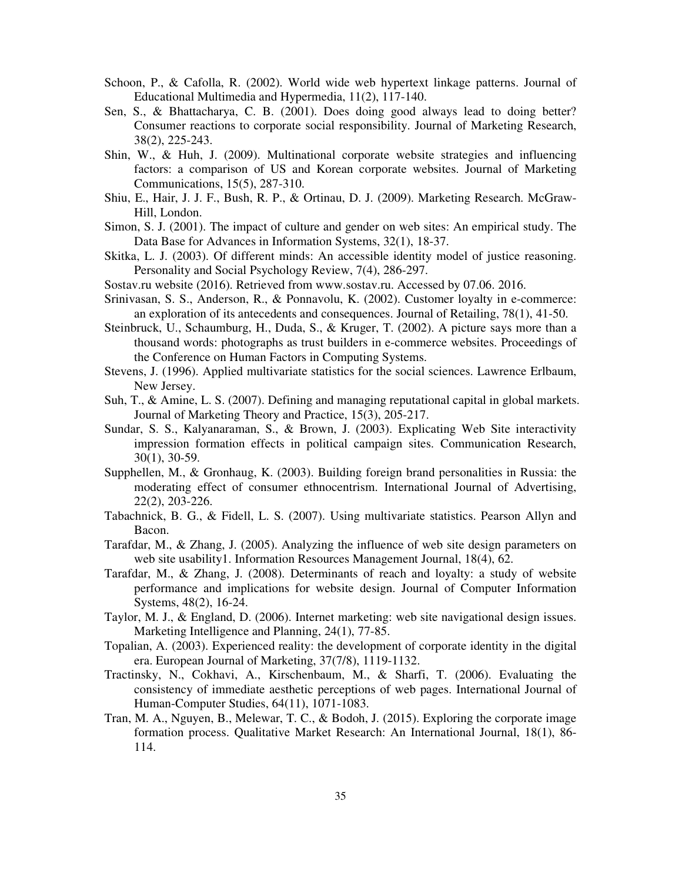Schoon, P., & Cafolla, R. (2002). World wide web hypertext linkage patterns. Journal of Educational Multimedia and Hypermedia, 11(2), 117-140.

Sen, S., & Bhattacharya, C. B. (2001). Does doing good always lead to doing better? Consumer reactions to corporate social responsibility. Journal of Marketing Research, 38(2), 225-243.

Shin, W., & Huh, J. (2009). Multinational corporate website strategies and influencing factors: a comparison of US and Korean corporate websites. Journal of Marketing Communications, 15(5), 287-310.

Shiu, E., Hair, J. J. F., Bush, R. P., & Ortinau, D. J. (2009). Marketing Research. McGraw-Hill, London.

Simon, S. J. (2001). The impact of culture and gender on web sites: An empirical study. The Data Base for Advances in Information Systems, 32(1), 18-37.

Skitka, L. J. (2003). Of different minds: An accessible identity model of justice reasoning. Personality and Social Psychology Review, 7(4), 286-297.

Sostav.ru website (2016). Retrieved from www.sostav.ru. Accessed by 07.06. 2016.

Srinivasan, S. S., Anderson, R., & Ponnavolu, K. (2002). Customer loyalty in e-commerce: an exploration of its antecedents and consequences. Journal of Retailing, 78(1), 41-50.

Steinbruck, U., Schaumburg, H., Duda, S., & Kruger, T. (2002). A picture says more than a thousand words: photographs as trust builders in e-commerce websites. Proceedings of the Conference on Human Factors in Computing Systems.

Stevens, J. (1996). Applied multivariate statistics for the social sciences. Lawrence Erlbaum, New Jersey.

Suh, T., & Amine, L. S. (2007). Defining and managing reputational capital in global markets. Journal of Marketing Theory and Practice, 15(3), 205-217.

Sundar, S. S., Kalyanaraman, S., & Brown, J. (2003). Explicating Web Site interactivity impression formation effects in political campaign sites. Communication Research, 30(1), 30-59.

Supphellen, M., & Gronhaug, K. (2003). Building foreign brand personalities in Russia: the moderating effect of consumer ethnocentrism. International Journal of Advertising, 22(2), 203-226.

Tabachnick, B. G., & Fidell, L. S. (2007). Using multivariate statistics. Pearson Allyn and Bacon.

Tarafdar, M., & Zhang, J. (2005). Analyzing the influence of web site design parameters on web site usability1. Information Resources Management Journal, 18(4), 62.

Tarafdar, M., & Zhang, J. (2008). Determinants of reach and loyalty: a study of website performance and implications for website design. Journal of Computer Information Systems, 48(2), 16-24.

Taylor, M. J., & England, D. (2006). Internet marketing: web site navigational design issues. Marketing Intelligence and Planning, 24(1), 77-85.

Topalian, A. (2003). Experienced reality: the development of corporate identity in the digital era. European Journal of Marketing, 37(7/8), 1119-1132.

Tractinsky, N., Cokhavi, A., Kirschenbaum, M., & Sharfi, T. (2006). Evaluating the consistency of immediate aesthetic perceptions of web pages. International Journal of Human-Computer Studies, 64(11), 1071-1083.

Tran, M. A., Nguyen, B., Melewar, T. C., & Bodoh, J. (2015). Exploring the corporate image formation process. Qualitative Market Research: An International Journal, 18(1), 86-114.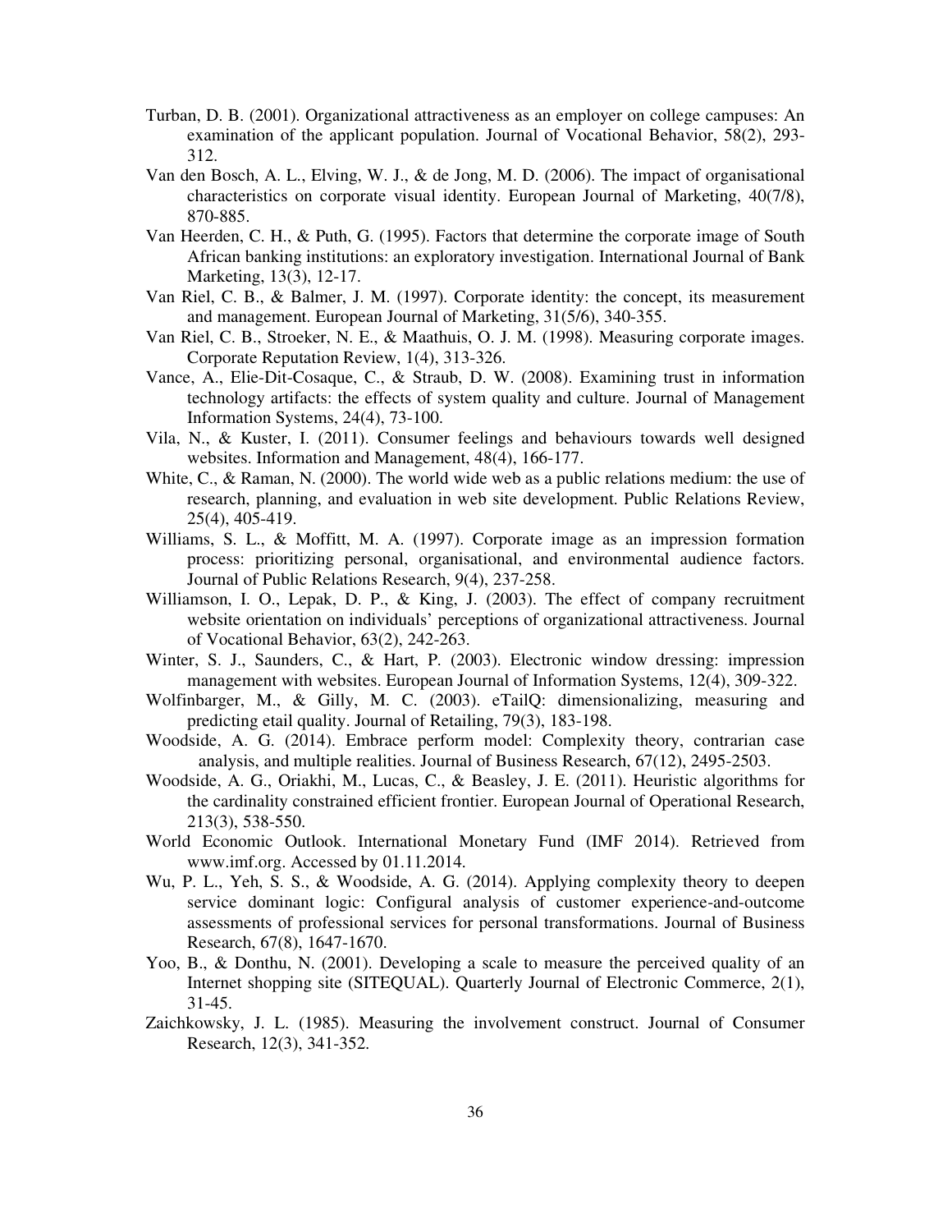Turban, D. B. (2001). Organizational attractiveness as an employer on college campuses: An examination of the applicant population. Journal of Vocational Behavior, 58(2), 293-312.

Van den Bosch, A. L., Elving, W. J., & de Jong, M. D. (2006). The impact of organisational characteristics on corporate visual identity. European Journal of Marketing, 40(7/8), 870-885.

Van Heerden, C. H., & Puth, G. (1995). Factors that determine the corporate image of South African banking institutions: an exploratory investigation. International Journal of Bank Marketing, 13(3), 12-17.

Van Riel, C. B., & Balmer, J. M. (1997). Corporate identity: the concept, its measurement and management. European Journal of Marketing, 31(5/6), 340-355.

Van Riel, C. B., Stroeker, N. E., & Maathuis, O. J. M. (1998). Measuring corporate images. Corporate Reputation Review, 1(4), 313-326.

Vance, A., Elie-Dit-Cosaque, C., & Straub, D. W. (2008). Examining trust in information technology artifacts: the effects of system quality and culture. Journal of Management Information Systems, 24(4), 73-100.

Vila, N., & Kuster, I. (2011). Consumer feelings and behaviours towards well designed websites. Information and Management, 48(4), 166-177.

White, C., & Raman, N. (2000). The world wide web as a public relations medium: the use of research, planning, and evaluation in web site development. Public Relations Review, 25(4), 405-419.

Williams, S. L., & Moffitt, M. A. (1997). Corporate image as an impression formation process: prioritizing personal, organisational, and environmental audience factors. Journal of Public Relations Research, 9(4), 237-258.

Williamson, I. O., Lepak, D. P., & King, J. (2003). The effect of company recruitment website orientation on individuals' perceptions of organizational attractiveness. Journal of Vocational Behavior, 63(2), 242-263.

Winter, S. J., Saunders, C., & Hart, P. (2003). Electronic window dressing: impression management with websites. European Journal of Information Systems, 12(4), 309-322.

Wolfinbarger, M., & Gilly, M. C. (2003). eTailQ: dimensionalizing, measuring and predicting etail quality. Journal of Retailing, 79(3), 183-198.

Woodside, A. G. (2014). Embrace perform model: Complexity theory, contrarian case analysis, and multiple realities. Journal of Business Research, 67(12), 2495-2503.

Woodside, A. G., Oriakhi, M., Lucas, C., & Beasley, J. E. (2011). Heuristic algorithms for the cardinality constrained efficient frontier. European Journal of Operational Research, 213(3), 538-550.

World Economic Outlook. International Monetary Fund (IMF 2014). Retrieved from www.imf.org. Accessed by 01.11.2014.

Wu, P. L., Yeh, S. S., & Woodside, A. G. (2014). Applying complexity theory to deepen service dominant logic: Configural analysis of customer experience-and-outcome assessments of professional services for personal transformations. Journal of Business Research, 67(8), 1647-1670.

Yoo, B., & Donthu, N. (2001). Developing a scale to measure the perceived quality of an Internet shopping site (SITEQUAL). Quarterly Journal of Electronic Commerce, 2(1), 31-45.

Zaichkowsky, J. L. (1985). Measuring the involvement construct. Journal of Consumer Research, 12(3), 341-352.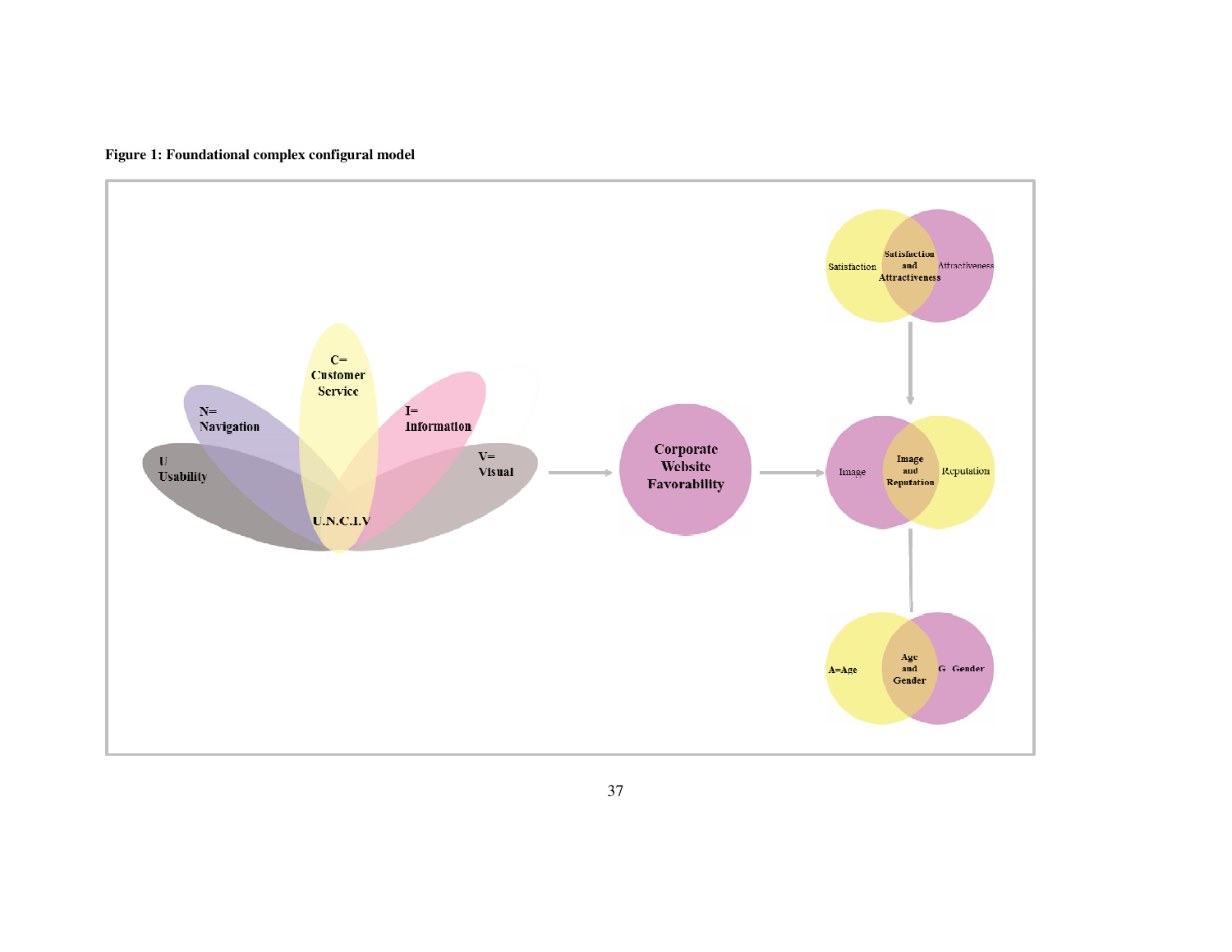**Figure 1: Foundational complex configural model**

C= Customer Service

N= Navigation

I= Information

U Usability

V= Visual

U.N.C.I.V

Corporate Website Favorability

Satisfaction

Satisfaction and Attractiveness

Attractiveness

Image

Image and Reputation

Reputation

A=Age

Age and Gender

G Gender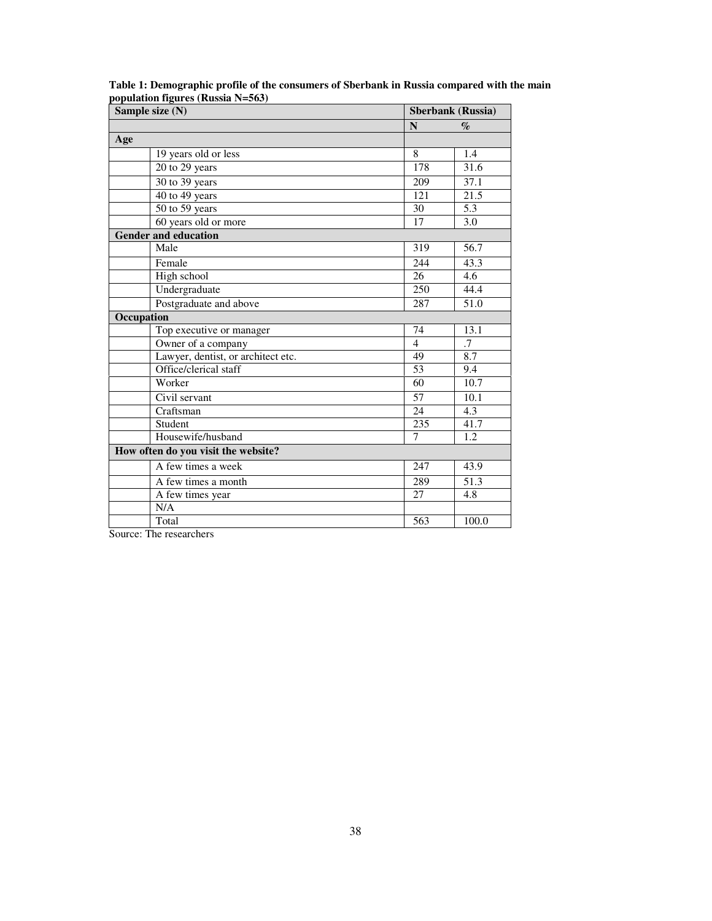**Table 1: Demographic profile of the consumers of Sberbank in Russia compared with the main population figures (Russia N=563)**

| Sample size (N) | | Sberbank (Russia) | |
|---|---|---|---|
| | | **N** | **%** |
| **Age** | | | |
| | 19 years old or less | 8 | 1.4 |
| | 20 to 29 years | 178 | 31.6 |
| | 30 to 39 years | 209 | 37.1 |
| | 40 to 49 years | 121 | 21.5 |
| | 50 to 59 years | 30 | 5.3 |
| | 60 years old or more | 17 | 3.0 |
| **Gender and education** | | | |
| | Male | 319 | 56.7 |
| | Female | 244 | 43.3 |
| | High school | 26 | 4.6 |
| | Undergraduate | 250 | 44.4 |
| | Postgraduate and above | 287 | 51.0 |
| **Occupation** | | | |
| | Top executive or manager | 74 | 13.1 |
| | Owner of a company | 4 | .7 |
| | Lawyer, dentist, or architect etc. | 49 | 8.7 |
| | Office/clerical staff | 53 | 9.4 |
| | Worker | 60 | 10.7 |
| | Civil servant | 57 | 10.1 |
| | Craftsman | 24 | 4.3 |
| | Student | 235 | 41.7 |
| | Housewife/husband | 7 | 1.2 |
| **How often do you visit the website?** | | | |
| | A few times a week | 247 | 43.9 |
| | A few times a month | 289 | 51.3 |
| | A few times year | 27 | 4.8 |
| | N/A | | |
| | Total | 563 | 100.0 |

Source: The researchers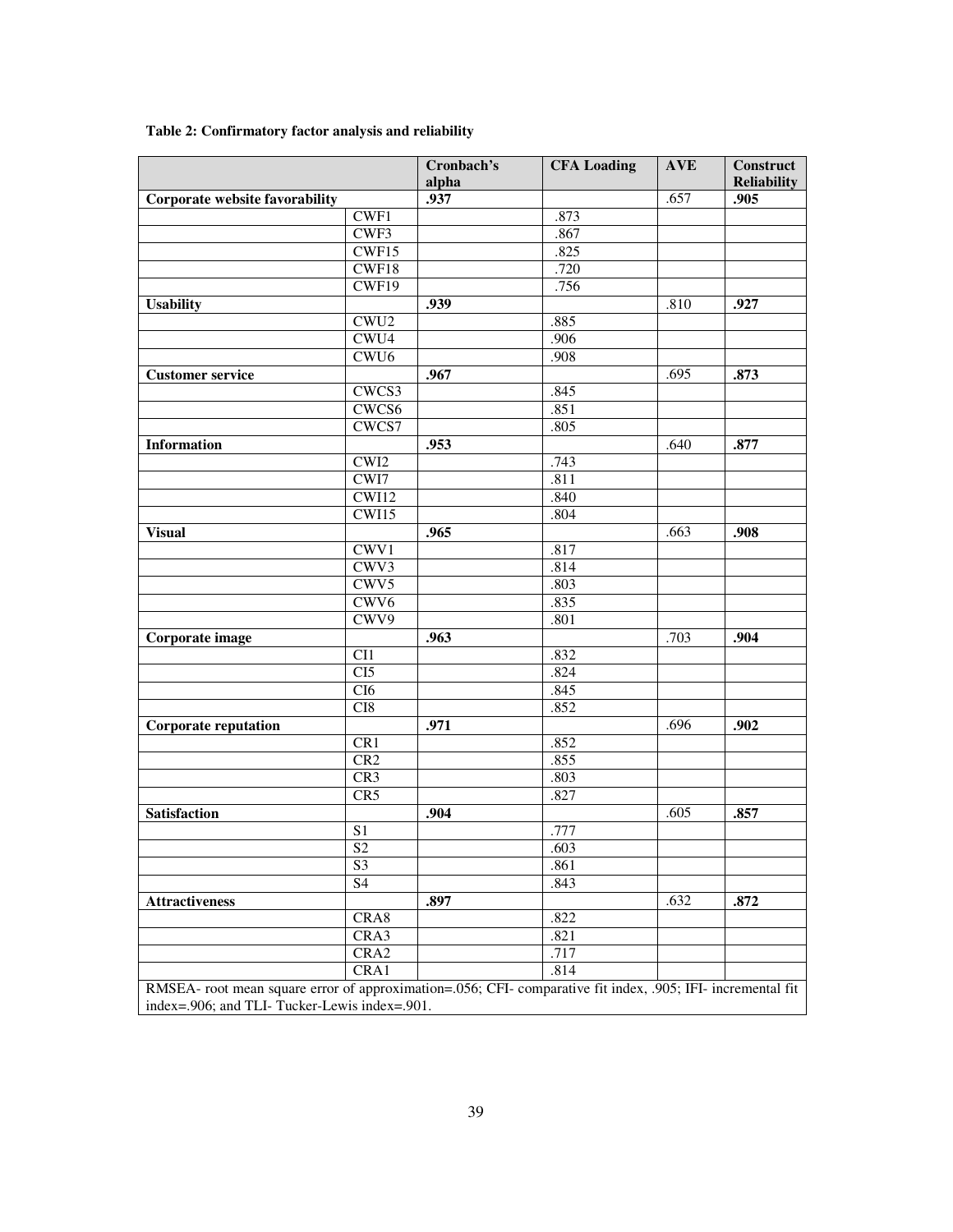**Table 2: Confirmatory factor analysis and reliability**

| | | Cronbach's alpha | CFA Loading | AVE | Construct Reliability |
|---|---|---|---|---|---|
| **Corporate website favorability** | | **.937** | | .657 | **.905** |
| | CWF1 | | .873 | | |
| | CWF3 | | .867 | | |
| | CWF15 | | .825 | | |
| | CWF18 | | .720 | | |
| | CWF19 | | .756 | | |
| **Usability** | | **.939** | | .810 | **.927** |
| | CWU2 | | .885 | | |
| | CWU4 | | .906 | | |
| | CWU6 | | .908 | | |
| **Customer service** | | **.967** | | .695 | **.873** |
| | CWCS3 | | .845 | | |
| | CWCS6 | | .851 | | |
| | CWCS7 | | .805 | | |
| **Information** | | **.953** | | .640 | **.877** |
| | CWI2 | | .743 | | |
| | CWI7 | | .811 | | |
| | CWI12 | | .840 | | |
| | CWI15 | | .804 | | |
| **Visual** | | **.965** | | .663 | **.908** |
| | CWV1 | | .817 | | |
| | CWV3 | | .814 | | |
| | CWV5 | | .803 | | |
| | CWV6 | | .835 | | |
| | CWV9 | | .801 | | |
| **Corporate image** | | **.963** | | .703 | **.904** |
| | CI1 | | .832 | | |
| | CI5 | | .824 | | |
| | CI6 | | .845 | | |
| | CI8 | | .852 | | |
| **Corporate reputation** | | **.971** | | .696 | **.902** |
| | CR1 | | .852 | | |
| | CR2 | | .855 | | |
| | CR3 | | .803 | | |
| | CR5 | | .827 | | |
| **Satisfaction** | | **.904** | | .605 | **.857** |
| | S1 | | .777 | | |
| | S2 | | .603 | | |
| | S3 | | .861 | | |
| | S4 | | .843 | | |
| **Attractiveness** | | **.897** | | .632 | **.872** |
| | CRA8 | | .822 | | |
| | CRA3 | | .821 | | |
| | CRA2 | | .717 | | |
| | CRA1 | | .814 | | |

RMSEA- root mean square error of approximation=.056; CFI- comparative fit index, .905; IFI- incremental fit index=.906; and TLI- Tucker-Lewis index=.901.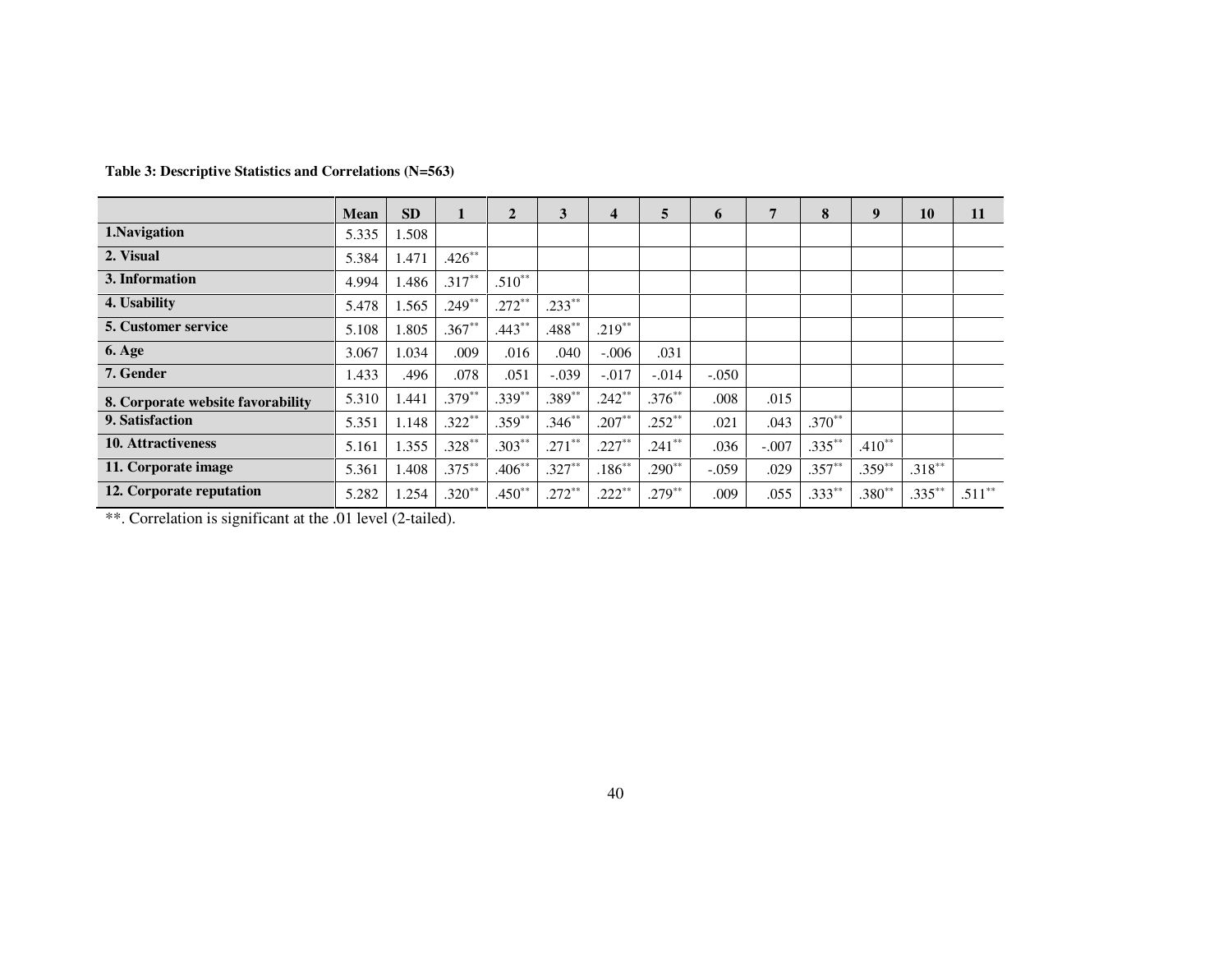**Table 3: Descriptive Statistics and Correlations (N=563)**

| | Mean | SD | 1 | 2 | 3 | 4 | 5 | 6 | 7 | 8 | 9 | 10 | 11 |
|---|---|---|---|---|---|---|---|---|---|---|---|---|---|
| **1.Navigation** | 5.335 | 1.508 | | | | | | | | | | | |
| **2. Visual** | 5.384 | 1.471 | .426** | | | | | | | | | | |
| **3. Information** | 4.994 | 1.486 | .317** | .510** | | | | | | | | | |
| **4. Usability** | 5.478 | 1.565 | .249** | .272** | .233** | | | | | | | | |
| **5. Customer service** | 5.108 | 1.805 | .367** | .443** | .488** | .219** | | | | | | | |
| **6. Age** | 3.067 | 1.034 | .009 | .016 | .040 | -.006 | .031 | | | | | | |
| **7. Gender** | 1.433 | .496 | .078 | .051 | -.039 | -.017 | -.014 | -.050 | | | | | |
| **8. Corporate website favorability** | 5.310 | 1.441 | .379** | .339** | .389** | .242** | .376** | .008 | .015 | | | | |
| **9. Satisfaction** | 5.351 | 1.148 | .322** | .359** | .346** | .207** | .252** | .021 | .043 | .370** | | | |
| **10. Attractiveness** | 5.161 | 1.355 | .328** | .303** | .271** | .227** | .241** | .036 | -.007 | .335** | .410** | | |
| **11. Corporate image** | 5.361 | 1.408 | .375** | .406** | .327** | .186** | .290** | -.059 | .029 | .357** | .359** | .318** | |
| **12. Corporate reputation** | 5.282 | 1.254 | .320** | .450** | .272** | .222** | .279** | .009 | .055 | .333** | .380** | .335** | .511** |

**. Correlation is significant at the .01 level (2-tailed).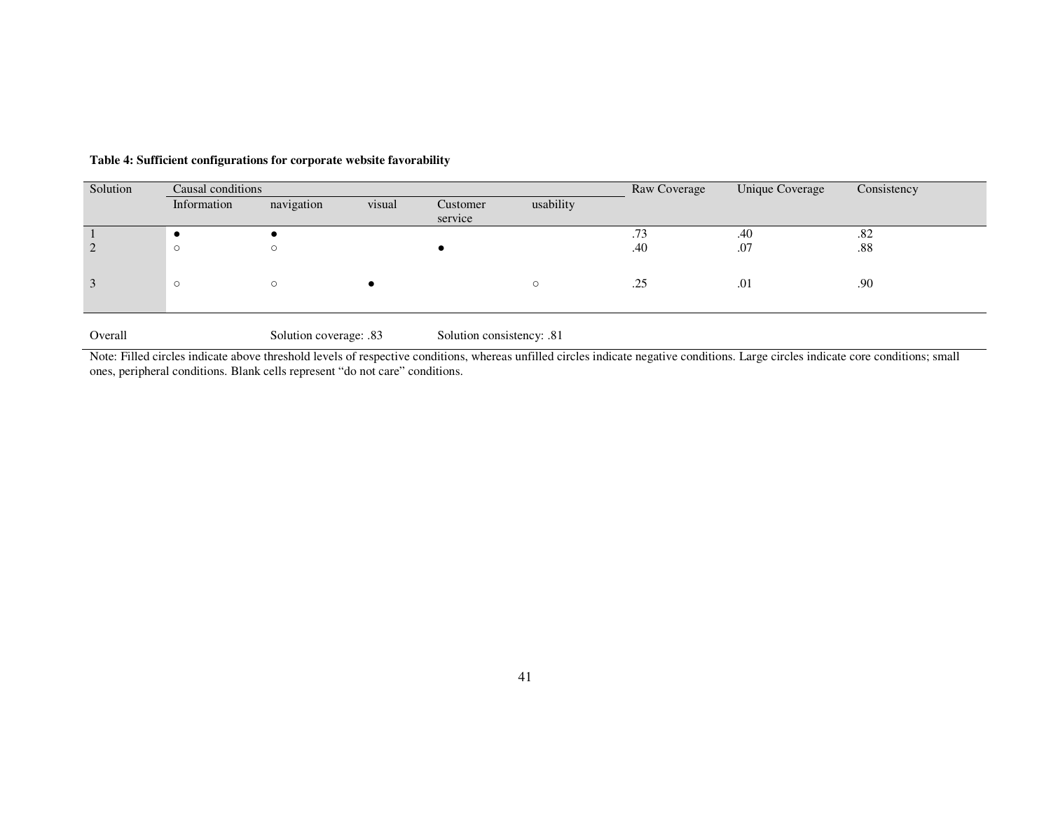**Table 4: Sufficient configurations for corporate website favorability**

| Solution | Causal conditions | | | | | Raw Coverage | Unique Coverage | Consistency |
|---|---|---|---|---|---|---|---|---|
| | Information | navigation | visual | Customer service | usability | | | |
| 1 | ● | ● | | | | .73 | .40 | .82 |
| 2 | ○ | ○ | | ● | | .40 | .07 | .88 |
| 3 | ○ | ○ | ● | | ○ | .25 | .01 | .90 |
| Overall | | Solution coverage: .83 | | Solution consistency: .81 | | | | |

Note: Filled circles indicate above threshold levels of respective conditions, whereas unfilled circles indicate negative conditions. Large circles indicate core conditions; small ones, peripheral conditions. Blank cells represent "do not care" conditions.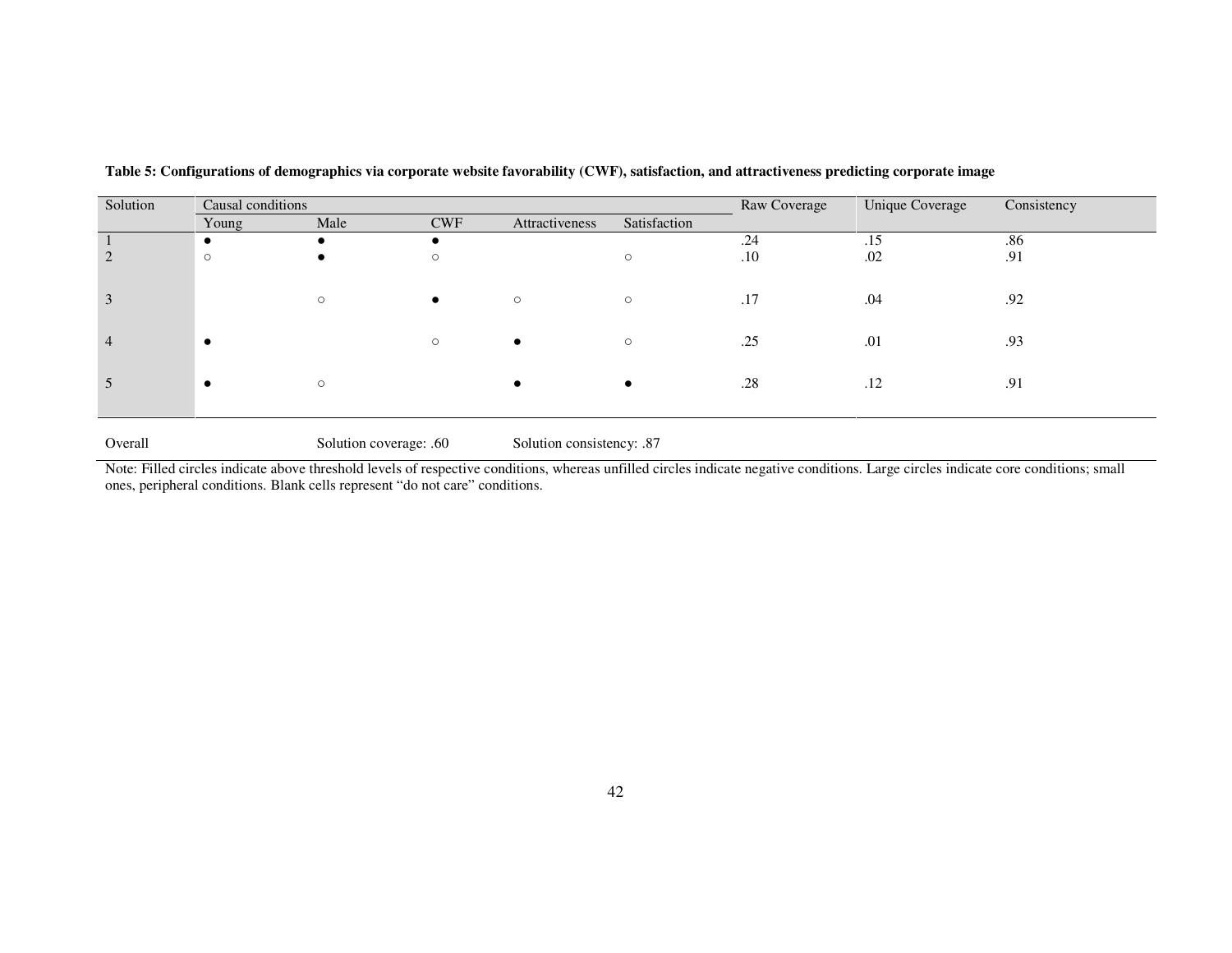**Table 5: Configurations of demographics via corporate website favorability (CWF), satisfaction, and attractiveness predicting corporate image**

| Solution | Causal conditions | | | | | Raw Coverage | Unique Coverage | Consistency |
|---|---|---|---|---|---|---|---|---|
| | Young | Male | CWF | Attractiveness | Satisfaction | | | |
| 1 | ● | ● | ● | | | .24 | .15 | .86 |
| 2 | ○ | ● | ○ | | ○ | .10 | .02 | .91 |
| 3 | | ○ | ● | ○ | ○ | .17 | .04 | .92 |
| 4 | ● | | ○ | ● | ○ | .25 | .01 | .93 |
| 5 | ● | ○ | | ● | ● | .28 | .12 | .91 |
| Overall | | Solution coverage: .60 | | Solution consistency: .87 | | | | |

Note: Filled circles indicate above threshold levels of respective conditions, whereas unfilled circles indicate negative conditions. Large circles indicate core conditions; small ones, peripheral conditions. Blank cells represent "do not care" conditions.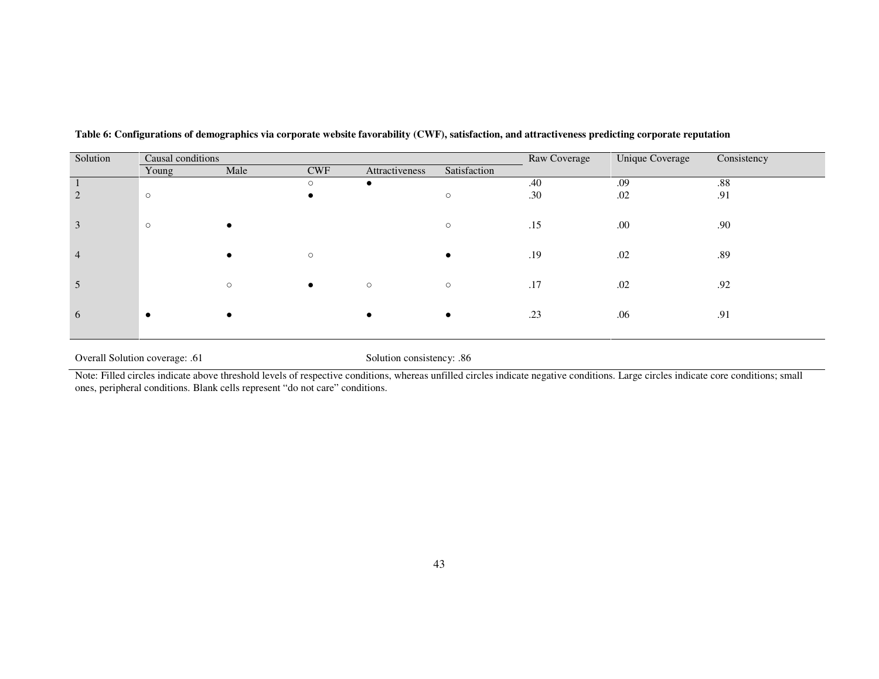**Table 6: Configurations of demographics via corporate website favorability (CWF), satisfaction, and attractiveness predicting corporate reputation**

| Solution | Causal conditions | | | | | Raw Coverage | Unique Coverage | Consistency |
|---|---|---|---|---|---|---|---|---|
| | Young | Male | CWF | Attractiveness | Satisfaction | | | |
| 1 | | | ○ | ● | | .40 | .09 | .88 |
| 2 | ○ | | ● | | ○ | .30 | .02 | .91 |
| 3 | ○ | ● | | | ○ | .15 | .00 | .90 |
| 4 | | ● | ○ | | ● | .19 | .02 | .89 |
| 5 | | ○ | ● | ○ | ○ | .17 | .02 | .92 |
| 6 | ● | ● | | ● | ● | .23 | .06 | .91 |

Overall Solution coverage: .61 Solution consistency: .86

Note: Filled circles indicate above threshold levels of respective conditions, whereas unfilled circles indicate negative conditions. Large circles indicate core conditions; small ones, peripheral conditions. Blank cells represent "do not care" conditions.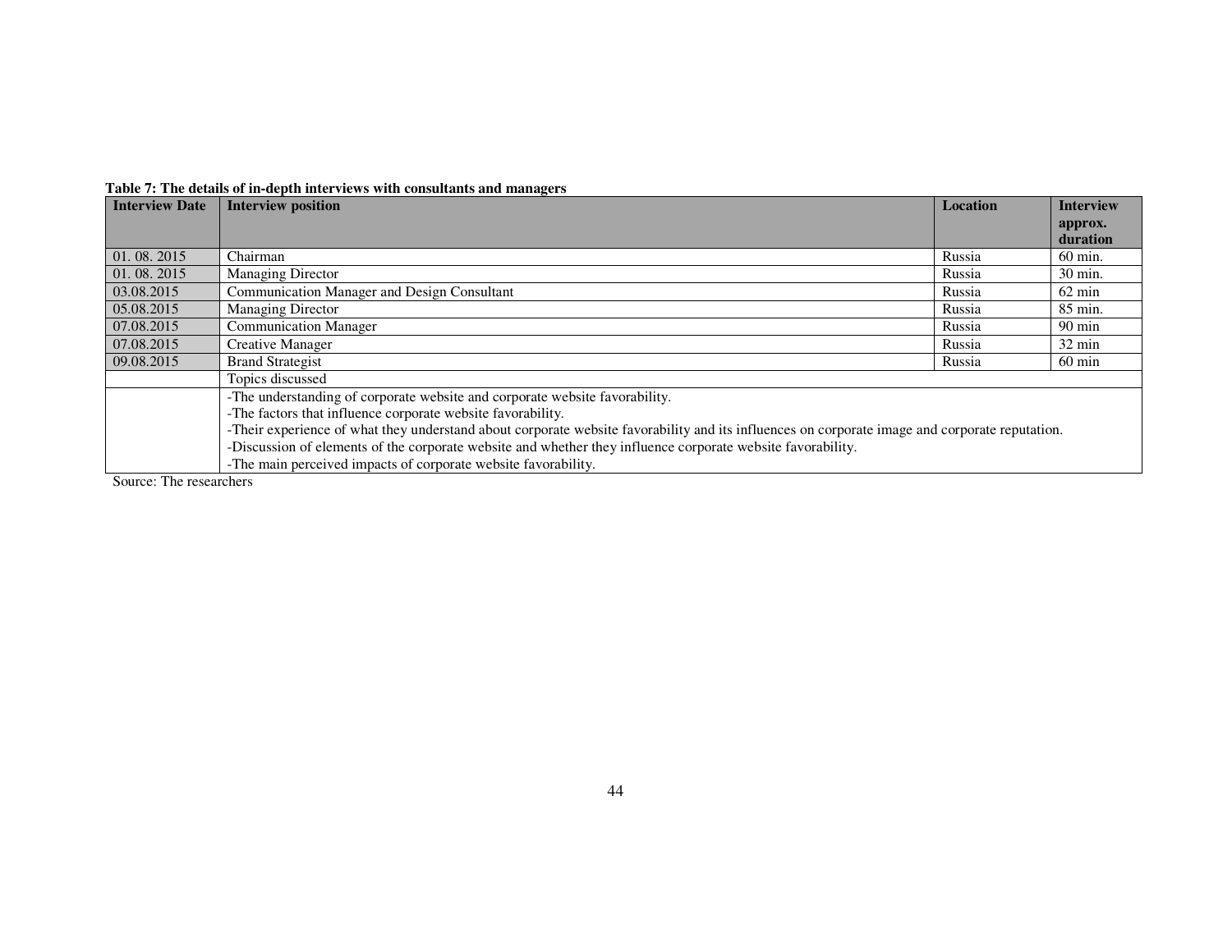**Table 7: The details of in-depth interviews with consultants and managers**

| Interview Date | Interview position | Location | Interview approx. duration |
|---|---|---|---|
| 01. 08. 2015 | Chairman | Russia | 60 min. |
| 01. 08. 2015 | Managing Director | Russia | 30 min. |
| 03.08.2015 | Communication Manager and Design Consultant | Russia | 62 min |
| 05.08.2015 | Managing Director | Russia | 85 min. |
| 07.08.2015 | Communication Manager | Russia | 90 min |
| 07.08.2015 | Creative Manager | Russia | 32 min |
| 09.08.2015 | Brand Strategist | Russia | 60 min |
| | Topics discussed | | |
| | -The understanding of corporate website and corporate website favorability.<br>-The factors that influence corporate website favorability.<br>-Their experience of what they understand about corporate website favorability and its influences on corporate image and corporate reputation.<br>-Discussion of elements of the corporate website and whether they influence corporate website favorability.<br>-The main perceived impacts of corporate website favorability. | | |

Source: The researchers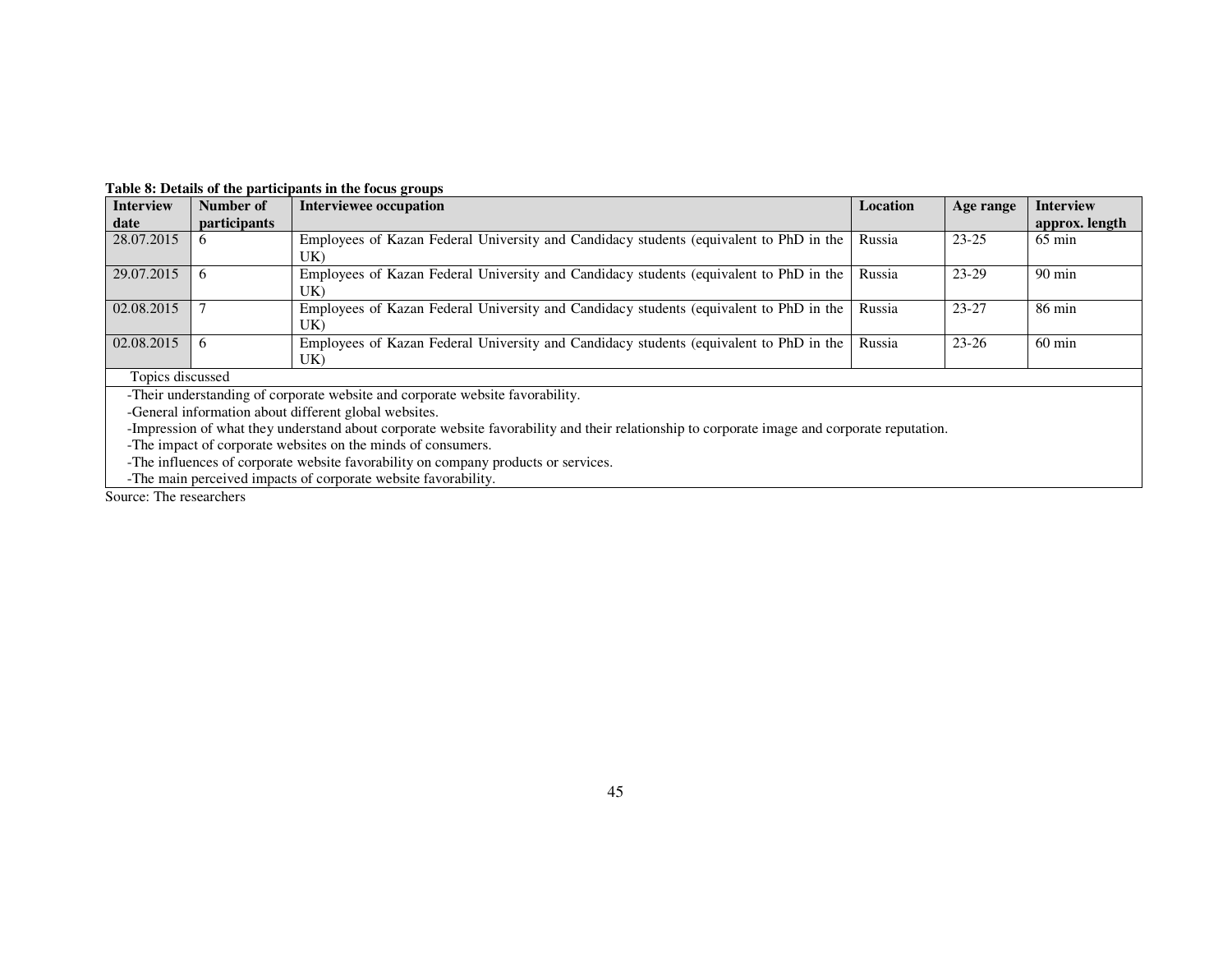**Table 8: Details of the participants in the focus groups**

| Interview date | Number of participants | Interviewee occupation | Location | Age range | Interview approx. length |
|---|---|---|---|---|---|
| 28.07.2015 | 6 | Employees of Kazan Federal University and Candidacy students (equivalent to PhD in the UK) | Russia | 23-25 | 65 min |
| 29.07.2015 | 6 | Employees of Kazan Federal University and Candidacy students (equivalent to PhD in the UK) | Russia | 23-29 | 90 min |
| 02.08.2015 | 7 | Employees of Kazan Federal University and Candidacy students (equivalent to PhD in the UK) | Russia | 23-27 | 86 min |
| 02.08.2015 | 6 | Employees of Kazan Federal University and Candidacy students (equivalent to PhD in the UK) | Russia | 23-26 | 60 min |
| Topics discussed | | | | | |
| -Their understanding of corporate website and corporate website favorability.<br>-General information about different global websites.<br>-Impression of what they understand about corporate website favorability and their relationship to corporate image and corporate reputation.<br>-The impact of corporate websites on the minds of consumers.<br>-The influences of corporate website favorability on company products or services.<br>-The main perceived impacts of corporate website favorability. | | | | | |

Source: The researchers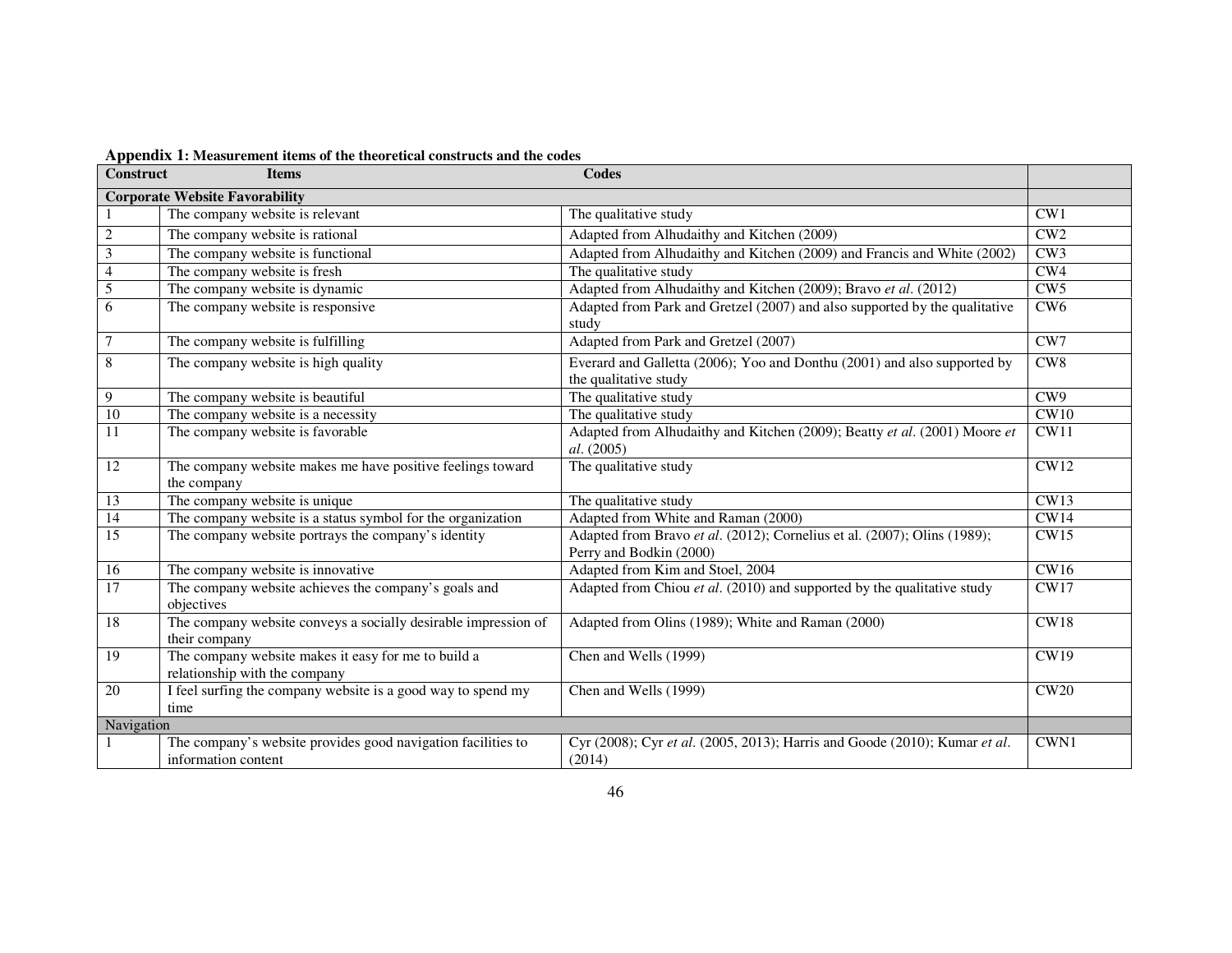**Appendix 1: Measurement items of the theoretical constructs and the codes**

| Construct | Items | Codes | |
|---|---|---|---|
| **Corporate Website Favorability** | | | |
| 1 | The company website is relevant | The qualitative study | CW1 |
| 2 | The company website is rational | Adapted from Alhudaithy and Kitchen (2009) | CW2 |
| 3 | The company website is functional | Adapted from Alhudaithy and Kitchen (2009) and Francis and White (2002) | CW3 |
| 4 | The company website is fresh | The qualitative study | CW4 |
| 5 | The company website is dynamic | Adapted from Alhudaithy and Kitchen (2009); Bravo *et al*. (2012) | CW5 |
| 6 | The company website is responsive | Adapted from Park and Gretzel (2007) and also supported by the qualitative study | CW6 |
| 7 | The company website is fulfilling | Adapted from Park and Gretzel (2007) | CW7 |
| 8 | The company website is high quality | Everard and Galletta (2006); Yoo and Donthu (2001) and also supported by the qualitative study | CW8 |
| 9 | The company website is beautiful | The qualitative study | CW9 |
| 10 | The company website is a necessity | The qualitative study | CW10 |
| 11 | The company website is favorable | Adapted from Alhudaithy and Kitchen (2009); Beatty *et al*. (2001) Moore *et al*. (2005) | CW11 |
| 12 | The company website makes me have positive feelings toward the company | The qualitative study | CW12 |
| 13 | The company website is unique | The qualitative study | CW13 |
| 14 | The company website is a status symbol for the organization | Adapted from White and Raman (2000) | CW14 |
| 15 | The company website portrays the company's identity | Adapted from Bravo *et al*. (2012); Cornelius et al. (2007); Olins (1989); Perry and Bodkin (2000) | CW15 |
| 16 | The company website is innovative | Adapted from Kim and Stoel, 2004 | CW16 |
| 17 | The company website achieves the company's goals and objectives | Adapted from Chiou *et al*. (2010) and supported by the qualitative study | CW17 |
| 18 | The company website conveys a socially desirable impression of their company | Adapted from Olins (1989); White and Raman (2000) | CW18 |
| 19 | The company website makes it easy for me to build a relationship with the company | Chen and Wells (1999) | CW19 |
| 20 | I feel surfing the company website is a good way to spend my time | Chen and Wells (1999) | CW20 |
| Navigation | | | |
| 1 | The company's website provides good navigation facilities to information content | Cyr (2008); Cyr *et al*. (2005, 2013); Harris and Goode (2010); Kumar *et al*. (2014) | CWN1 |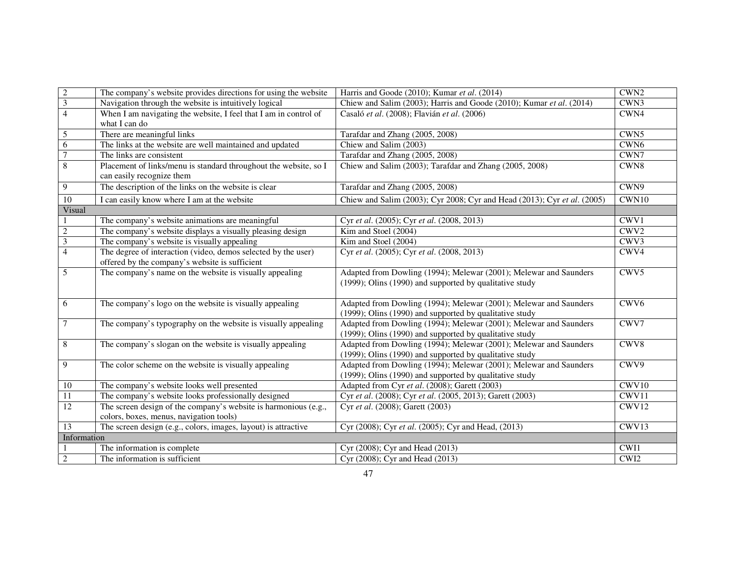| | | | |
|---|---|---|---|
| 2 | The company's website provides directions for using the website | Harris and Goode (2010); Kumar *et al*. (2014) | CWN2 |
| 3 | Navigation through the website is intuitively logical | Chiew and Salim (2003); Harris and Goode (2010); Kumar *et al*. (2014) | CWN3 |
| 4 | When I am navigating the website, I feel that I am in control of what I can do | Casaló *et al*. (2008); Flavián *et al*. (2006) | CWN4 |
| 5 | There are meaningful links | Tarafdar and Zhang (2005, 2008) | CWN5 |
| 6 | The links at the website are well maintained and updated | Chiew and Salim (2003) | CWN6 |
| 7 | The links are consistent | Tarafdar and Zhang (2005, 2008) | CWN7 |
| 8 | Placement of links/menu is standard throughout the website, so I can easily recognize them | Chiew and Salim (2003); Tarafdar and Zhang (2005, 2008) | CWN8 |
| 9 | The description of the links on the website is clear | Tarafdar and Zhang (2005, 2008) | CWN9 |
| 10 | I can easily know where I am at the website | Chiew and Salim (2003); Cyr 2008; Cyr and Head (2013); Cyr *et al*. (2005) | CWN10 |
| Visual | | | |
| 1 | The company's website animations are meaningful | Cyr *et al*. (2005); Cyr *et al*. (2008, 2013) | CWV1 |
| 2 | The company's website displays a visually pleasing design | Kim and Stoel (2004) | CWV2 |
| 3 | The company's website is visually appealing | Kim and Stoel (2004) | CWV3 |
| 4 | The degree of interaction (video, demos selected by the user) offered by the company's website is sufficient | Cyr *et al*. (2005); Cyr *et al*. (2008, 2013) | CWV4 |
| 5 | The company's name on the website is visually appealing | Adapted from Dowling (1994); Melewar (2001); Melewar and Saunders (1999); Olins (1990) and supported by qualitative study | CWV5 |
| 6 | The company's logo on the website is visually appealing | Adapted from Dowling (1994); Melewar (2001); Melewar and Saunders (1999); Olins (1990) and supported by qualitative study | CWV6 |
| 7 | The company's typography on the website is visually appealing | Adapted from Dowling (1994); Melewar (2001); Melewar and Saunders (1999); Olins (1990) and supported by qualitative study | CWV7 |
| 8 | The company's slogan on the website is visually appealing | Adapted from Dowling (1994); Melewar (2001); Melewar and Saunders (1999); Olins (1990) and supported by qualitative study | CWV8 |
| 9 | The color scheme on the website is visually appealing | Adapted from Dowling (1994); Melewar (2001); Melewar and Saunders (1999); Olins (1990) and supported by qualitative study | CWV9 |
| 10 | The company's website looks well presented | Adapted from Cyr *et al*. (2008); Garett (2003) | CWV10 |
| 11 | The company's website looks professionally designed | Cyr *et al*. (2008); Cyr *et al*. (2005, 2013); Garett (2003) | CWV11 |
| 12 | The screen design of the company's website is harmonious (e.g., colors, boxes, menus, navigation tools) | Cyr *et al*. (2008); Garett (2003) | CWV12 |
| 13 | The screen design (e.g., colors, images, layout) is attractive | Cyr (2008); Cyr *et al*. (2005); Cyr and Head, (2013) | CWV13 |
| Information | | | |
| 1 | The information is complete | Cyr (2008); Cyr and Head (2013) | CWI1 |
| 2 | The information is sufficient | Cyr (2008); Cyr and Head (2013) | CWI2 |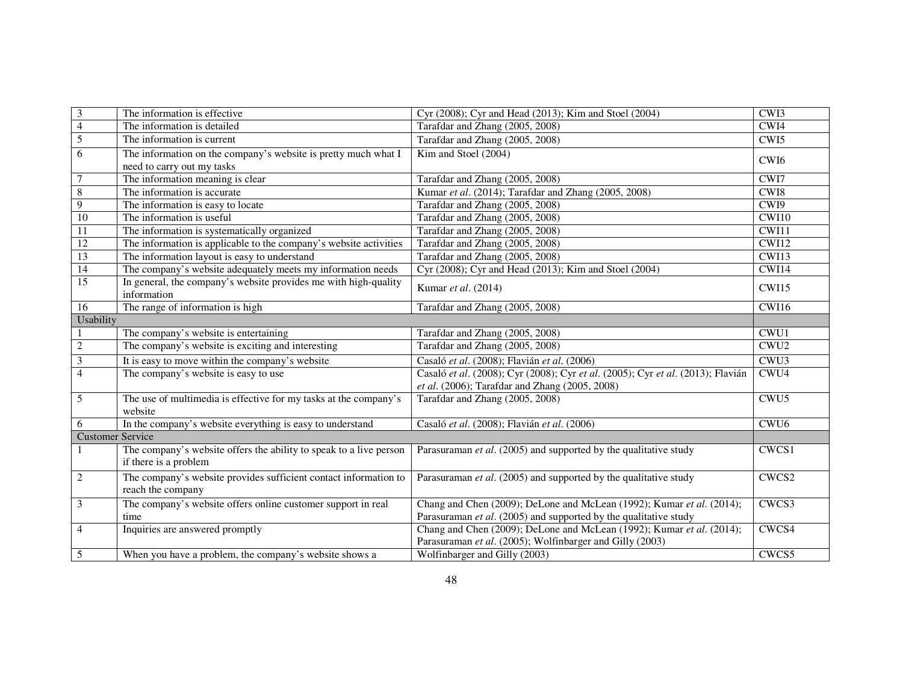| | | | |
|---|---|---|---|
| 3 | The information is effective | Cyr (2008); Cyr and Head (2013); Kim and Stoel (2004) | CWI3 |
| 4 | The information is detailed | Tarafdar and Zhang (2005, 2008) | CWI4 |
| 5 | The information is current | Tarafdar and Zhang (2005, 2008) | CWI5 |
| 6 | The information on the company's website is pretty much what I need to carry out my tasks | Kim and Stoel (2004) | CWI6 |
| 7 | The information meaning is clear | Tarafdar and Zhang (2005, 2008) | CWI7 |
| 8 | The information is accurate | Kumar *et al*. (2014); Tarafdar and Zhang (2005, 2008) | CWI8 |
| 9 | The information is easy to locate | Tarafdar and Zhang (2005, 2008) | CWI9 |
| 10 | The information is useful | Tarafdar and Zhang (2005, 2008) | CWI10 |
| 11 | The information is systematically organized | Tarafdar and Zhang (2005, 2008) | CWI11 |
| 12 | The information is applicable to the company's website activities | Tarafdar and Zhang (2005, 2008) | CWI12 |
| 13 | The information layout is easy to understand | Tarafdar and Zhang (2005, 2008) | CWI13 |
| 14 | The company's website adequately meets my information needs | Cyr (2008); Cyr and Head (2013); Kim and Stoel (2004) | CWI14 |
| 15 | In general, the company's website provides me with high-quality information | Kumar *et al*. (2014) | CWI15 |
| 16 | The range of information is high | Tarafdar and Zhang (2005, 2008) | CWI16 |
| Usability | | | |
| 1 | The company's website is entertaining | Tarafdar and Zhang (2005, 2008) | CWU1 |
| 2 | The company's website is exciting and interesting | Tarafdar and Zhang (2005, 2008) | CWU2 |
| 3 | It is easy to move within the company's website | Casaló *et al*. (2008); Flavián *et al*. (2006) | CWU3 |
| 4 | The company's website is easy to use | Casaló *et al*. (2008); Cyr (2008); Cyr *et al*. (2005); Cyr *et al*. (2013); Flavián *et al*. (2006); Tarafdar and Zhang (2005, 2008) | CWU4 |
| 5 | The use of multimedia is effective for my tasks at the company's website | Tarafdar and Zhang (2005, 2008) | CWU5 |
| 6 | In the company's website everything is easy to understand | Casaló *et al*. (2008); Flavián *et al*. (2006) | CWU6 |
| Customer Service | | | |
| 1 | The company's website offers the ability to speak to a live person if there is a problem | Parasuraman *et al*. (2005) and supported by the qualitative study | CWCS1 |
| 2 | The company's website provides sufficient contact information to reach the company | Parasuraman *et al*. (2005) and supported by the qualitative study | CWCS2 |
| 3 | The company's website offers online customer support in real time | Chang and Chen (2009); DeLone and McLean (1992); Kumar *et al*. (2014); Parasuraman *et al*. (2005) and supported by the qualitative study | CWCS3 |
| 4 | Inquiries are answered promptly | Chang and Chen (2009); DeLone and McLean (1992); Kumar *et al*. (2014); Parasuraman *et al*. (2005); Wolfinbarger and Gilly (2003) | CWCS4 |
| 5 | When you have a problem, the company's website shows a | Wolfinbarger and Gilly (2003) | CWCS5 |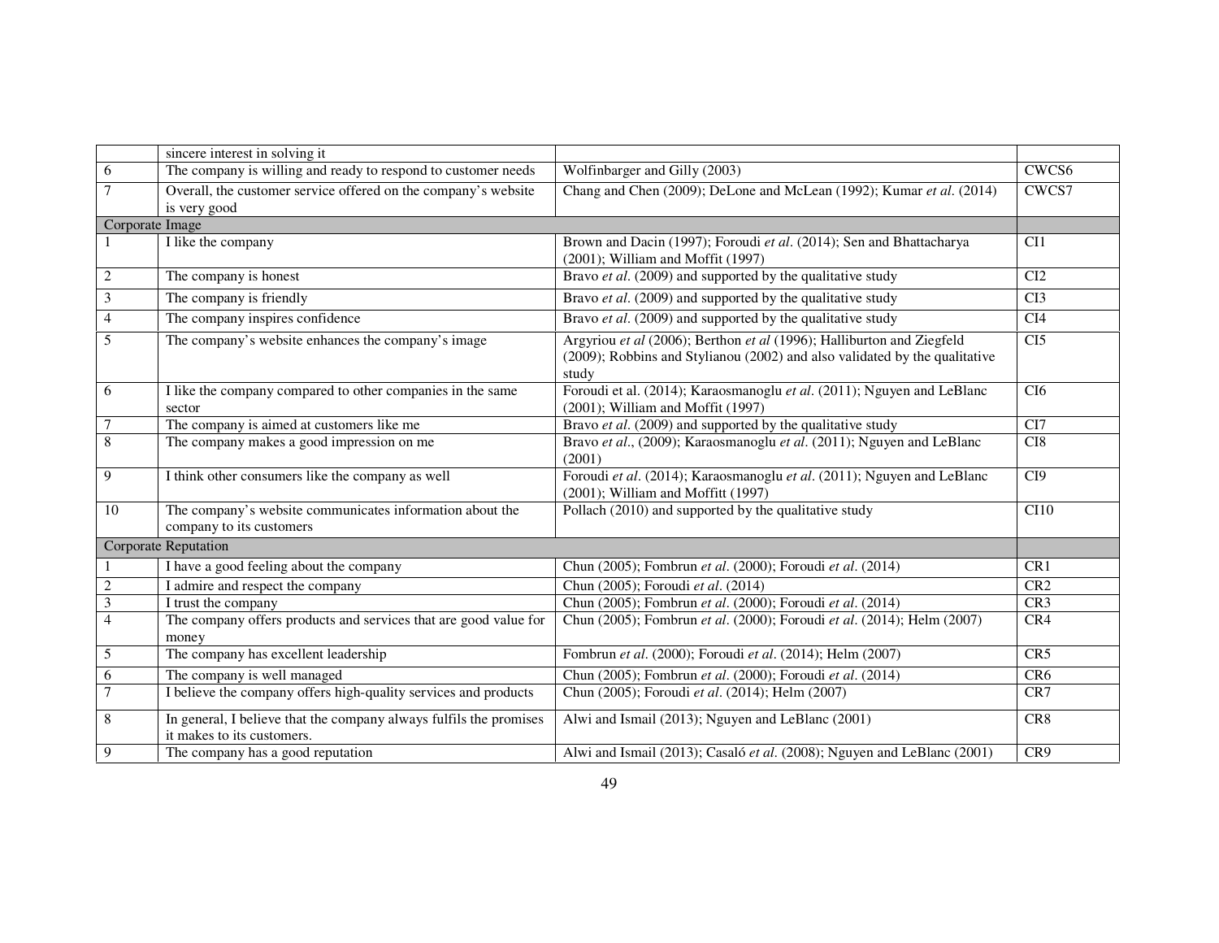| | | | |
|---|---|---|---|
| | sincere interest in solving it | | |
| 6 | The company is willing and ready to respond to customer needs | Wolfinbarger and Gilly (2003) | CWCS6 |
| 7 | Overall, the customer service offered on the company's website is very good | Chang and Chen (2009); DeLone and McLean (1992); Kumar *et al*. (2014) | CWCS7 |
| Corporate Image | | | |
| 1 | I like the company | Brown and Dacin (1997); Foroudi *et al*. (2014); Sen and Bhattacharya (2001); William and Moffit (1997) | CI1 |
| 2 | The company is honest | Bravo *et al*. (2009) and supported by the qualitative study | CI2 |
| 3 | The company is friendly | Bravo *et al*. (2009) and supported by the qualitative study | CI3 |
| 4 | The company inspires confidence | Bravo *et al*. (2009) and supported by the qualitative study | CI4 |
| 5 | The company's website enhances the company's image | Argyriou *et al* (2006); Berthon *et al* (1996); Halliburton and Ziegfeld (2009); Robbins and Stylianou (2002) and also validated by the qualitative study | CI5 |
| 6 | I like the company compared to other companies in the same sector | Foroudi et al. (2014); Karaosmanoglu *et al*. (2011); Nguyen and LeBlanc (2001); William and Moffit (1997) | CI6 |
| 7 | The company is aimed at customers like me | Bravo *et al*. (2009) and supported by the qualitative study | CI7 |
| 8 | The company makes a good impression on me | Bravo *et al*., (2009); Karaosmanoglu *et al*. (2011); Nguyen and LeBlanc (2001) | CI8 |
| 9 | I think other consumers like the company as well | Foroudi *et al*. (2014); Karaosmanoglu *et al*. (2011); Nguyen and LeBlanc (2001); William and Moffitt (1997) | CI9 |
| 10 | The company's website communicates information about the company to its customers | Pollach (2010) and supported by the qualitative study | CI10 |
| Corporate Reputation | | | |
| 1 | I have a good feeling about the company | Chun (2005); Fombrun *et al*. (2000); Foroudi *et al*. (2014) | CR1 |
| 2 | I admire and respect the company | Chun (2005); Foroudi *et al*. (2014) | CR2 |
| 3 | I trust the company | Chun (2005); Fombrun *et al*. (2000); Foroudi *et al*. (2014) | CR3 |
| 4 | The company offers products and services that are good value for money | Chun (2005); Fombrun *et al*. (2000); Foroudi *et al*. (2014); Helm (2007) | CR4 |
| 5 | The company has excellent leadership | Fombrun *et al*. (2000); Foroudi *et al*. (2014); Helm (2007) | CR5 |
| 6 | The company is well managed | Chun (2005); Fombrun *et al*. (2000); Foroudi *et al*. (2014) | CR6 |
| 7 | I believe the company offers high-quality services and products | Chun (2005); Foroudi *et al*. (2014); Helm (2007) | CR7 |
| 8 | In general, I believe that the company always fulfils the promises it makes to its customers. | Alwi and Ismail (2013); Nguyen and LeBlanc (2001) | CR8 |
| 9 | The company has a good reputation | Alwi and Ismail (2013); Casaló *et al*. (2008); Nguyen and LeBlanc (2001) | CR9 |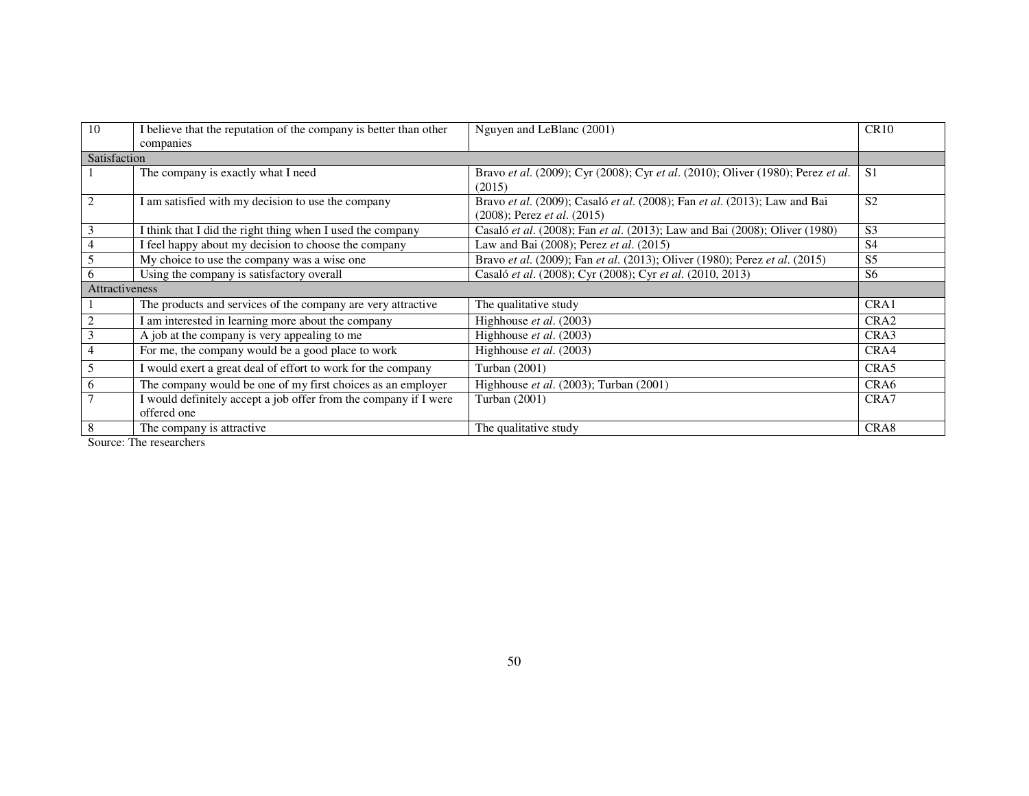| | | | |
|---|---|---|---|
| 10 | I believe that the reputation of the company is better than other companies | Nguyen and LeBlanc (2001) | CR10 |
| Satisfaction | | | |
| 1 | The company is exactly what I need | Bravo *et al*. (2009); Cyr (2008); Cyr *et al*. (2010); Oliver (1980); Perez *et al*. (2015) | S1 |
| 2 | I am satisfied with my decision to use the company | Bravo *et al*. (2009); Casaló *et al*. (2008); Fan *et al*. (2013); Law and Bai (2008); Perez *et al*. (2015) | S2 |
| 3 | I think that I did the right thing when I used the company | Casaló *et al*. (2008); Fan *et al*. (2013); Law and Bai (2008); Oliver (1980) | S3 |
| 4 | I feel happy about my decision to choose the company | Law and Bai (2008); Perez *et al*. (2015) | S4 |
| 5 | My choice to use the company was a wise one | Bravo *et al*. (2009); Fan *et al*. (2013); Oliver (1980); Perez *et al*. (2015) | S5 |
| 6 | Using the company is satisfactory overall | Casaló *et al*. (2008); Cyr (2008); Cyr *et al*. (2010, 2013) | S6 |
| Attractiveness | | | |
| 1 | The products and services of the company are very attractive | The qualitative study | CRA1 |
| 2 | I am interested in learning more about the company | Highhouse *et al*. (2003) | CRA2 |
| 3 | A job at the company is very appealing to me | Highhouse *et al*. (2003) | CRA3 |
| 4 | For me, the company would be a good place to work | Highhouse *et al*. (2003) | CRA4 |
| 5 | I would exert a great deal of effort to work for the company | Turban (2001) | CRA5 |
| 6 | The company would be one of my first choices as an employer | Highhouse *et al*. (2003); Turban (2001) | CRA6 |
| 7 | I would definitely accept a job offer from the company if I were offered one | Turban (2001) | CRA7 |
| 8 | The company is attractive | The qualitative study | CRA8 |

Source: The researchers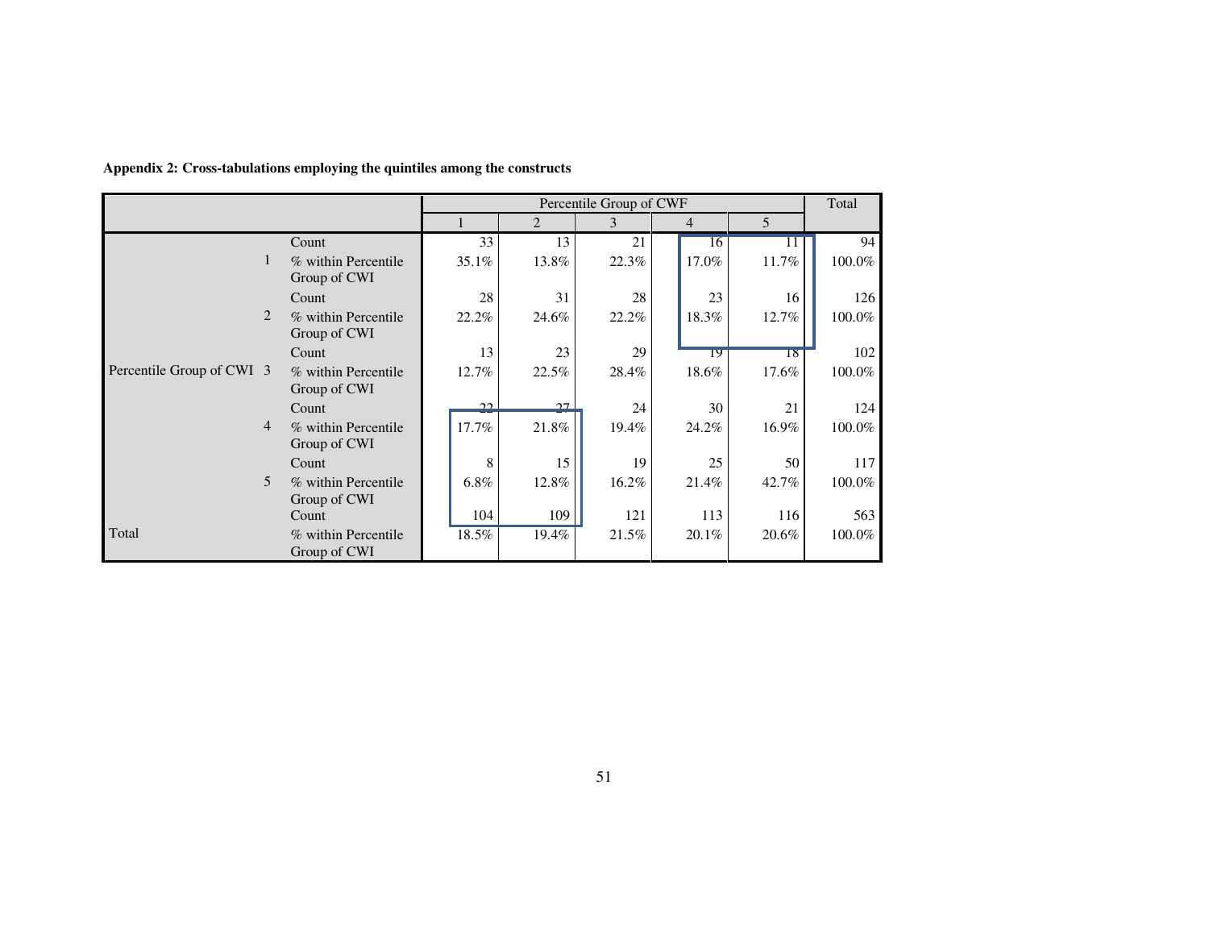**Appendix 2: Cross-tabulations employing the quintiles among the constructs**

| | | | Percentile Group of CWF | | | | | Total |
|---|---|---|---|---|---|---|---|---|
| | | | 1 | 2 | 3 | 4 | 5 | |
| Percentile Group of CWI | 1 | Count | 33 | 13 | 21 | 16 | 11 | 94 |
| | | % within Percentile Group of CWI | 35.1% | 13.8% | 22.3% | 17.0% | 11.7% | 100.0% |
| | 2 | Count | 28 | 31 | 28 | 23 | 16 | 126 |
| | | % within Percentile Group of CWI | 22.2% | 24.6% | 22.2% | 18.3% | 12.7% | 100.0% |
| | 3 | Count | 13 | 23 | 29 | 19 | 18 | 102 |
| | | % within Percentile Group of CWI | 12.7% | 22.5% | 28.4% | 18.6% | 17.6% | 100.0% |
| | 4 | Count | 22 | 27 | 24 | 30 | 21 | 124 |
| | | % within Percentile Group of CWI | 17.7% | 21.8% | 19.4% | 24.2% | 16.9% | 100.0% |
| | 5 | Count | 8 | 15 | 19 | 25 | 50 | 117 |
| | | % within Percentile Group of CWI | 6.8% | 12.8% | 16.2% | 21.4% | 42.7% | 100.0% |
| Total | | Count | 104 | 109 | 121 | 113 | 116 | 563 |
| | | % within Percentile Group of CWI | 18.5% | 19.4% | 21.5% | 20.1% | 20.6% | 100.0% |